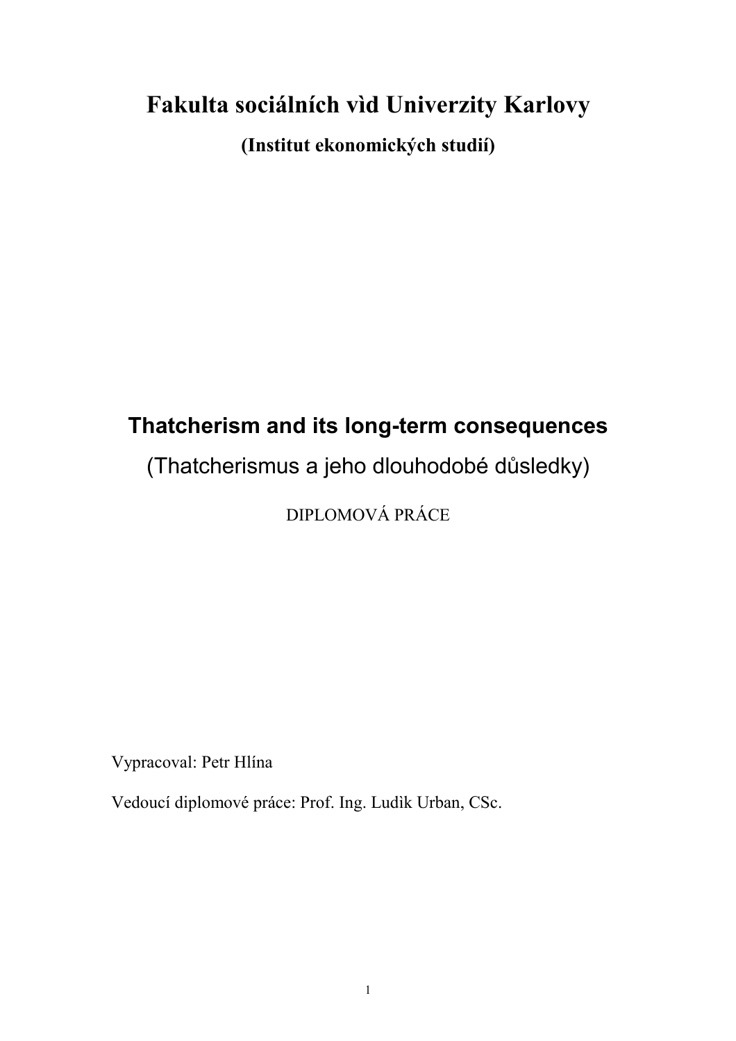# Fakulta sociálních vìd Univerzity Karlovy

**(Institut ekonomických studií)**

## Thatcherism and its long-term consequences

(Thatcherismus a jeho dlouhodobé důsledky)

DIPLOMOVÁ PRÁCE

Vypracoval: Petr Hlína

Vedoucí diplomové práce: Prof. Ing. Ludìk Urban, CSc.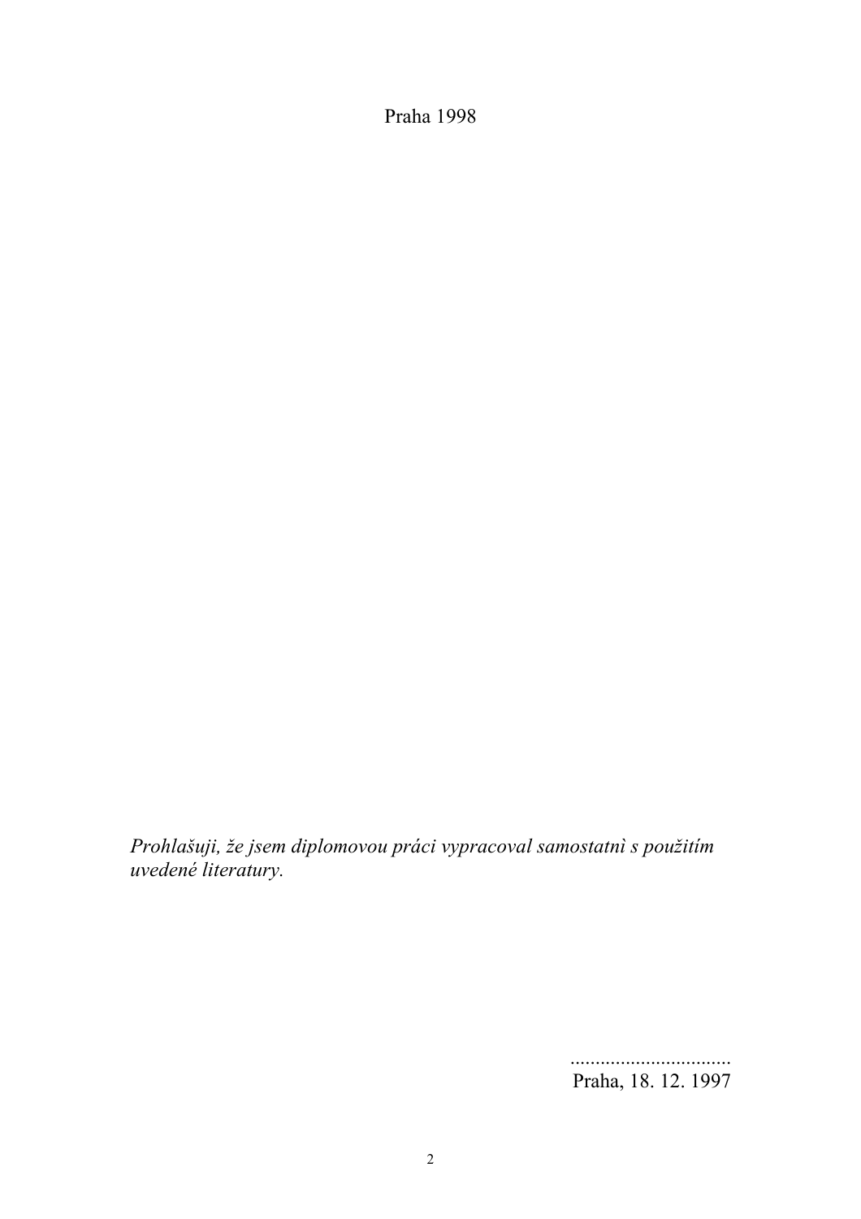Praha 1998

*Prohlašuji, že jsem diplomovou práci vypracoval samostatnì s použitím uvedené literatury.*

...............................
Praha, 18. 12. 1997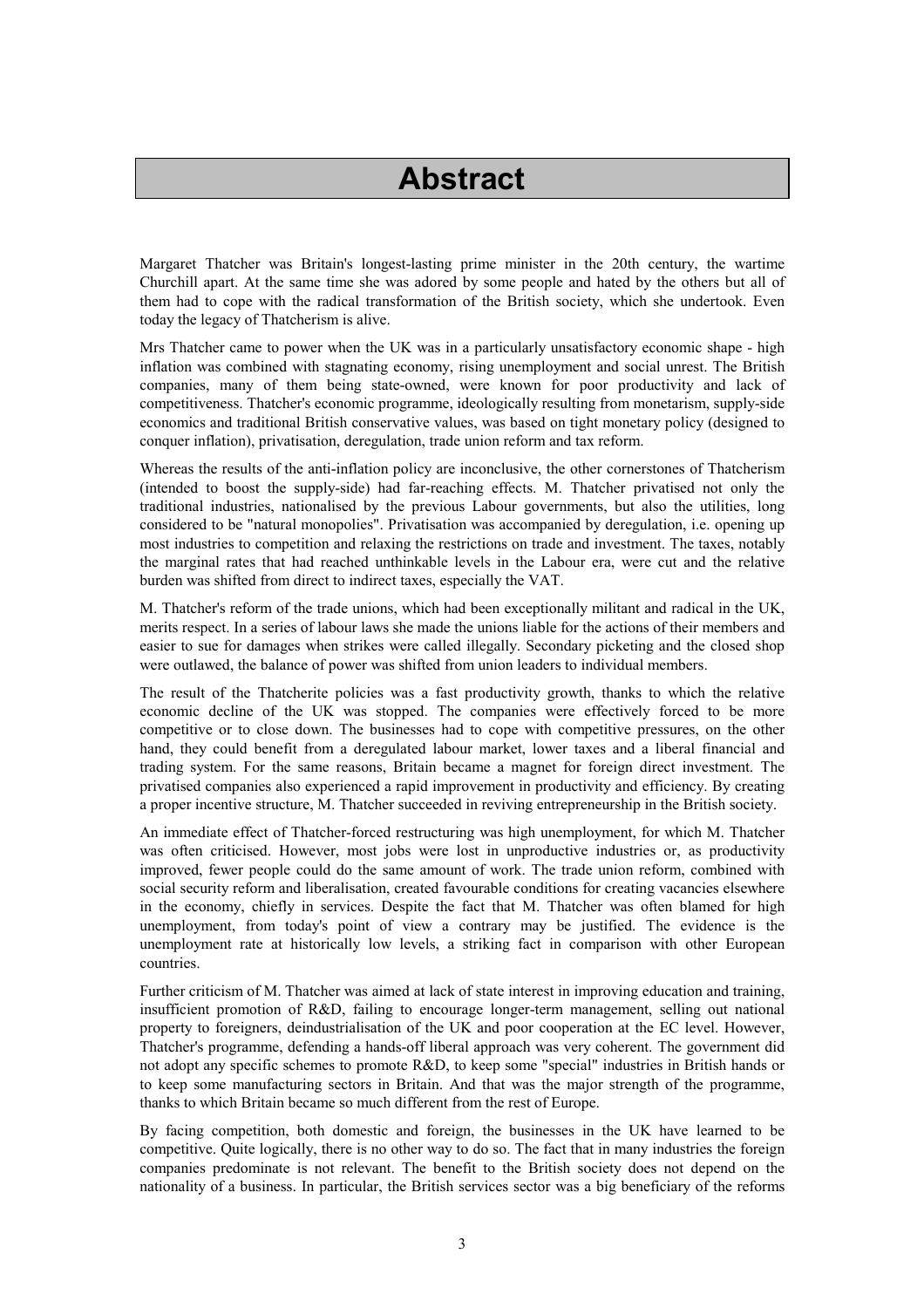# Abstract

Margaret Thatcher was Britain's longest-lasting prime minister in the 20th century, the wartime Churchill apart. At the same time she was adored by some people and hated by the others but all of them had to cope with the radical transformation of the British society, which she undertook. Even today the legacy of Thatcherism is alive.

Mrs Thatcher came to power when the UK was in a particularly unsatisfactory economic shape - high inflation was combined with stagnating economy, rising unemployment and social unrest. The British companies, many of them being state-owned, were known for poor productivity and lack of competitiveness. Thatcher's economic programme, ideologically resulting from monetarism, supply-side economics and traditional British conservative values, was based on tight monetary policy (designed to conquer inflation), privatisation, deregulation, trade union reform and tax reform.

Whereas the results of the anti-inflation policy are inconclusive, the other cornerstones of Thatcherism (intended to boost the supply-side) had far-reaching effects. M. Thatcher privatised not only the traditional industries, nationalised by the previous Labour governments, but also the utilities, long considered to be "natural monopolies". Privatisation was accompanied by deregulation, i.e. opening up most industries to competition and relaxing the restrictions on trade and investment. The taxes, notably the marginal rates that had reached unthinkable levels in the Labour era, were cut and the relative burden was shifted from direct to indirect taxes, especially the VAT.

M. Thatcher's reform of the trade unions, which had been exceptionally militant and radical in the UK, merits respect. In a series of labour laws she made the unions liable for the actions of their members and easier to sue for damages when strikes were called illegally. Secondary picketing and the closed shop were outlawed, the balance of power was shifted from union leaders to individual members.

The result of the Thatcherite policies was a fast productivity growth, thanks to which the relative economic decline of the UK was stopped. The companies were effectively forced to be more competitive or to close down. The businesses had to cope with competitive pressures, on the other hand, they could benefit from a deregulated labour market, lower taxes and a liberal financial and trading system. For the same reasons, Britain became a magnet for foreign direct investment. The privatised companies also experienced a rapid improvement in productivity and efficiency. By creating a proper incentive structure, M. Thatcher succeeded in reviving entrepreneurship in the British society.

An immediate effect of Thatcher-forced restructuring was high unemployment, for which M. Thatcher was often criticised. However, most jobs were lost in unproductive industries or, as productivity improved, fewer people could do the same amount of work. The trade union reform, combined with social security reform and liberalisation, created favourable conditions for creating vacancies elsewhere in the economy, chiefly in services. Despite the fact that M. Thatcher was often blamed for high unemployment, from today's point of view a contrary may be justified. The evidence is the unemployment rate at historically low levels, a striking fact in comparison with other European countries.

Further criticism of M. Thatcher was aimed at lack of state interest in improving education and training, insufficient promotion of R&D, failing to encourage longer-term management, selling out national property to foreigners, deindustrialisation of the UK and poor cooperation at the EC level. However, Thatcher's programme, defending a hands-off liberal approach was very coherent. The government did not adopt any specific schemes to promote R&D, to keep some "special" industries in British hands or to keep some manufacturing sectors in Britain. And that was the major strength of the programme, thanks to which Britain became so much different from the rest of Europe.

By facing competition, both domestic and foreign, the businesses in the UK have learned to be competitive. Quite logically, there is no other way to do so. The fact that in many industries the foreign companies predominate is not relevant. The benefit to the British society does not depend on the nationality of a business. In particular, the British services sector was a big beneficiary of the reforms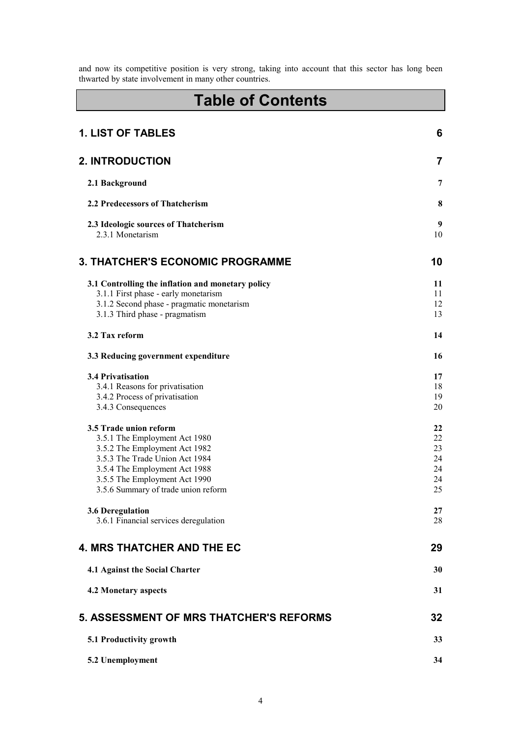and now its competitive position is very strong, taking into account that this sector has long been thwarted by state involvement in many other countries.

# Table of Contents

| | |
|---|---|
| **1. LIST OF TABLES** | **6** |
| **2. INTRODUCTION** | **7** |
| **2.1 Background** | **7** |
| **2.2 Predecessors of Thatcherism** | **8** |
| **2.3 Ideologic sources of Thatcherism** | **9** |
| 2.3.1 Monetarism | 10 |
| **3. THATCHER'S ECONOMIC PROGRAMME** | **10** |
| **3.1 Controlling the inflation and monetary policy** | **11** |
| 3.1.1 First phase - early monetarism | 11 |
| 3.1.2 Second phase - pragmatic monetarism | 12 |
| 3.1.3 Third phase - pragmatism | 13 |
| **3.2 Tax reform** | **14** |
| **3.3 Reducing government expenditure** | **16** |
| **3.4 Privatisation** | **17** |
| 3.4.1 Reasons for privatisation | 18 |
| 3.4.2 Process of privatisation | 19 |
| 3.4.3 Consequences | 20 |
| **3.5 Trade union reform** | **22** |
| 3.5.1 The Employment Act 1980 | 22 |
| 3.5.2 The Employment Act 1982 | 23 |
| 3.5.3 The Trade Union Act 1984 | 24 |
| 3.5.4 The Employment Act 1988 | 24 |
| 3.5.5 The Employment Act 1990 | 24 |
| 3.5.6 Summary of trade union reform | 25 |
| **3.6 Deregulation** | **27** |
| 3.6.1 Financial services deregulation | 28 |
| **4. MRS THATCHER AND THE EC** | **29** |
| **4.1 Against the Social Charter** | **30** |
| **4.2 Monetary aspects** | **31** |
| **5. ASSESSMENT OF MRS THATCHER'S REFORMS** | **32** |
| **5.1 Productivity growth** | **33** |
| **5.2 Unemployment** | **34** |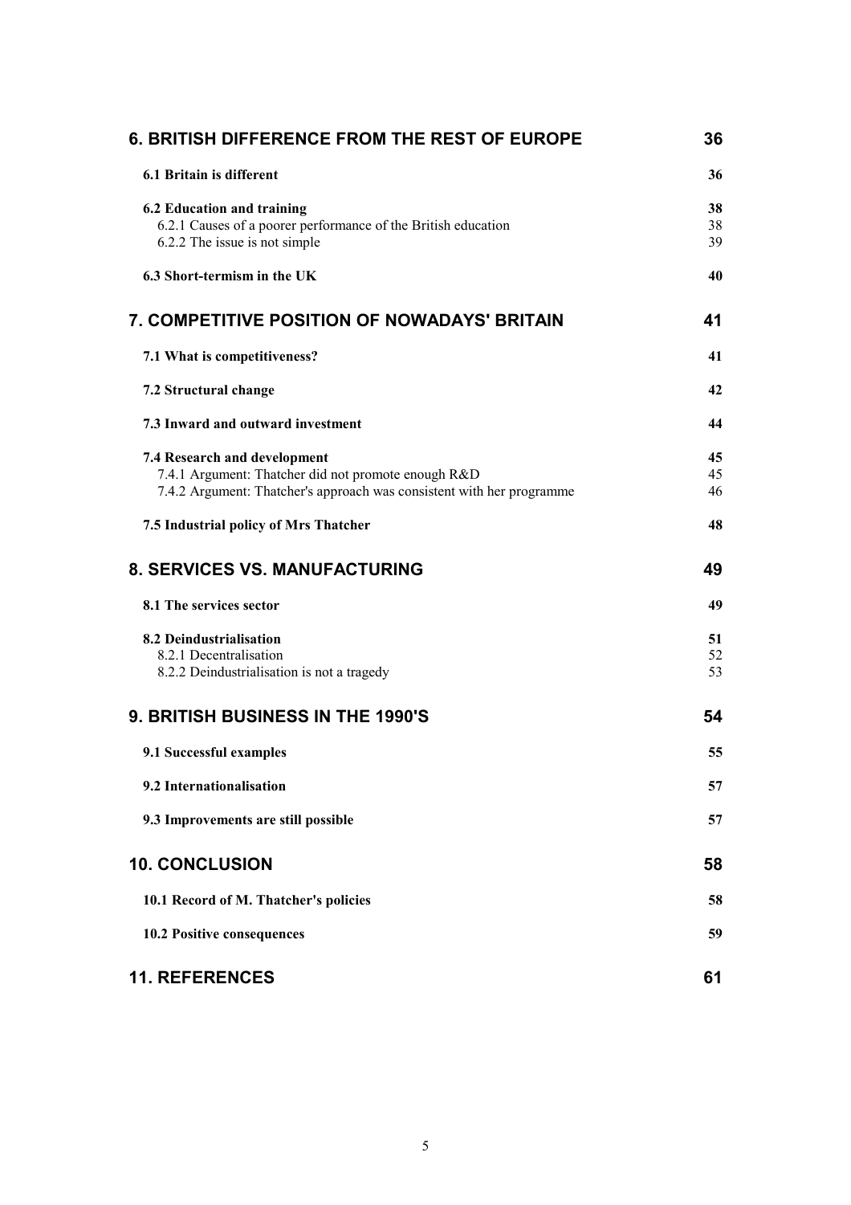| | |
|---|---|
| **6. BRITISH DIFFERENCE FROM THE REST OF EUROPE** | **36** |
| **6.1 Britain is different** | **36** |
| **6.2 Education and training** | **38** |
| 6.2.1 Causes of a poorer performance of the British education | 38 |
| 6.2.2 The issue is not simple | 39 |
| **6.3 Short-termism in the UK** | **40** |
| **7. COMPETITIVE POSITION OF NOWADAYS' BRITAIN** | **41** |
| **7.1 What is competitiveness?** | **41** |
| **7.2 Structural change** | **42** |
| **7.3 Inward and outward investment** | **44** |
| **7.4 Research and development** | **45** |
| 7.4.1 Argument: Thatcher did not promote enough R&D | 45 |
| 7.4.2 Argument: Thatcher's approach was consistent with her programme | 46 |
| **7.5 Industrial policy of Mrs Thatcher** | **48** |
| **8. SERVICES VS. MANUFACTURING** | **49** |
| **8.1 The services sector** | **49** |
| **8.2 Deindustrialisation** | **51** |
| 8.2.1 Decentralisation | 52 |
| 8.2.2 Deindustrialisation is not a tragedy | 53 |
| **9. BRITISH BUSINESS IN THE 1990'S** | **54** |
| **9.1 Successful examples** | **55** |
| **9.2 Internationalisation** | **57** |
| **9.3 Improvements are still possible** | **57** |
| **10. CONCLUSION** | **58** |
| **10.1 Record of M. Thatcher's policies** | **58** |
| **10.2 Positive consequences** | **59** |
| **11. REFERENCES** | **61** |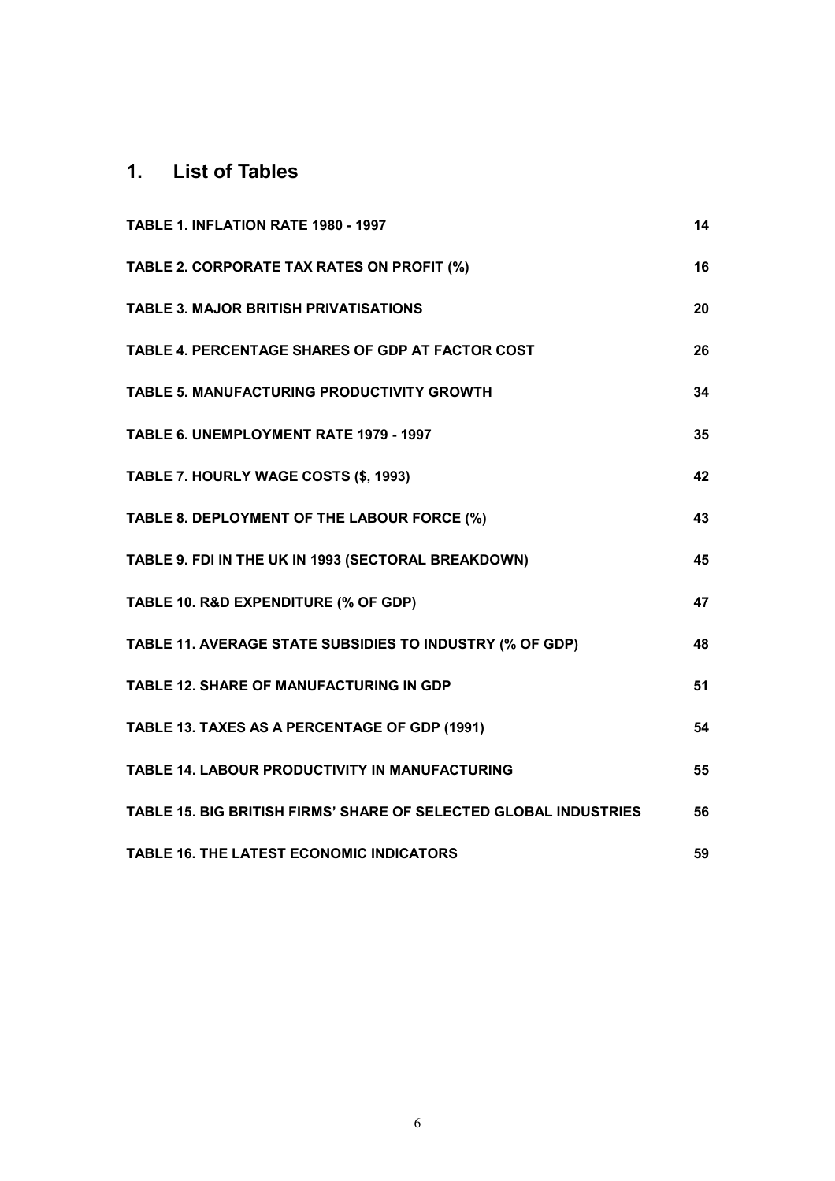# 1. List of Tables

| | |
|---|---|
| **TABLE 1. INFLATION RATE 1980 - 1997** | **14** |
| **TABLE 2. CORPORATE TAX RATES ON PROFIT (%)** | **16** |
| **TABLE 3. MAJOR BRITISH PRIVATISATIONS** | **20** |
| **TABLE 4. PERCENTAGE SHARES OF GDP AT FACTOR COST** | **26** |
| **TABLE 5. MANUFACTURING PRODUCTIVITY GROWTH** | **34** |
| **TABLE 6. UNEMPLOYMENT RATE 1979 - 1997** | **35** |
| **TABLE 7. HOURLY WAGE COSTS ($, 1993)** | **42** |
| **TABLE 8. DEPLOYMENT OF THE LABOUR FORCE (%)** | **43** |
| **TABLE 9. FDI IN THE UK IN 1993 (SECTORAL BREAKDOWN)** | **45** |
| **TABLE 10. R&D EXPENDITURE (% OF GDP)** | **47** |
| **TABLE 11. AVERAGE STATE SUBSIDIES TO INDUSTRY (% OF GDP)** | **48** |
| **TABLE 12. SHARE OF MANUFACTURING IN GDP** | **51** |
| **TABLE 13. TAXES AS A PERCENTAGE OF GDP (1991)** | **54** |
| **TABLE 14. LABOUR PRODUCTIVITY IN MANUFACTURING** | **55** |
| **TABLE 15. BIG BRITISH FIRMS' SHARE OF SELECTED GLOBAL INDUSTRIES** | **56** |
| **TABLE 16. THE LATEST ECONOMIC INDICATORS** | **59** |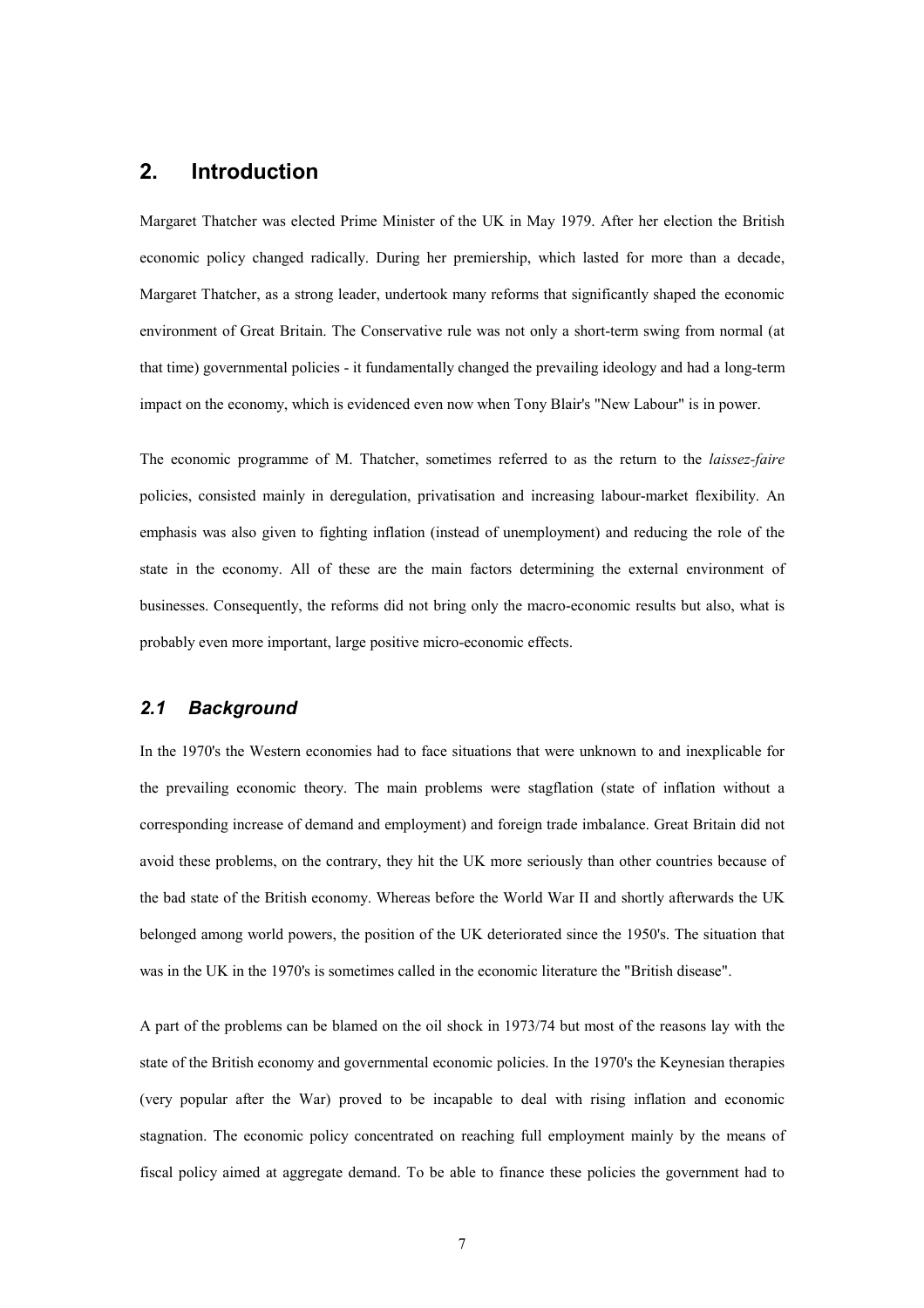## 2. Introduction

Margaret Thatcher was elected Prime Minister of the UK in May 1979. After her election the British economic policy changed radically. During her premiership, which lasted for more than a decade, Margaret Thatcher, as a strong leader, undertook many reforms that significantly shaped the economic environment of Great Britain. The Conservative rule was not only a short-term swing from normal (at that time) governmental policies - it fundamentally changed the prevailing ideology and had a long-term impact on the economy, which is evidenced even now when Tony Blair's "New Labour" is in power.

The economic programme of M. Thatcher, sometimes referred to as the return to the *laissez-faire* policies, consisted mainly in deregulation, privatisation and increasing labour-market flexibility. An emphasis was also given to fighting inflation (instead of unemployment) and reducing the role of the state in the economy. All of these are the main factors determining the external environment of businesses. Consequently, the reforms did not bring only the macro-economic results but also, what is probably even more important, large positive micro-economic effects.

### *2.1 Background*

In the 1970's the Western economies had to face situations that were unknown to and inexplicable for the prevailing economic theory. The main problems were stagflation (state of inflation without a corresponding increase of demand and employment) and foreign trade imbalance. Great Britain did not avoid these problems, on the contrary, they hit the UK more seriously than other countries because of the bad state of the British economy. Whereas before the World War II and shortly afterwards the UK belonged among world powers, the position of the UK deteriorated since the 1950's. The situation that was in the UK in the 1970's is sometimes called in the economic literature the "British disease".

A part of the problems can be blamed on the oil shock in 1973/74 but most of the reasons lay with the state of the British economy and governmental economic policies. In the 1970's the Keynesian therapies (very popular after the War) proved to be incapable to deal with rising inflation and economic stagnation. The economic policy concentrated on reaching full employment mainly by the means of fiscal policy aimed at aggregate demand. To be able to finance these policies the government had to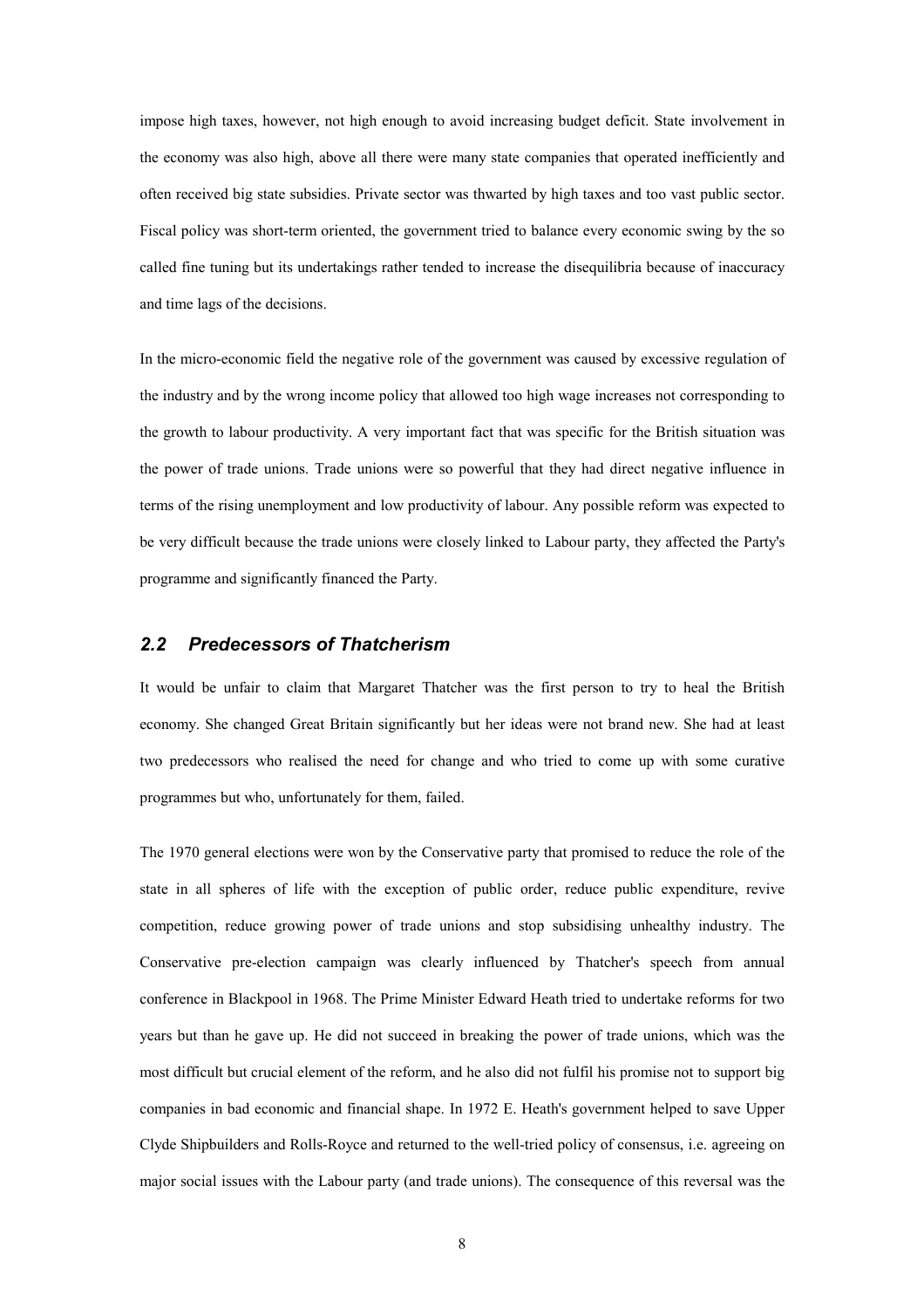impose high taxes, however, not high enough to avoid increasing budget deficit. State involvement in the economy was also high, above all there were many state companies that operated inefficiently and often received big state subsidies. Private sector was thwarted by high taxes and too vast public sector. Fiscal policy was short-term oriented, the government tried to balance every economic swing by the so called fine tuning but its undertakings rather tended to increase the disequilibria because of inaccuracy and time lags of the decisions.

In the micro-economic field the negative role of the government was caused by excessive regulation of the industry and by the wrong income policy that allowed too high wage increases not corresponding to the growth to labour productivity. A very important fact that was specific for the British situation was the power of trade unions. Trade unions were so powerful that they had direct negative influence in terms of the rising unemployment and low productivity of labour. Any possible reform was expected to be very difficult because the trade unions were closely linked to Labour party, they affected the Party's programme and significantly financed the Party.

## *2.2 Predecessors of Thatcherism*

It would be unfair to claim that Margaret Thatcher was the first person to try to heal the British economy. She changed Great Britain significantly but her ideas were not brand new. She had at least two predecessors who realised the need for change and who tried to come up with some curative programmes but who, unfortunately for them, failed.

The 1970 general elections were won by the Conservative party that promised to reduce the role of the state in all spheres of life with the exception of public order, reduce public expenditure, revive competition, reduce growing power of trade unions and stop subsidising unhealthy industry. The Conservative pre-election campaign was clearly influenced by Thatcher's speech from annual conference in Blackpool in 1968. The Prime Minister Edward Heath tried to undertake reforms for two years but than he gave up. He did not succeed in breaking the power of trade unions, which was the most difficult but crucial element of the reform, and he also did not fulfil his promise not to support big companies in bad economic and financial shape. In 1972 E. Heath's government helped to save Upper Clyde Shipbuilders and Rolls-Royce and returned to the well-tried policy of consensus, i.e. agreeing on major social issues with the Labour party (and trade unions). The consequence of this reversal was the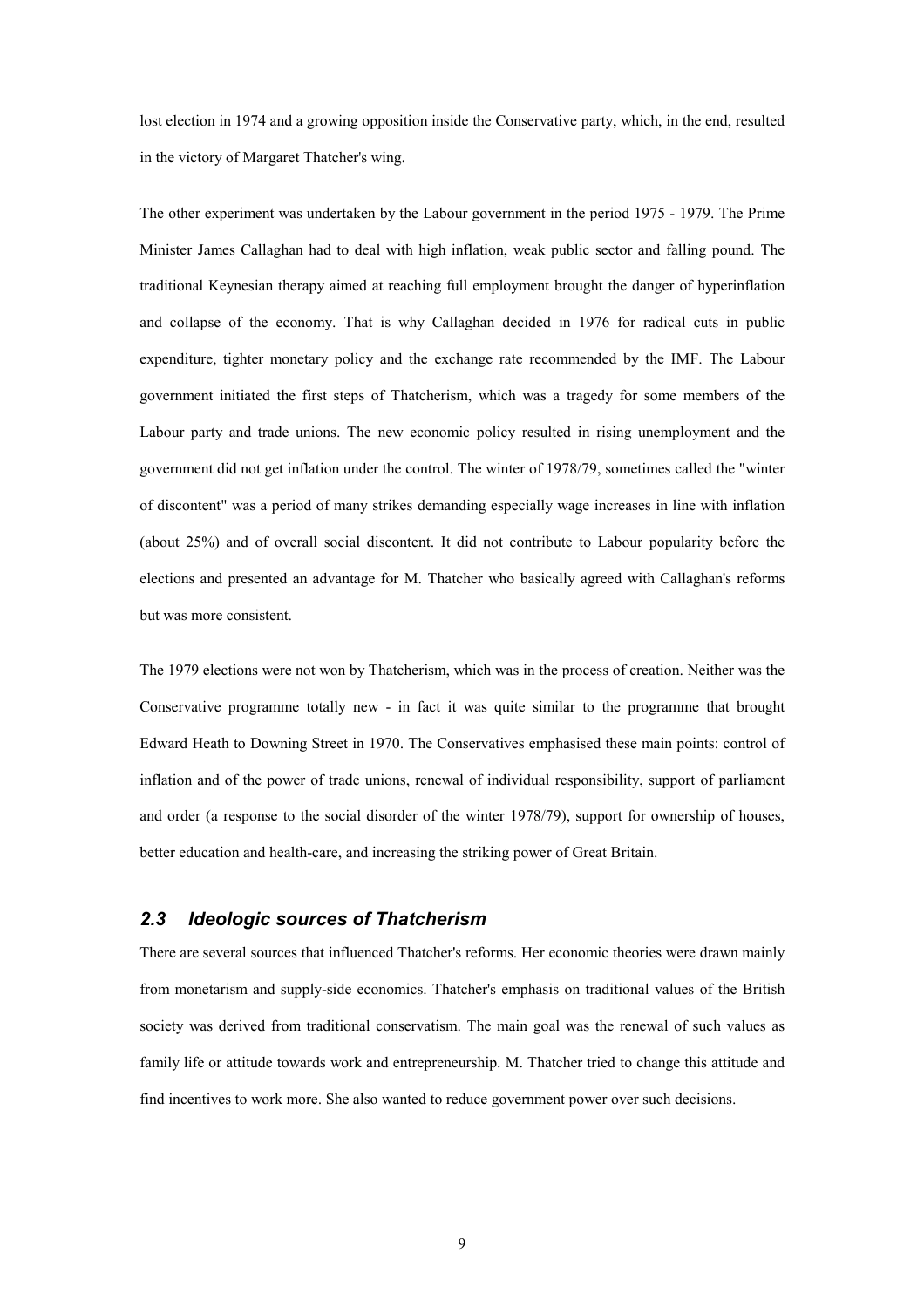lost election in 1974 and a growing opposition inside the Conservative party, which, in the end, resulted in the victory of Margaret Thatcher's wing.

The other experiment was undertaken by the Labour government in the period 1975 - 1979. The Prime Minister James Callaghan had to deal with high inflation, weak public sector and falling pound. The traditional Keynesian therapy aimed at reaching full employment brought the danger of hyperinflation and collapse of the economy. That is why Callaghan decided in 1976 for radical cuts in public expenditure, tighter monetary policy and the exchange rate recommended by the IMF. The Labour government initiated the first steps of Thatcherism, which was a tragedy for some members of the Labour party and trade unions. The new economic policy resulted in rising unemployment and the government did not get inflation under the control. The winter of 1978/79, sometimes called the "winter of discontent" was a period of many strikes demanding especially wage increases in line with inflation (about 25%) and of overall social discontent. It did not contribute to Labour popularity before the elections and presented an advantage for M. Thatcher who basically agreed with Callaghan's reforms but was more consistent.

The 1979 elections were not won by Thatcherism, which was in the process of creation. Neither was the Conservative programme totally new - in fact it was quite similar to the programme that brought Edward Heath to Downing Street in 1970. The Conservatives emphasised these main points: control of inflation and of the power of trade unions, renewal of individual responsibility, support of parliament and order (a response to the social disorder of the winter 1978/79), support for ownership of houses, better education and health-care, and increasing the striking power of Great Britain.

### *2.3 Ideologic sources of Thatcherism*

There are several sources that influenced Thatcher's reforms. Her economic theories were drawn mainly from monetarism and supply-side economics. Thatcher's emphasis on traditional values of the British society was derived from traditional conservatism. The main goal was the renewal of such values as family life or attitude towards work and entrepreneurship. M. Thatcher tried to change this attitude and find incentives to work more. She also wanted to reduce government power over such decisions.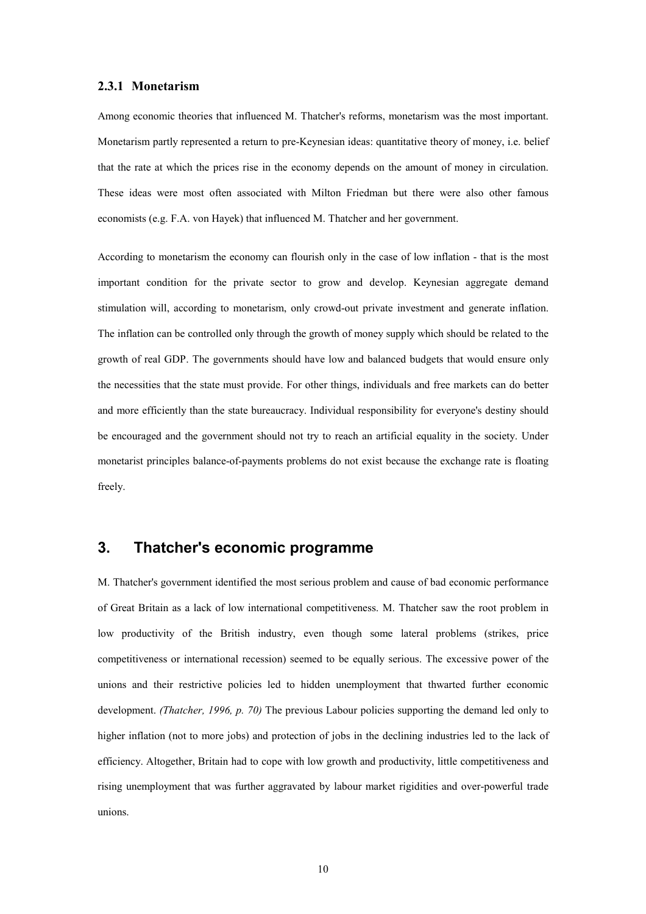### 2.3.1 Monetarism

Among economic theories that influenced M. Thatcher's reforms, monetarism was the most important. Monetarism partly represented a return to pre-Keynesian ideas: quantitative theory of money, i.e. belief that the rate at which the prices rise in the economy depends on the amount of money in circulation. These ideas were most often associated with Milton Friedman but there were also other famous economists (e.g. F.A. von Hayek) that influenced M. Thatcher and her government.

According to monetarism the economy can flourish only in the case of low inflation - that is the most important condition for the private sector to grow and develop. Keynesian aggregate demand stimulation will, according to monetarism, only crowd-out private investment and generate inflation. The inflation can be controlled only through the growth of money supply which should be related to the growth of real GDP. The governments should have low and balanced budgets that would ensure only the necessities that the state must provide. For other things, individuals and free markets can do better and more efficiently than the state bureaucracy. Individual responsibility for everyone's destiny should be encouraged and the government should not try to reach an artificial equality in the society. Under monetarist principles balance-of-payments problems do not exist because the exchange rate is floating freely.

## 3. Thatcher's economic programme

M. Thatcher's government identified the most serious problem and cause of bad economic performance of Great Britain as a lack of low international competitiveness. M. Thatcher saw the root problem in low productivity of the British industry, even though some lateral problems (strikes, price competitiveness or international recession) seemed to be equally serious. The excessive power of the unions and their restrictive policies led to hidden unemployment that thwarted further economic development. *(Thatcher, 1996, p. 70)* The previous Labour policies supporting the demand led only to higher inflation (not to more jobs) and protection of jobs in the declining industries led to the lack of efficiency. Altogether, Britain had to cope with low growth and productivity, little competitiveness and rising unemployment that was further aggravated by labour market rigidities and over-powerful trade unions.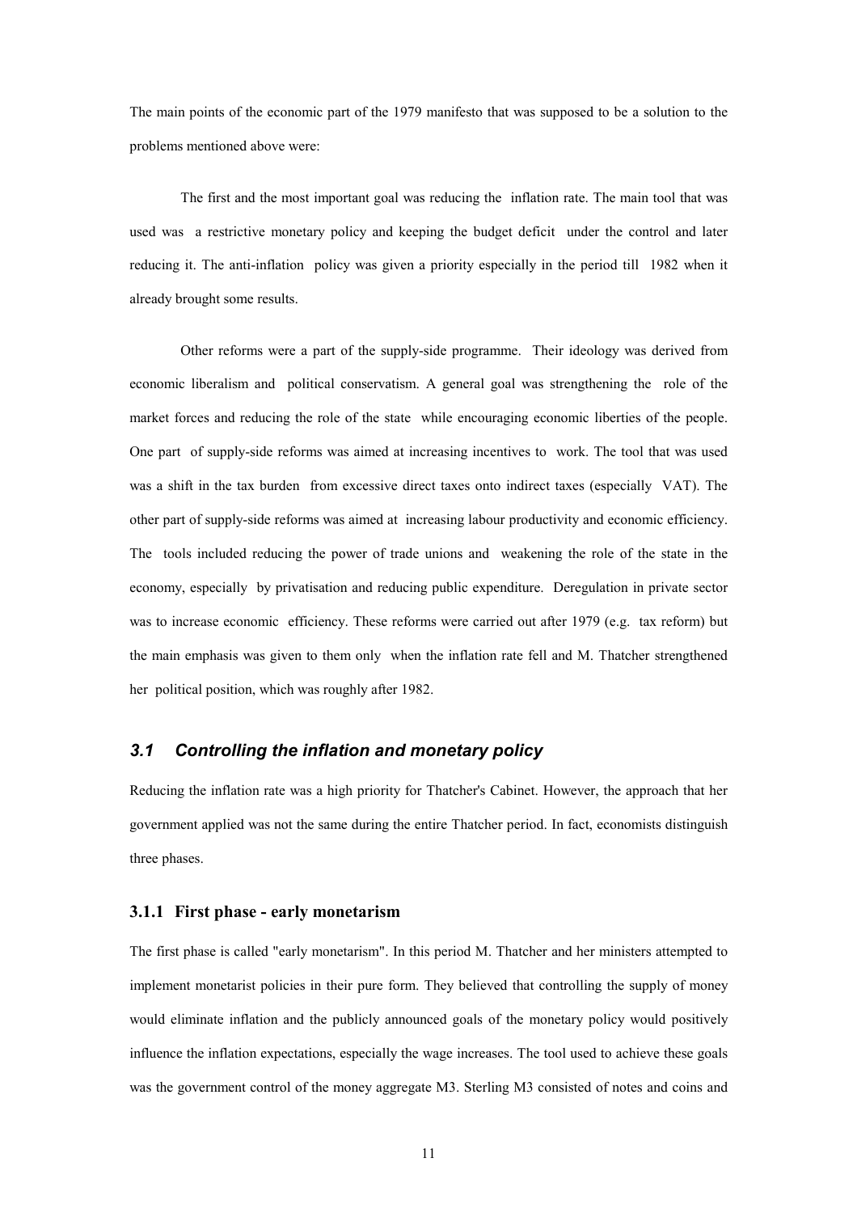The main points of the economic part of the 1979 manifesto that was supposed to be a solution to the problems mentioned above were:

The first and the most important goal was reducing the inflation rate. The main tool that was used was a restrictive monetary policy and keeping the budget deficit under the control and later reducing it. The anti-inflation policy was given a priority especially in the period till 1982 when it already brought some results.

Other reforms were a part of the supply-side programme. Their ideology was derived from economic liberalism and political conservatism. A general goal was strengthening the role of the market forces and reducing the role of the state while encouraging economic liberties of the people. One part of supply-side reforms was aimed at increasing incentives to work. The tool that was used was a shift in the tax burden from excessive direct taxes onto indirect taxes (especially VAT). The other part of supply-side reforms was aimed at increasing labour productivity and economic efficiency. The tools included reducing the power of trade unions and weakening the role of the state in the economy, especially by privatisation and reducing public expenditure. Deregulation in private sector was to increase economic efficiency. These reforms were carried out after 1979 (e.g. tax reform) but the main emphasis was given to them only when the inflation rate fell and M. Thatcher strengthened her political position, which was roughly after 1982.

## *3.1 Controlling the inflation and monetary policy*

Reducing the inflation rate was a high priority for Thatcher's Cabinet. However, the approach that her government applied was not the same during the entire Thatcher period. In fact, economists distinguish three phases.

### 3.1.1 First phase - early monetarism

The first phase is called "early monetarism". In this period M. Thatcher and her ministers attempted to implement monetarist policies in their pure form. They believed that controlling the supply of money would eliminate inflation and the publicly announced goals of the monetary policy would positively influence the inflation expectations, especially the wage increases. The tool used to achieve these goals was the government control of the money aggregate M3. Sterling M3 consisted of notes and coins and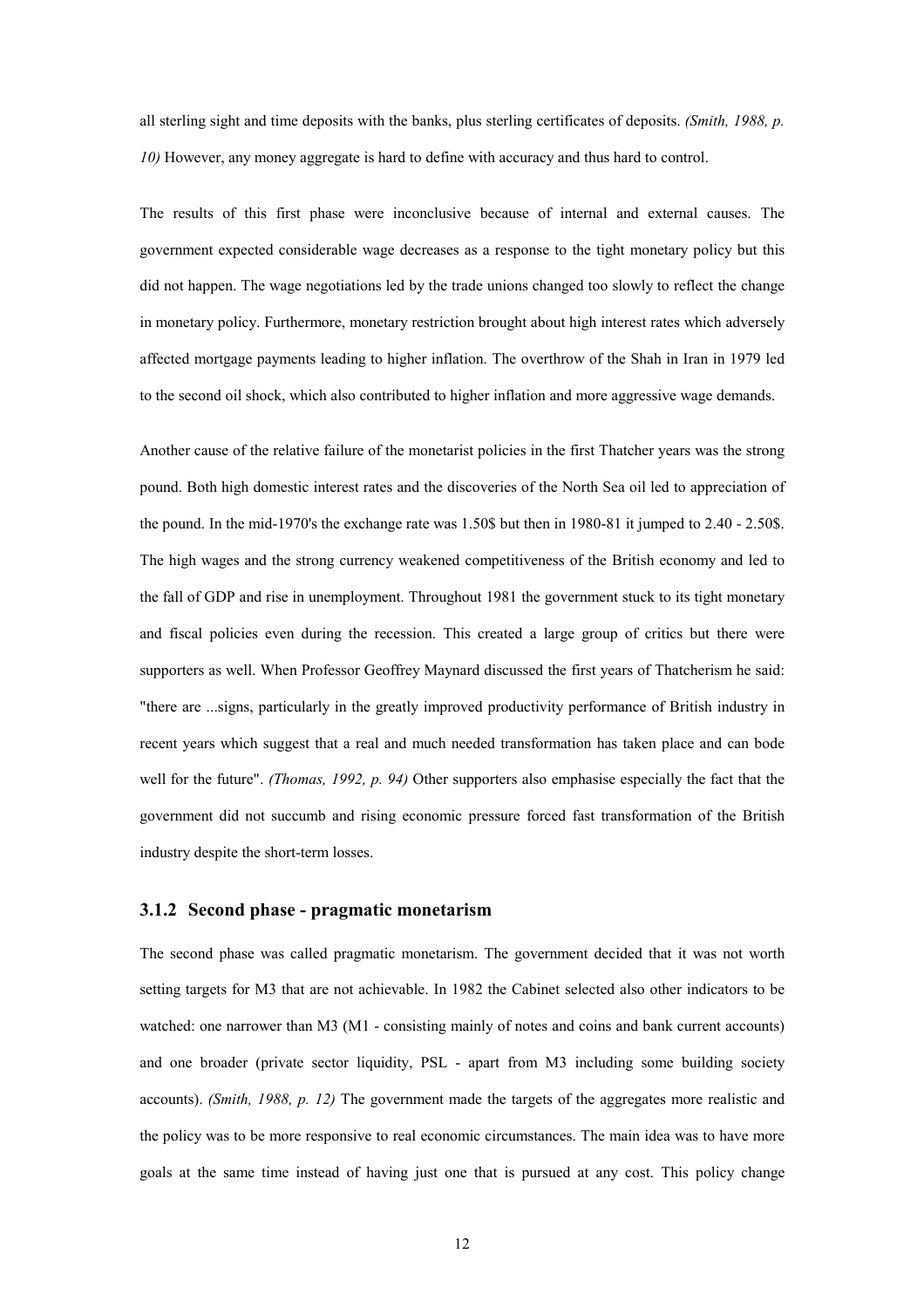all sterling sight and time deposits with the banks, plus sterling certificates of deposits. *(Smith, 1988, p. 10)* However, any money aggregate is hard to define with accuracy and thus hard to control.

The results of this first phase were inconclusive because of internal and external causes. The government expected considerable wage decreases as a response to the tight monetary policy but this did not happen. The wage negotiations led by the trade unions changed too slowly to reflect the change in monetary policy. Furthermore, monetary restriction brought about high interest rates which adversely affected mortgage payments leading to higher inflation. The overthrow of the Shah in Iran in 1979 led to the second oil shock, which also contributed to higher inflation and more aggressive wage demands.

Another cause of the relative failure of the monetarist policies in the first Thatcher years was the strong pound. Both high domestic interest rates and the discoveries of the North Sea oil led to appreciation of the pound. In the mid-1970's the exchange rate was 1.50$ but then in 1980-81 it jumped to 2.40 - 2.50$. The high wages and the strong currency weakened competitiveness of the British economy and led to the fall of GDP and rise in unemployment. Throughout 1981 the government stuck to its tight monetary and fiscal policies even during the recession. This created a large group of critics but there were supporters as well. When Professor Geoffrey Maynard discussed the first years of Thatcherism he said: "there are ...signs, particularly in the greatly improved productivity performance of British industry in recent years which suggest that a real and much needed transformation has taken place and can bode well for the future". *(Thomas, 1992, p. 94)* Other supporters also emphasise especially the fact that the government did not succumb and rising economic pressure forced fast transformation of the British industry despite the short-term losses.

### 3.1.2 Second phase - pragmatic monetarism

The second phase was called pragmatic monetarism. The government decided that it was not worth setting targets for M3 that are not achievable. In 1982 the Cabinet selected also other indicators to be watched: one narrower than M3 (M1 - consisting mainly of notes and coins and bank current accounts) and one broader (private sector liquidity, PSL - apart from M3 including some building society accounts). *(Smith, 1988, p. 12)* The government made the targets of the aggregates more realistic and the policy was to be more responsive to real economic circumstances. The main idea was to have more goals at the same time instead of having just one that is pursued at any cost. This policy change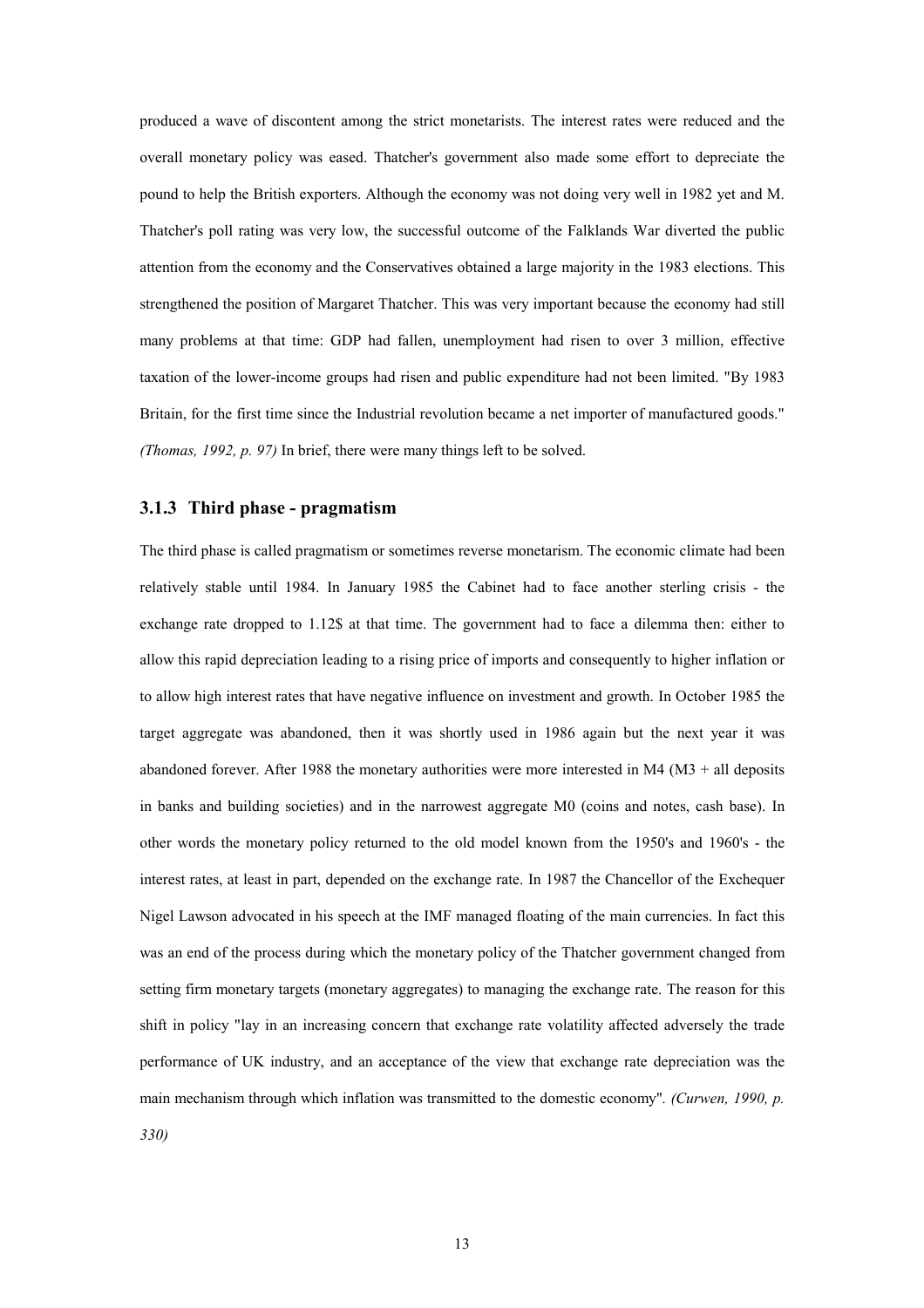produced a wave of discontent among the strict monetarists. The interest rates were reduced and the overall monetary policy was eased. Thatcher's government also made some effort to depreciate the pound to help the British exporters. Although the economy was not doing very well in 1982 yet and M. Thatcher's poll rating was very low, the successful outcome of the Falklands War diverted the public attention from the economy and the Conservatives obtained a large majority in the 1983 elections. This strengthened the position of Margaret Thatcher. This was very important because the economy had still many problems at that time: GDP had fallen, unemployment had risen to over 3 million, effective taxation of the lower-income groups had risen and public expenditure had not been limited. "By 1983 Britain, for the first time since the Industrial revolution became a net importer of manufactured goods." *(Thomas, 1992, p. 97)* In brief, there were many things left to be solved.

### 3.1.3 Third phase - pragmatism

The third phase is called pragmatism or sometimes reverse monetarism. The economic climate had been relatively stable until 1984. In January 1985 the Cabinet had to face another sterling crisis - the exchange rate dropped to 1.12$ at that time. The government had to face a dilemma then: either to allow this rapid depreciation leading to a rising price of imports and consequently to higher inflation or to allow high interest rates that have negative influence on investment and growth. In October 1985 the target aggregate was abandoned, then it was shortly used in 1986 again but the next year it was abandoned forever. After 1988 the monetary authorities were more interested in M4 (M3 + all deposits in banks and building societies) and in the narrowest aggregate M0 (coins and notes, cash base). In other words the monetary policy returned to the old model known from the 1950's and 1960's - the interest rates, at least in part, depended on the exchange rate. In 1987 the Chancellor of the Exchequer Nigel Lawson advocated in his speech at the IMF managed floating of the main currencies. In fact this was an end of the process during which the monetary policy of the Thatcher government changed from setting firm monetary targets (monetary aggregates) to managing the exchange rate. The reason for this shift in policy "lay in an increasing concern that exchange rate volatility affected adversely the trade performance of UK industry, and an acceptance of the view that exchange rate depreciation was the main mechanism through which inflation was transmitted to the domestic economy". *(Curwen, 1990, p. 330)*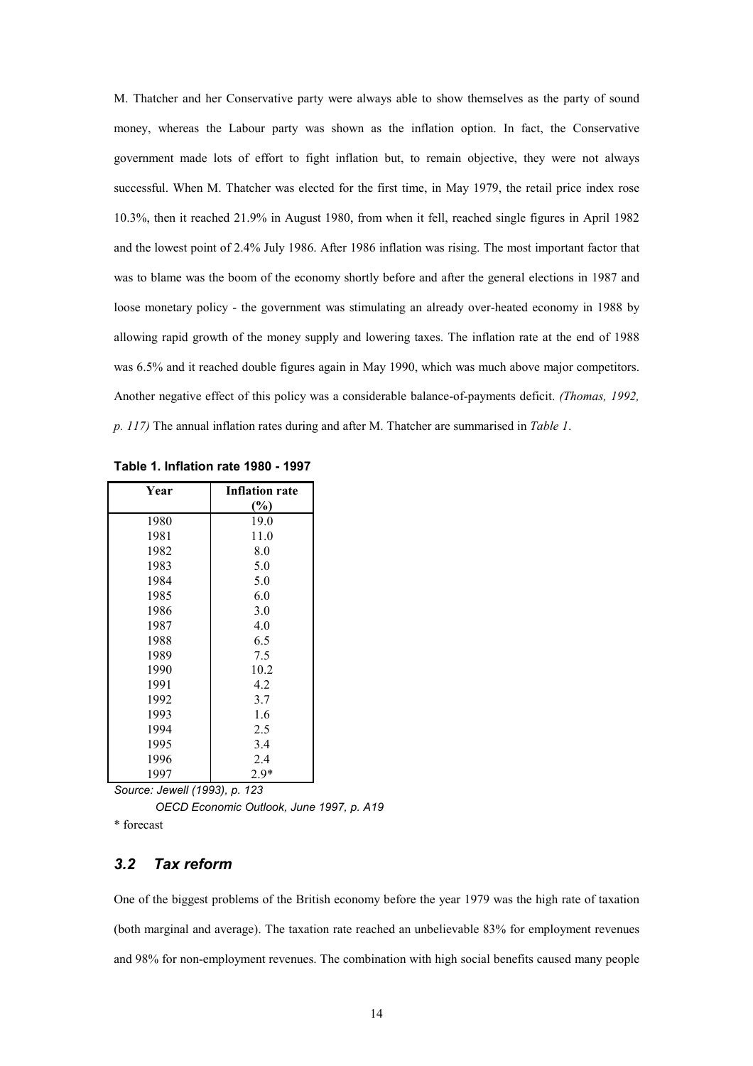M. Thatcher and her Conservative party were always able to show themselves as the party of sound money, whereas the Labour party was shown as the inflation option. In fact, the Conservative government made lots of effort to fight inflation but, to remain objective, they were not always successful. When M. Thatcher was elected for the first time, in May 1979, the retail price index rose 10.3%, then it reached 21.9% in August 1980, from when it fell, reached single figures in April 1982 and the lowest point of 2.4% July 1986. After 1986 inflation was rising. The most important factor that was to blame was the boom of the economy shortly before and after the general elections in 1987 and loose monetary policy - the government was stimulating an already over-heated economy in 1988 by allowing rapid growth of the money supply and lowering taxes. The inflation rate at the end of 1988 was 6.5% and it reached double figures again in May 1990, which was much above major competitors. Another negative effect of this policy was a considerable balance-of-payments deficit. *(Thomas, 1992, p. 117)* The annual inflation rates during and after M. Thatcher are summarised in *Table 1*.

**Table 1. Inflation rate 1980 - 1997**

| Year | Inflation rate (%) |
|---|---|
| 1980 | 19.0 |
| 1981 | 11.0 |
| 1982 | 8.0 |
| 1983 | 5.0 |
| 1984 | 5.0 |
| 1985 | 6.0 |
| 1986 | 3.0 |
| 1987 | 4.0 |
| 1988 | 6.5 |
| 1989 | 7.5 |
| 1990 | 10.2 |
| 1991 | 4.2 |
| 1992 | 3.7 |
| 1993 | 1.6 |
| 1994 | 2.5 |
| 1995 | 3.4 |
| 1996 | 2.4 |
| 1997 | 2.9* |

*Source: Jewell (1993), p. 123*

*OECD Economic Outlook, June 1997, p. A19*

\* forecast

## *3.2 Tax reform*

One of the biggest problems of the British economy before the year 1979 was the high rate of taxation (both marginal and average). The taxation rate reached an unbelievable 83% for employment revenues and 98% for non-employment revenues. The combination with high social benefits caused many people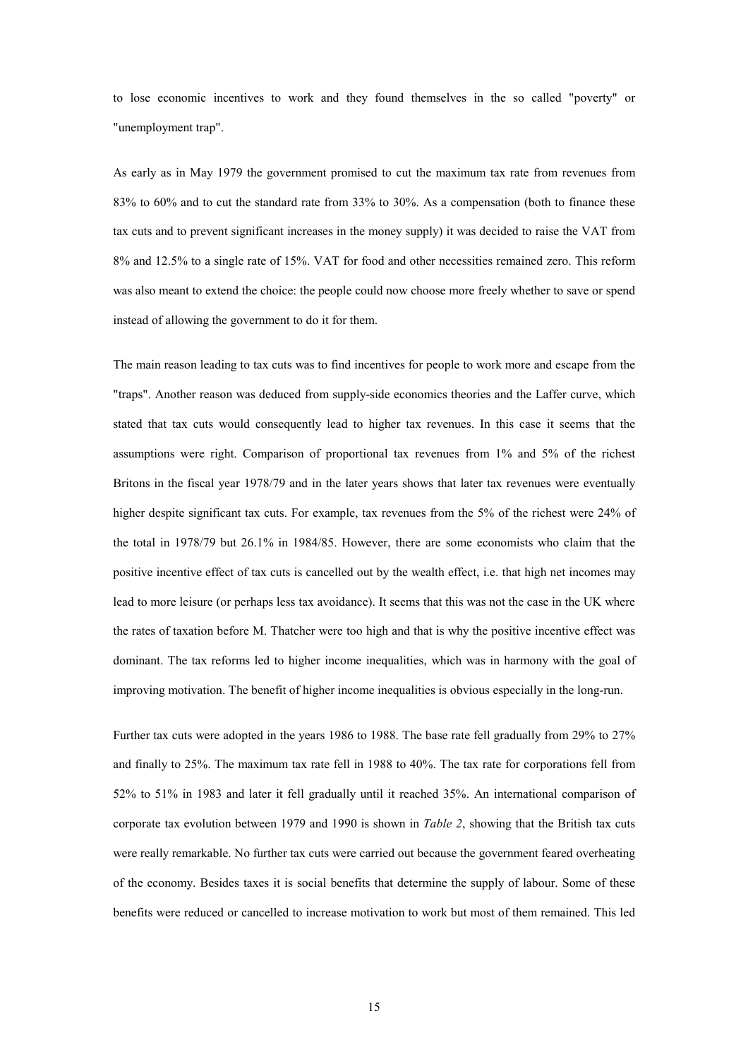to lose economic incentives to work and they found themselves in the so called "poverty" or "unemployment trap".

As early as in May 1979 the government promised to cut the maximum tax rate from revenues from 83% to 60% and to cut the standard rate from 33% to 30%. As a compensation (both to finance these tax cuts and to prevent significant increases in the money supply) it was decided to raise the VAT from 8% and 12.5% to a single rate of 15%. VAT for food and other necessities remained zero. This reform was also meant to extend the choice: the people could now choose more freely whether to save or spend instead of allowing the government to do it for them.

The main reason leading to tax cuts was to find incentives for people to work more and escape from the "traps". Another reason was deduced from supply-side economics theories and the Laffer curve, which stated that tax cuts would consequently lead to higher tax revenues. In this case it seems that the assumptions were right. Comparison of proportional tax revenues from 1% and 5% of the richest Britons in the fiscal year 1978/79 and in the later years shows that later tax revenues were eventually higher despite significant tax cuts. For example, tax revenues from the 5% of the richest were 24% of the total in 1978/79 but 26.1% in 1984/85. However, there are some economists who claim that the positive incentive effect of tax cuts is cancelled out by the wealth effect, i.e. that high net incomes may lead to more leisure (or perhaps less tax avoidance). It seems that this was not the case in the UK where the rates of taxation before M. Thatcher were too high and that is why the positive incentive effect was dominant. The tax reforms led to higher income inequalities, which was in harmony with the goal of improving motivation. The benefit of higher income inequalities is obvious especially in the long-run.

Further tax cuts were adopted in the years 1986 to 1988. The base rate fell gradually from 29% to 27% and finally to 25%. The maximum tax rate fell in 1988 to 40%. The tax rate for corporations fell from 52% to 51% in 1983 and later it fell gradually until it reached 35%. An international comparison of corporate tax evolution between 1979 and 1990 is shown in *Table 2*, showing that the British tax cuts were really remarkable. No further tax cuts were carried out because the government feared overheating of the economy. Besides taxes it is social benefits that determine the supply of labour. Some of these benefits were reduced or cancelled to increase motivation to work but most of them remained. This led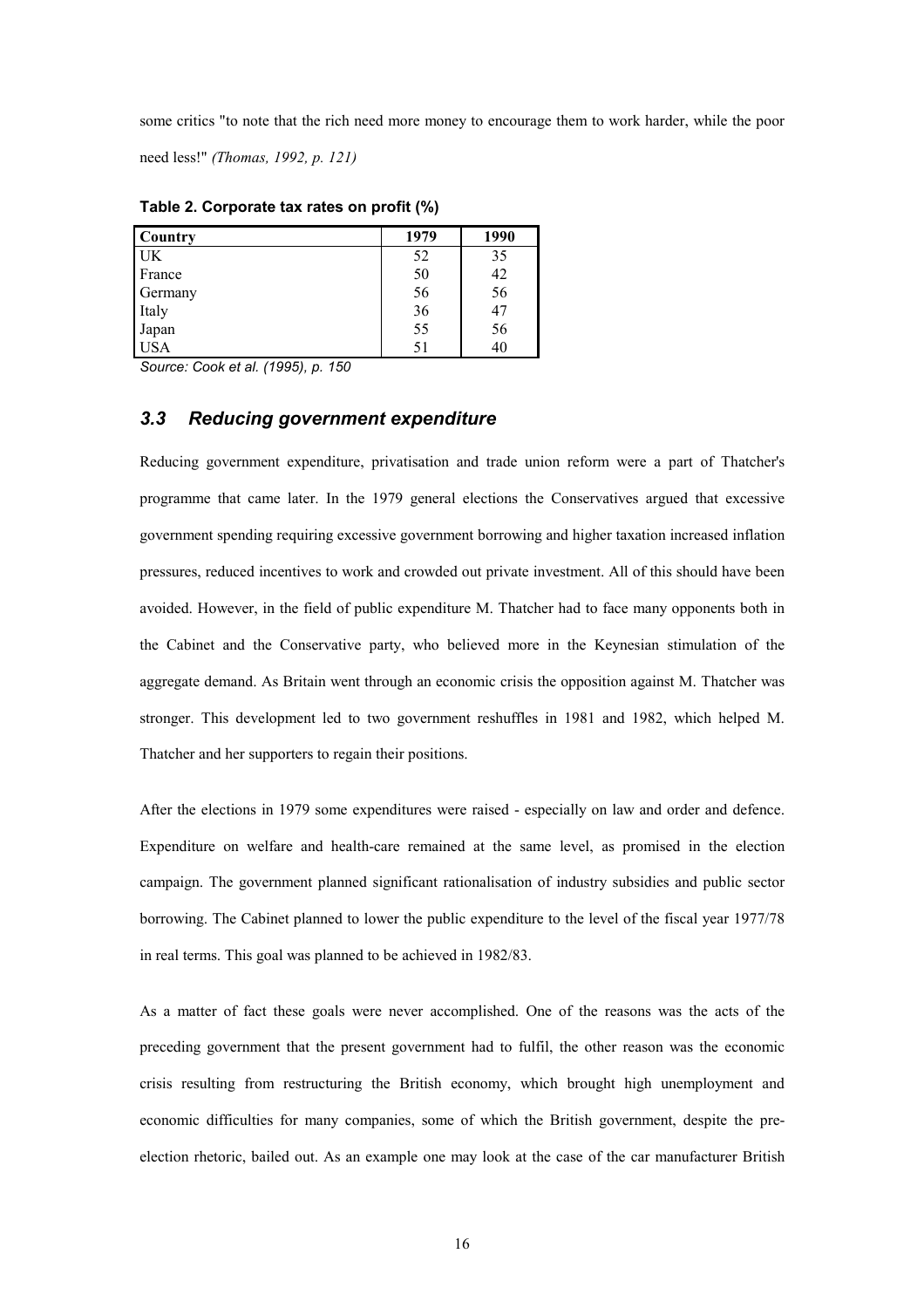some critics "to note that the rich need more money to encourage them to work harder, while the poor need less!" *(Thomas, 1992, p. 121)*

**Table 2. Corporate tax rates on profit (%)**

| Country | 1979 | 1990 |
|---|---|---|
| UK | 52 | 35 |
| France | 50 | 42 |
| Germany | 56 | 56 |
| Italy | 36 | 47 |
| Japan | 55 | 56 |
| USA | 51 | 40 |

*Source: Cook et al. (1995), p. 150*

### *3.3 Reducing government expenditure*

Reducing government expenditure, privatisation and trade union reform were a part of Thatcher's programme that came later. In the 1979 general elections the Conservatives argued that excessive government spending requiring excessive government borrowing and higher taxation increased inflation pressures, reduced incentives to work and crowded out private investment. All of this should have been avoided. However, in the field of public expenditure M. Thatcher had to face many opponents both in the Cabinet and the Conservative party, who believed more in the Keynesian stimulation of the aggregate demand. As Britain went through an economic crisis the opposition against M. Thatcher was stronger. This development led to two government reshuffles in 1981 and 1982, which helped M. Thatcher and her supporters to regain their positions.

After the elections in 1979 some expenditures were raised - especially on law and order and defence. Expenditure on welfare and health-care remained at the same level, as promised in the election campaign. The government planned significant rationalisation of industry subsidies and public sector borrowing. The Cabinet planned to lower the public expenditure to the level of the fiscal year 1977/78 in real terms. This goal was planned to be achieved in 1982/83.

As a matter of fact these goals were never accomplished. One of the reasons was the acts of the preceding government that the present government had to fulfil, the other reason was the economic crisis resulting from restructuring the British economy, which brought high unemployment and economic difficulties for many companies, some of which the British government, despite the pre-election rhetoric, bailed out. As an example one may look at the case of the car manufacturer British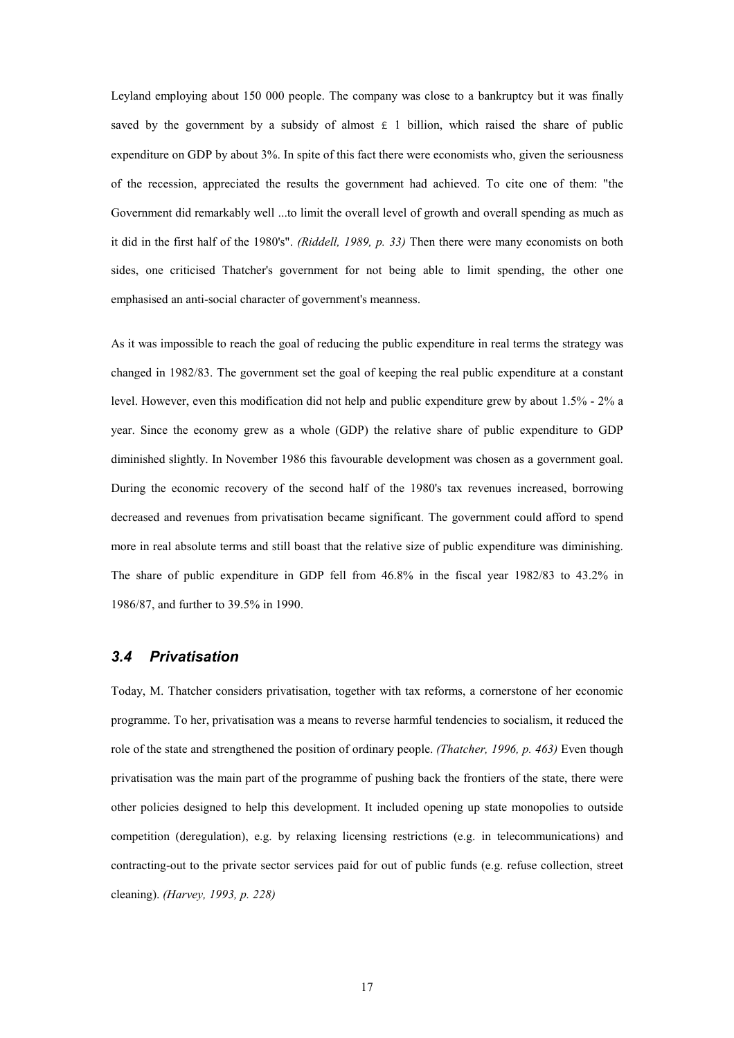Leyland employing about 150 000 people. The company was close to a bankruptcy but it was finally saved by the government by a subsidy of almost £ 1 billion, which raised the share of public expenditure on GDP by about 3%. In spite of this fact there were economists who, given the seriousness of the recession, appreciated the results the government had achieved. To cite one of them: "the Government did remarkably well ...to limit the overall level of growth and overall spending as much as it did in the first half of the 1980's". *(Riddell, 1989, p. 33)* Then there were many economists on both sides, one criticised Thatcher's government for not being able to limit spending, the other one emphasised an anti-social character of government's meanness.

As it was impossible to reach the goal of reducing the public expenditure in real terms the strategy was changed in 1982/83. The government set the goal of keeping the real public expenditure at a constant level. However, even this modification did not help and public expenditure grew by about 1.5% - 2% a year. Since the economy grew as a whole (GDP) the relative share of public expenditure to GDP diminished slightly. In November 1986 this favourable development was chosen as a government goal. During the economic recovery of the second half of the 1980's tax revenues increased, borrowing decreased and revenues from privatisation became significant. The government could afford to spend more in real absolute terms and still boast that the relative size of public expenditure was diminishing. The share of public expenditure in GDP fell from 46.8% in the fiscal year 1982/83 to 43.2% in 1986/87, and further to 39.5% in 1990.

### 3.4 Privatisation

Today, M. Thatcher considers privatisation, together with tax reforms, a cornerstone of her economic programme. To her, privatisation was a means to reverse harmful tendencies to socialism, it reduced the role of the state and strengthened the position of ordinary people. *(Thatcher, 1996, p. 463)* Even though privatisation was the main part of the programme of pushing back the frontiers of the state, there were other policies designed to help this development. It included opening up state monopolies to outside competition (deregulation), e.g. by relaxing licensing restrictions (e.g. in telecommunications) and contracting-out to the private sector services paid for out of public funds (e.g. refuse collection, street cleaning). *(Harvey, 1993, p. 228)*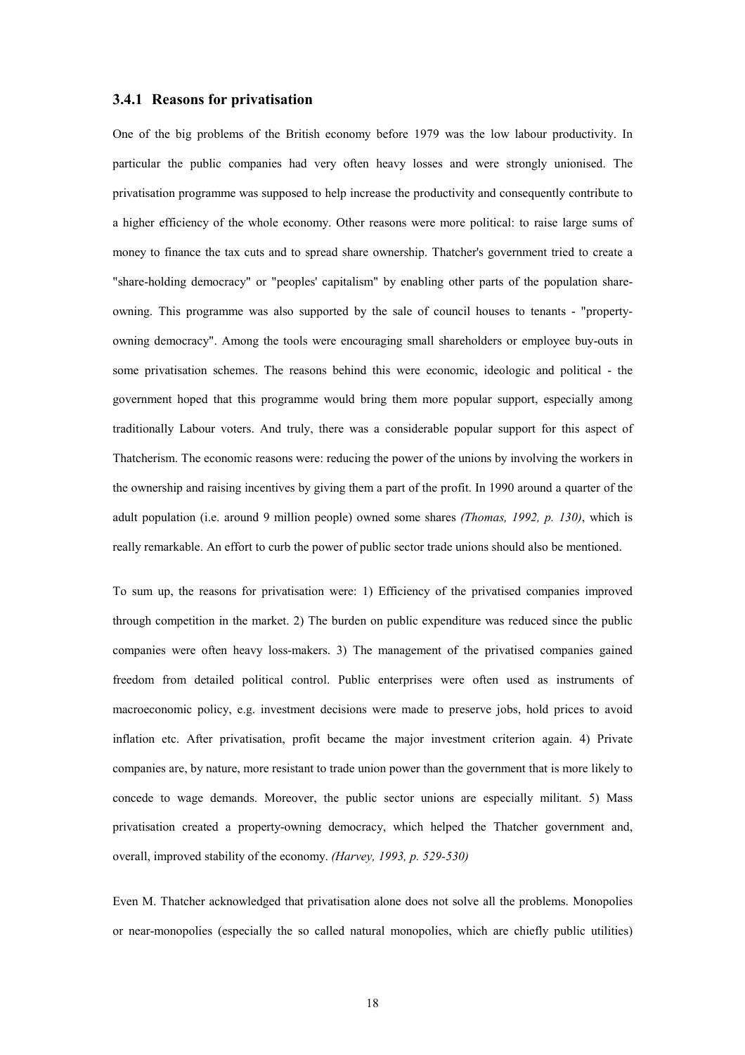### 3.4.1 Reasons for privatisation

One of the big problems of the British economy before 1979 was the low labour productivity. In particular the public companies had very often heavy losses and were strongly unionised. The privatisation programme was supposed to help increase the productivity and consequently contribute to a higher efficiency of the whole economy. Other reasons were more political: to raise large sums of money to finance the tax cuts and to spread share ownership. Thatcher's government tried to create a "share-holding democracy" or "peoples' capitalism" by enabling other parts of the population share-owning. This programme was also supported by the sale of council houses to tenants - "property-owning democracy". Among the tools were encouraging small shareholders or employee buy-outs in some privatisation schemes. The reasons behind this were economic, ideologic and political - the government hoped that this programme would bring them more popular support, especially among traditionally Labour voters. And truly, there was a considerable popular support for this aspect of Thatcherism. The economic reasons were: reducing the power of the unions by involving the workers in the ownership and raising incentives by giving them a part of the profit. In 1990 around a quarter of the adult population (i.e. around 9 million people) owned some shares *(Thomas, 1992, p. 130)*, which is really remarkable. An effort to curb the power of public sector trade unions should also be mentioned.

To sum up, the reasons for privatisation were: 1) Efficiency of the privatised companies improved through competition in the market. 2) The burden on public expenditure was reduced since the public companies were often heavy loss-makers. 3) The management of the privatised companies gained freedom from detailed political control. Public enterprises were often used as instruments of macroeconomic policy, e.g. investment decisions were made to preserve jobs, hold prices to avoid inflation etc. After privatisation, profit became the major investment criterion again. 4) Private companies are, by nature, more resistant to trade union power than the government that is more likely to concede to wage demands. Moreover, the public sector unions are especially militant. 5) Mass privatisation created a property-owning democracy, which helped the Thatcher government and, overall, improved stability of the economy. *(Harvey, 1993, p. 529-530)*

Even M. Thatcher acknowledged that privatisation alone does not solve all the problems. Monopolies or near-monopolies (especially the so called natural monopolies, which are chiefly public utilities)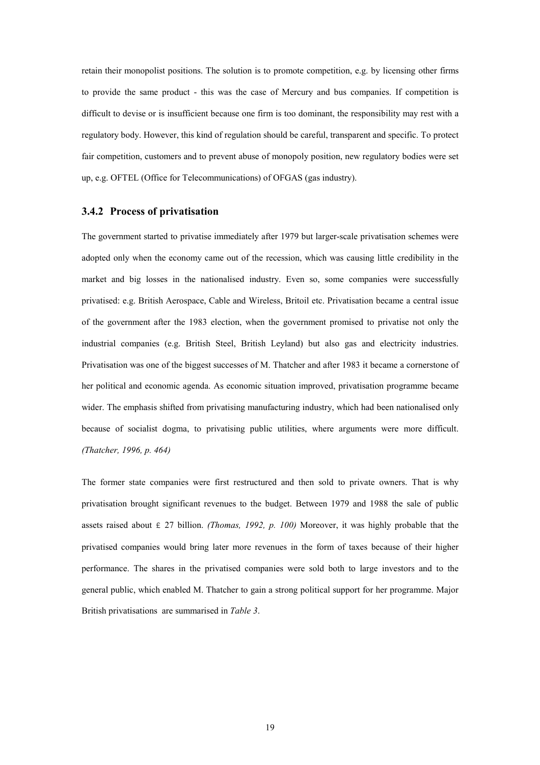retain their monopolist positions. The solution is to promote competition, e.g. by licensing other firms to provide the same product - this was the case of Mercury and bus companies. If competition is difficult to devise or is insufficient because one firm is too dominant, the responsibility may rest with a regulatory body. However, this kind of regulation should be careful, transparent and specific. To protect fair competition, customers and to prevent abuse of monopoly position, new regulatory bodies were set up, e.g. OFTEL (Office for Telecommunications) of OFGAS (gas industry).

### 3.4.2 Process of privatisation

The government started to privatise immediately after 1979 but larger-scale privatisation schemes were adopted only when the economy came out of the recession, which was causing little credibility in the market and big losses in the nationalised industry. Even so, some companies were successfully privatised: e.g. British Aerospace, Cable and Wireless, Britoil etc. Privatisation became a central issue of the government after the 1983 election, when the government promised to privatise not only the industrial companies (e.g. British Steel, British Leyland) but also gas and electricity industries. Privatisation was one of the biggest successes of M. Thatcher and after 1983 it became a cornerstone of her political and economic agenda. As economic situation improved, privatisation programme became wider. The emphasis shifted from privatising manufacturing industry, which had been nationalised only because of socialist dogma, to privatising public utilities, where arguments were more difficult. *(Thatcher, 1996, p. 464)*

The former state companies were first restructured and then sold to private owners. That is why privatisation brought significant revenues to the budget. Between 1979 and 1988 the sale of public assets raised about £ 27 billion. *(Thomas, 1992, p. 100)* Moreover, it was highly probable that the privatised companies would bring later more revenues in the form of taxes because of their higher performance. The shares in the privatised companies were sold both to large investors and to the general public, which enabled M. Thatcher to gain a strong political support for her programme. Major British privatisations are summarised in *Table 3*.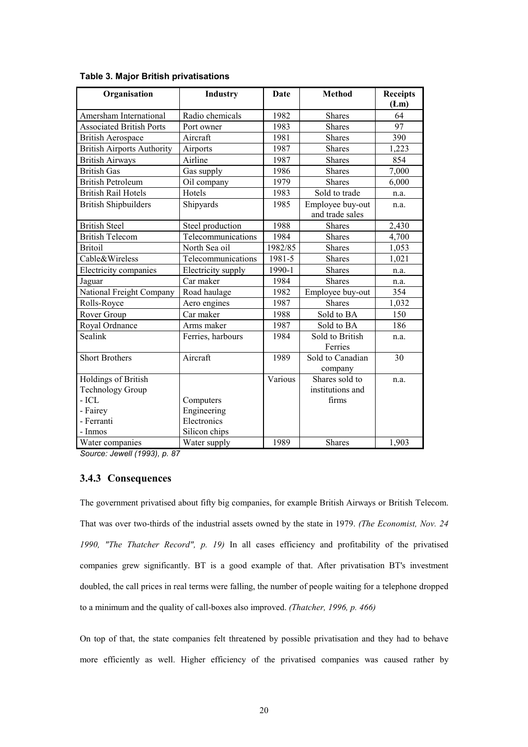**Table 3. Major British privatisations**

| Organisation | Industry | Date | Method | Receipts (£m) |
|---|---|---|---|---|
| Amersham International | Radio chemicals | 1982 | Shares | 64 |
| Associated British Ports | Port owner | 1983 | Shares | 97 |
| British Aerospace | Aircraft | 1981 | Shares | 390 |
| British Airports Authority | Airports | 1987 | Shares | 1,223 |
| British Airways | Airline | 1987 | Shares | 854 |
| British Gas | Gas supply | 1986 | Shares | 7,000 |
| British Petroleum | Oil company | 1979 | Shares | 6,000 |
| British Rail Hotels | Hotels | 1983 | Sold to trade | n.a. |
| British Shipbuilders | Shipyards | 1985 | Employee buy-out and trade sales | n.a. |
| British Steel | Steel production | 1988 | Shares | 2,430 |
| British Telecom | Telecommunications | 1984 | Shares | 4,700 |
| Britoil | North Sea oil | 1982/85 | Shares | 1,053 |
| Cable&Wireless | Telecommunications | 1981-5 | Shares | 1,021 |
| Electricity companies | Electricity supply | 1990-1 | Shares | n.a. |
| Jaguar | Car maker | 1984 | Shares | n.a. |
| National Freight Company | Road haulage | 1982 | Employee buy-out | 354 |
| Rolls-Royce | Aero engines | 1987 | Shares | 1,032 |
| Rover Group | Car maker | 1988 | Sold to BA | 150 |
| Royal Ordnance | Arms maker | 1987 | Sold to BA | 186 |
| Sealink | Ferries, harbours | 1984 | Sold to British Ferries | n.a. |
| Short Brothers | Aircraft | 1989 | Sold to Canadian company | 30 |
| Holdings of British Technology Group<br>- ICL<br>- Fairey<br>- Ferranti<br>- Inmos | <br><br>Computers<br>Engineering<br>Electronics<br>Silicon chips | Various | Shares sold to institutions and firms | n.a. |
| Water companies | Water supply | 1989 | Shares | 1,903 |

*Source: Jewell (1993), p. 87*

### 3.4.3 Consequences

The government privatised about fifty big companies, for example British Airways or British Telecom. That was over two-thirds of the industrial assets owned by the state in 1979. *(The Economist, Nov. 24 1990, "The Thatcher Record", p. 19)* In all cases efficiency and profitability of the privatised companies grew significantly. BT is a good example of that. After privatisation BT's investment doubled, the call prices in real terms were falling, the number of people waiting for a telephone dropped to a minimum and the quality of call-boxes also improved. *(Thatcher, 1996, p. 466)*

On top of that, the state companies felt threatened by possible privatisation and they had to behave more efficiently as well. Higher efficiency of the privatised companies was caused rather by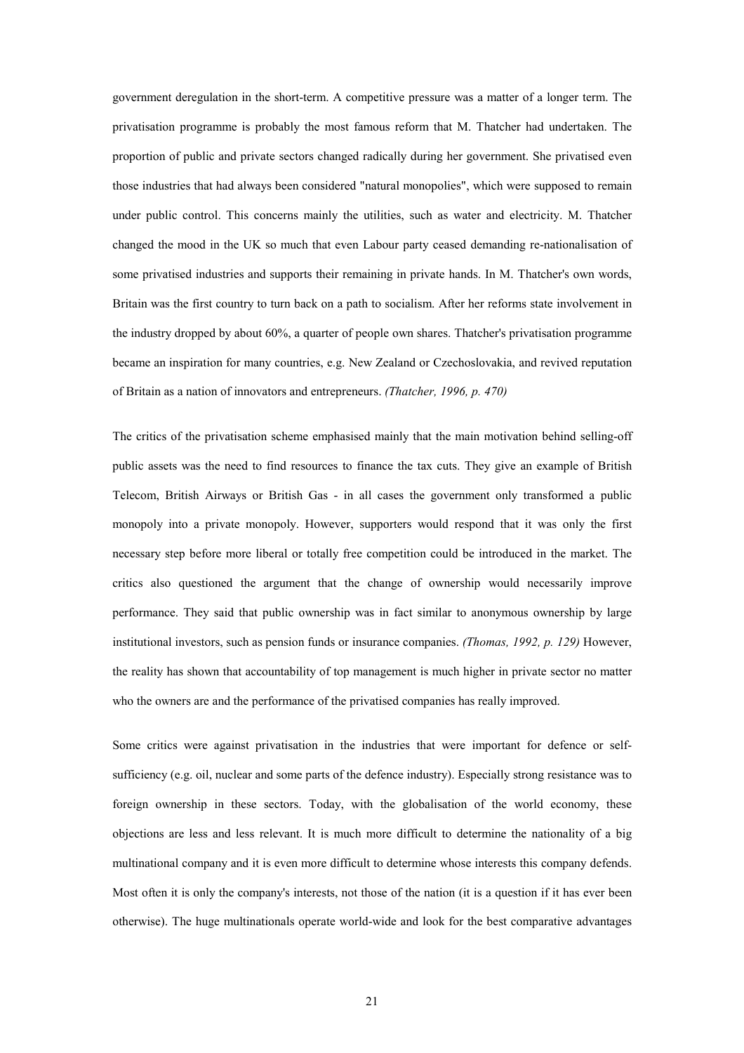government deregulation in the short-term. A competitive pressure was a matter of a longer term. The privatisation programme is probably the most famous reform that M. Thatcher had undertaken. The proportion of public and private sectors changed radically during her government. She privatised even those industries that had always been considered "natural monopolies", which were supposed to remain under public control. This concerns mainly the utilities, such as water and electricity. M. Thatcher changed the mood in the UK so much that even Labour party ceased demanding re-nationalisation of some privatised industries and supports their remaining in private hands. In M. Thatcher's own words, Britain was the first country to turn back on a path to socialism. After her reforms state involvement in the industry dropped by about 60%, a quarter of people own shares. Thatcher's privatisation programme became an inspiration for many countries, e.g. New Zealand or Czechoslovakia, and revived reputation of Britain as a nation of innovators and entrepreneurs. *(Thatcher, 1996, p. 470)*

The critics of the privatisation scheme emphasised mainly that the main motivation behind selling-off public assets was the need to find resources to finance the tax cuts. They give an example of British Telecom, British Airways or British Gas - in all cases the government only transformed a public monopoly into a private monopoly. However, supporters would respond that it was only the first necessary step before more liberal or totally free competition could be introduced in the market. The critics also questioned the argument that the change of ownership would necessarily improve performance. They said that public ownership was in fact similar to anonymous ownership by large institutional investors, such as pension funds or insurance companies. *(Thomas, 1992, p. 129)* However, the reality has shown that accountability of top management is much higher in private sector no matter who the owners are and the performance of the privatised companies has really improved.

Some critics were against privatisation in the industries that were important for defence or self-sufficiency (e.g. oil, nuclear and some parts of the defence industry). Especially strong resistance was to foreign ownership in these sectors. Today, with the globalisation of the world economy, these objections are less and less relevant. It is much more difficult to determine the nationality of a big multinational company and it is even more difficult to determine whose interests this company defends. Most often it is only the company's interests, not those of the nation (it is a question if it has ever been otherwise). The huge multinationals operate world-wide and look for the best comparative advantages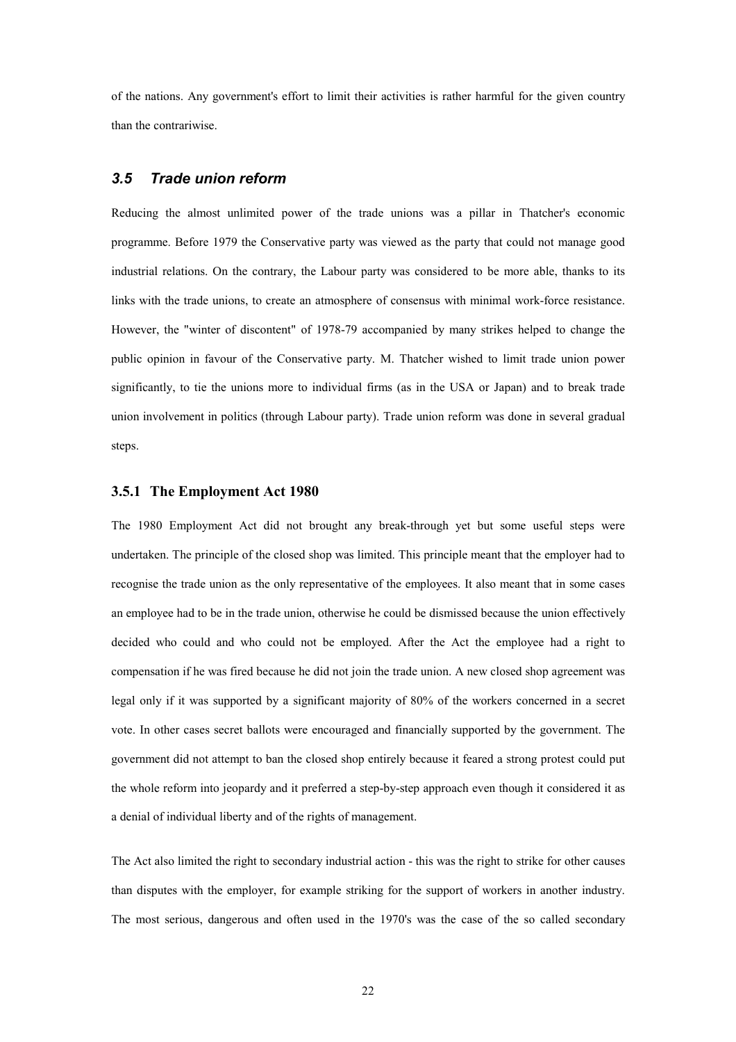of the nations. Any government's effort to limit their activities is rather harmful for the given country than the contrariwise.

## *3.5 Trade union reform*

Reducing the almost unlimited power of the trade unions was a pillar in Thatcher's economic programme. Before 1979 the Conservative party was viewed as the party that could not manage good industrial relations. On the contrary, the Labour party was considered to be more able, thanks to its links with the trade unions, to create an atmosphere of consensus with minimal work-force resistance. However, the "winter of discontent" of 1978-79 accompanied by many strikes helped to change the public opinion in favour of the Conservative party. M. Thatcher wished to limit trade union power significantly, to tie the unions more to individual firms (as in the USA or Japan) and to break trade union involvement in politics (through Labour party). Trade union reform was done in several gradual steps.

### 3.5.1 The Employment Act 1980

The 1980 Employment Act did not brought any break-through yet but some useful steps were undertaken. The principle of the closed shop was limited. This principle meant that the employer had to recognise the trade union as the only representative of the employees. It also meant that in some cases an employee had to be in the trade union, otherwise he could be dismissed because the union effectively decided who could and who could not be employed. After the Act the employee had a right to compensation if he was fired because he did not join the trade union. A new closed shop agreement was legal only if it was supported by a significant majority of 80% of the workers concerned in a secret vote. In other cases secret ballots were encouraged and financially supported by the government. The government did not attempt to ban the closed shop entirely because it feared a strong protest could put the whole reform into jeopardy and it preferred a step-by-step approach even though it considered it as a denial of individual liberty and of the rights of management.

The Act also limited the right to secondary industrial action - this was the right to strike for other causes than disputes with the employer, for example striking for the support of workers in another industry. The most serious, dangerous and often used in the 1970's was the case of the so called secondary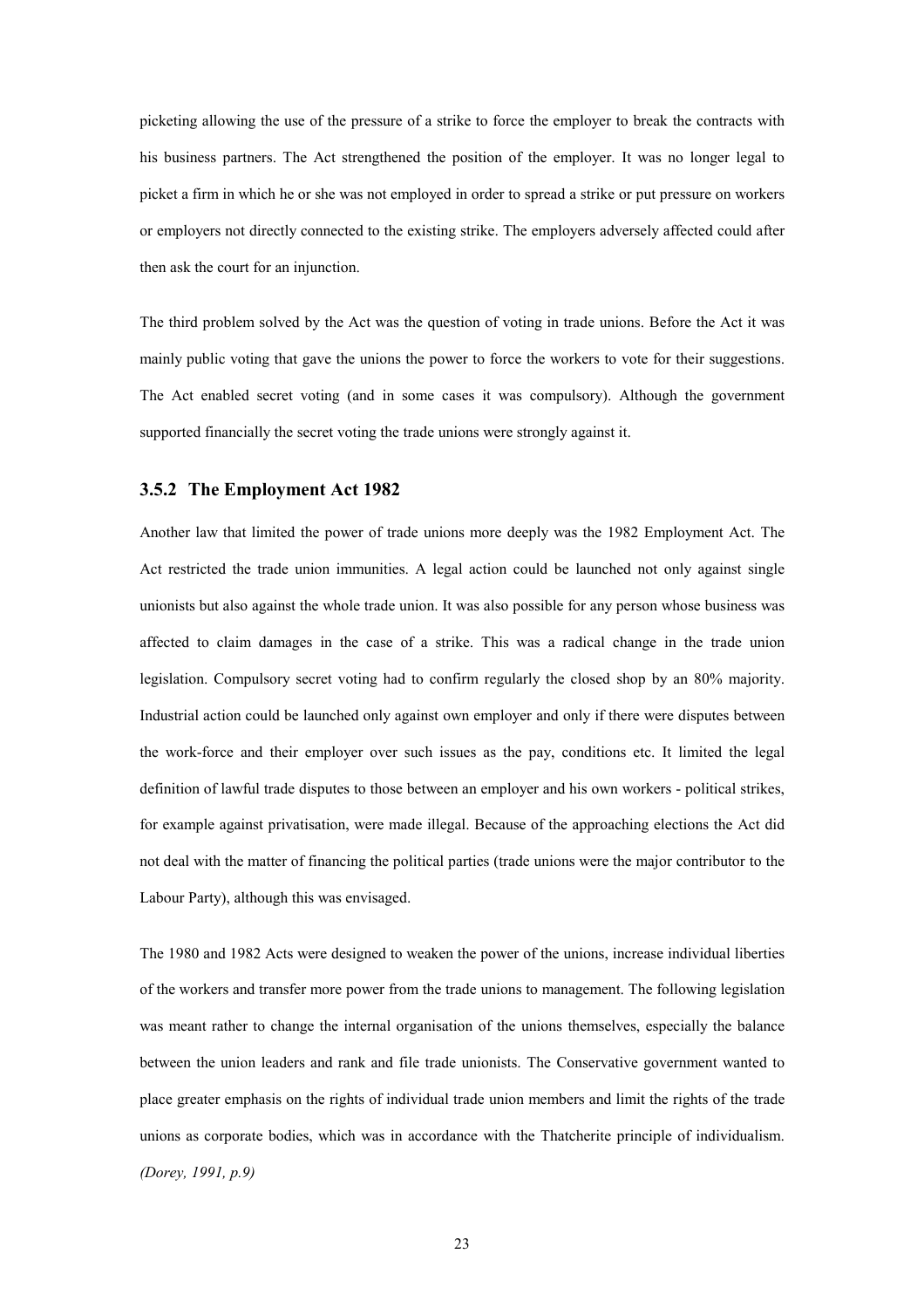picketing allowing the use of the pressure of a strike to force the employer to break the contracts with his business partners. The Act strengthened the position of the employer. It was no longer legal to picket a firm in which he or she was not employed in order to spread a strike or put pressure on workers or employers not directly connected to the existing strike. The employers adversely affected could after then ask the court for an injunction.

The third problem solved by the Act was the question of voting in trade unions. Before the Act it was mainly public voting that gave the unions the power to force the workers to vote for their suggestions. The Act enabled secret voting (and in some cases it was compulsory). Although the government supported financially the secret voting the trade unions were strongly against it.

### 3.5.2 The Employment Act 1982

Another law that limited the power of trade unions more deeply was the 1982 Employment Act. The Act restricted the trade union immunities. A legal action could be launched not only against single unionists but also against the whole trade union. It was also possible for any person whose business was affected to claim damages in the case of a strike. This was a radical change in the trade union legislation. Compulsory secret voting had to confirm regularly the closed shop by an 80% majority. Industrial action could be launched only against own employer and only if there were disputes between the work-force and their employer over such issues as the pay, conditions etc. It limited the legal definition of lawful trade disputes to those between an employer and his own workers - political strikes, for example against privatisation, were made illegal. Because of the approaching elections the Act did not deal with the matter of financing the political parties (trade unions were the major contributor to the Labour Party), although this was envisaged.

The 1980 and 1982 Acts were designed to weaken the power of the unions, increase individual liberties of the workers and transfer more power from the trade unions to management. The following legislation was meant rather to change the internal organisation of the unions themselves, especially the balance between the union leaders and rank and file trade unionists. The Conservative government wanted to place greater emphasis on the rights of individual trade union members and limit the rights of the trade unions as corporate bodies, which was in accordance with the Thatcherite principle of individualism. *(Dorey, 1991, p.9)*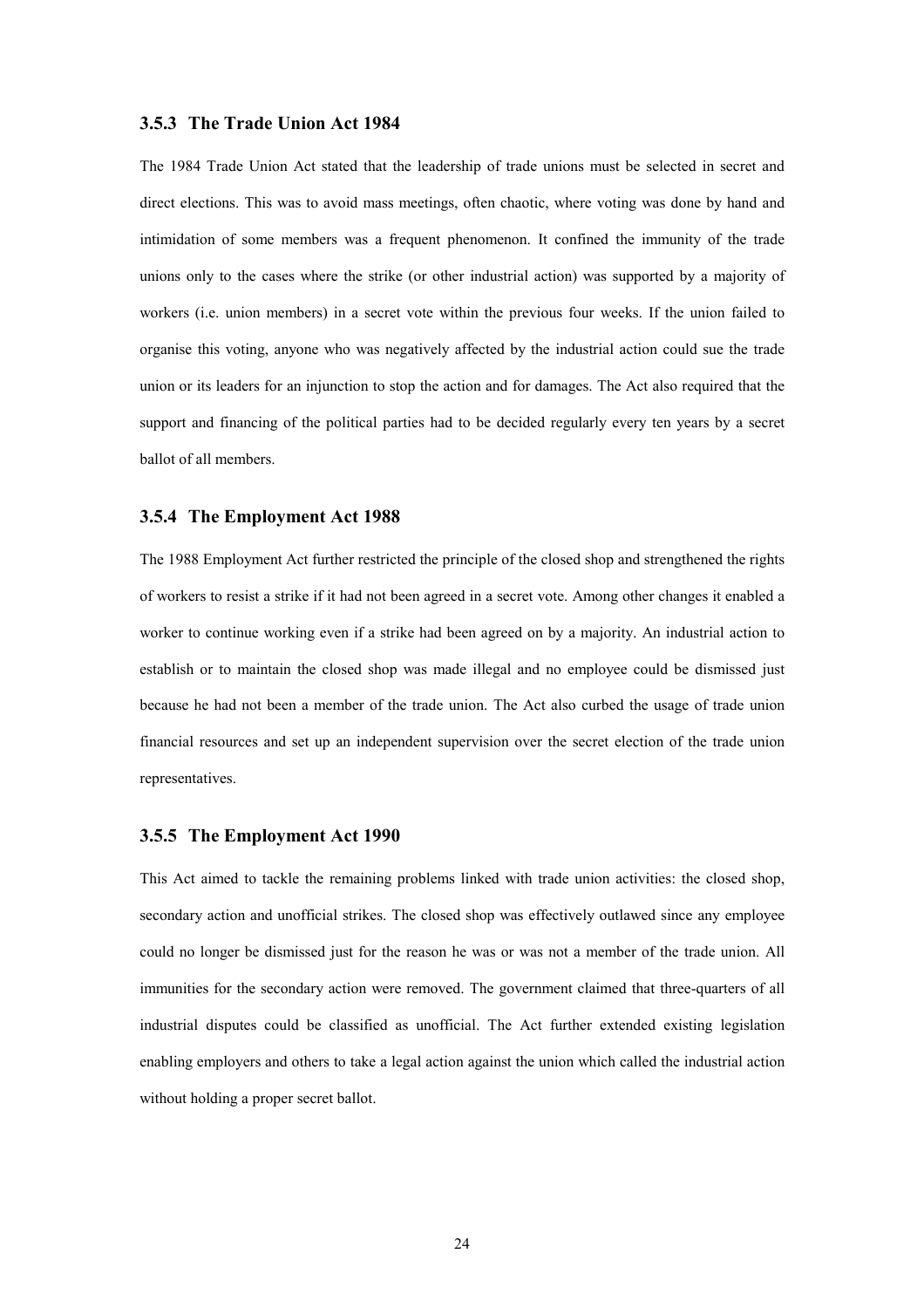### 3.5.3 The Trade Union Act 1984

The 1984 Trade Union Act stated that the leadership of trade unions must be selected in secret and direct elections. This was to avoid mass meetings, often chaotic, where voting was done by hand and intimidation of some members was a frequent phenomenon. It confined the immunity of the trade unions only to the cases where the strike (or other industrial action) was supported by a majority of workers (i.e. union members) in a secret vote within the previous four weeks. If the union failed to organise this voting, anyone who was negatively affected by the industrial action could sue the trade union or its leaders for an injunction to stop the action and for damages. The Act also required that the support and financing of the political parties had to be decided regularly every ten years by a secret ballot of all members.

### 3.5.4 The Employment Act 1988

The 1988 Employment Act further restricted the principle of the closed shop and strengthened the rights of workers to resist a strike if it had not been agreed in a secret vote. Among other changes it enabled a worker to continue working even if a strike had been agreed on by a majority. An industrial action to establish or to maintain the closed shop was made illegal and no employee could be dismissed just because he had not been a member of the trade union. The Act also curbed the usage of trade union financial resources and set up an independent supervision over the secret election of the trade union representatives.

### 3.5.5 The Employment Act 1990

This Act aimed to tackle the remaining problems linked with trade union activities: the closed shop, secondary action and unofficial strikes. The closed shop was effectively outlawed since any employee could no longer be dismissed just for the reason he was or was not a member of the trade union. All immunities for the secondary action were removed. The government claimed that three-quarters of all industrial disputes could be classified as unofficial. The Act further extended existing legislation enabling employers and others to take a legal action against the union which called the industrial action without holding a proper secret ballot.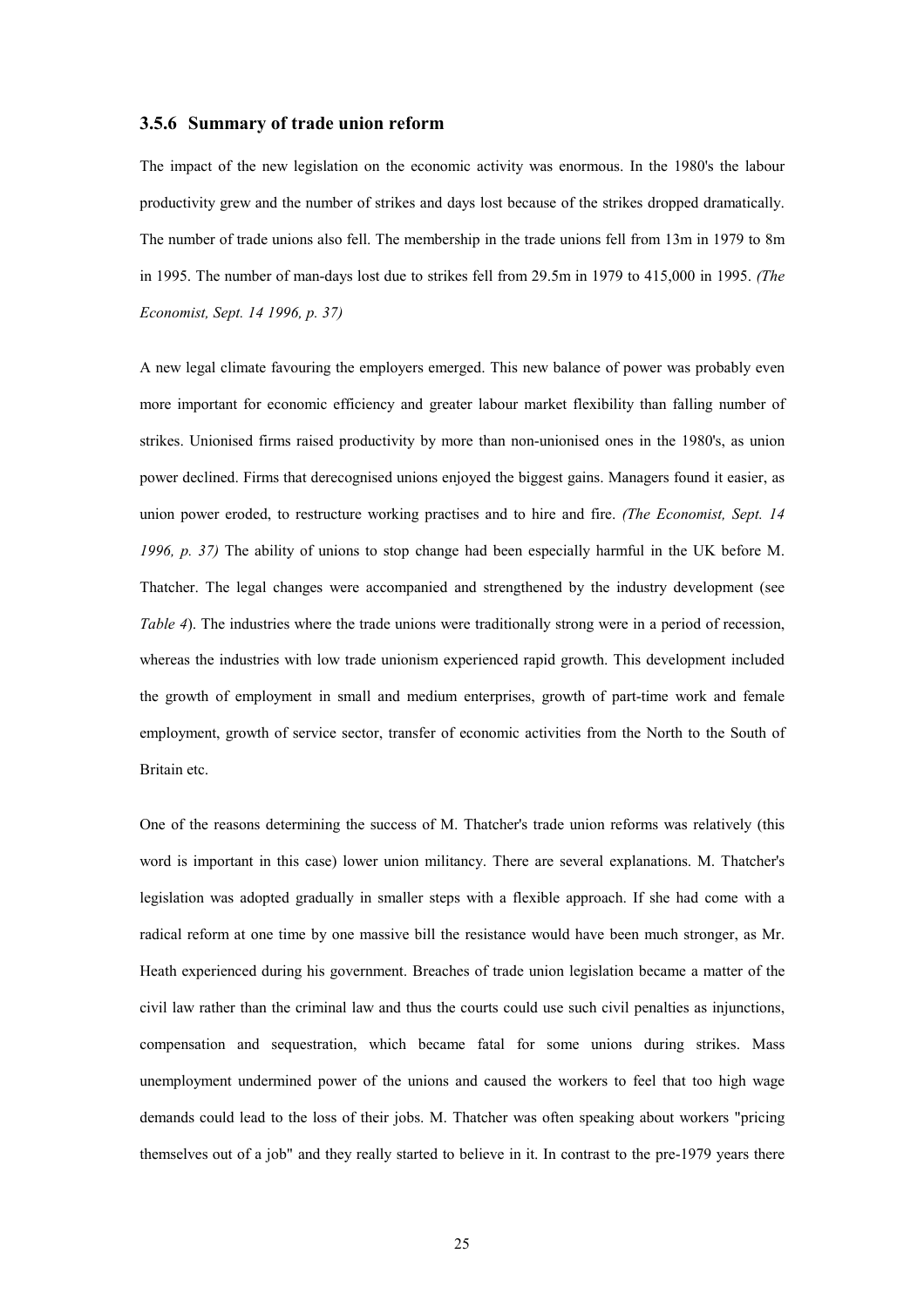### 3.5.6 Summary of trade union reform

The impact of the new legislation on the economic activity was enormous. In the 1980's the labour productivity grew and the number of strikes and days lost because of the strikes dropped dramatically. The number of trade unions also fell. The membership in the trade unions fell from 13m in 1979 to 8m in 1995. The number of man-days lost due to strikes fell from 29.5m in 1979 to 415,000 in 1995. *(The Economist, Sept. 14 1996, p. 37)*

A new legal climate favouring the employers emerged. This new balance of power was probably even more important for economic efficiency and greater labour market flexibility than falling number of strikes. Unionised firms raised productivity by more than non-unionised ones in the 1980's, as union power declined. Firms that derecognised unions enjoyed the biggest gains. Managers found it easier, as union power eroded, to restructure working practises and to hire and fire. *(The Economist, Sept. 14 1996, p. 37)* The ability of unions to stop change had been especially harmful in the UK before M. Thatcher. The legal changes were accompanied and strengthened by the industry development (see *Table 4*). The industries where the trade unions were traditionally strong were in a period of recession, whereas the industries with low trade unionism experienced rapid growth. This development included the growth of employment in small and medium enterprises, growth of part-time work and female employment, growth of service sector, transfer of economic activities from the North to the South of Britain etc.

One of the reasons determining the success of M. Thatcher's trade union reforms was relatively (this word is important in this case) lower union militancy. There are several explanations. M. Thatcher's legislation was adopted gradually in smaller steps with a flexible approach. If she had come with a radical reform at one time by one massive bill the resistance would have been much stronger, as Mr. Heath experienced during his government. Breaches of trade union legislation became a matter of the civil law rather than the criminal law and thus the courts could use such civil penalties as injunctions, compensation and sequestration, which became fatal for some unions during strikes. Mass unemployment undermined power of the unions and caused the workers to feel that too high wage demands could lead to the loss of their jobs. M. Thatcher was often speaking about workers "pricing themselves out of a job" and they really started to believe in it. In contrast to the pre-1979 years there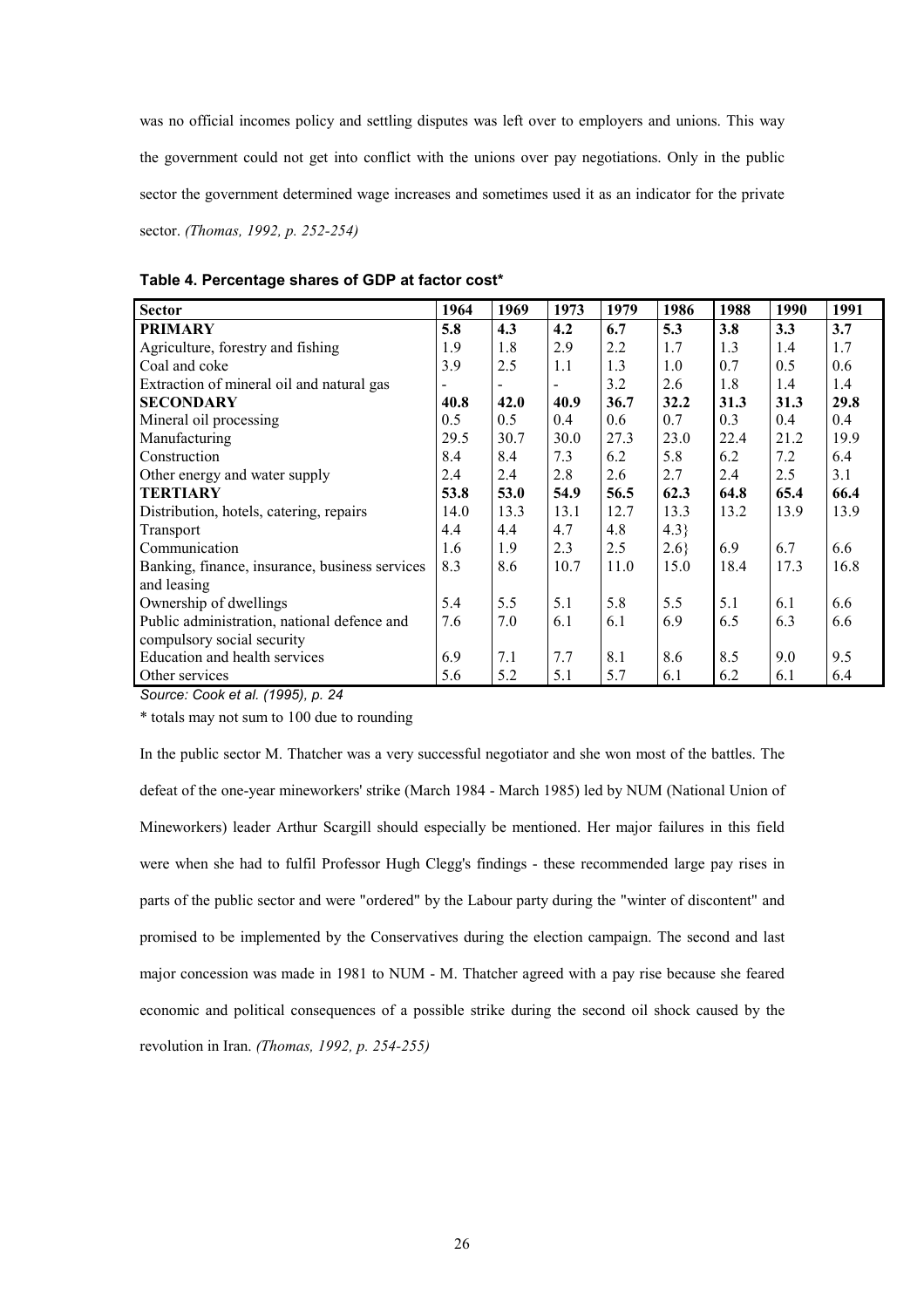was no official incomes policy and settling disputes was left over to employers and unions. This way the government could not get into conflict with the unions over pay negotiations. Only in the public sector the government determined wage increases and sometimes used it as an indicator for the private sector. *(Thomas, 1992, p. 252-254)*

**Table 4. Percentage shares of GDP at factor cost***

| Sector | 1964 | 1969 | 1973 | 1979 | 1986 | 1988 | 1990 | 1991 |
|---|---|---|---|---|---|---|---|---|
| **PRIMARY** | **5.8** | **4.3** | **4.2** | **6.7** | **5.3** | **3.8** | **3.3** | **3.7** |
| Agriculture, forestry and fishing | 1.9 | 1.8 | 2.9 | 2.2 | 1.7 | 1.3 | 1.4 | 1.7 |
| Coal and coke | 3.9 | 2.5 | 1.1 | 1.3 | 1.0 | 0.7 | 0.5 | 0.6 |
| Extraction of mineral oil and natural gas | - | - | - | 3.2 | 2.6 | 1.8 | 1.4 | 1.4 |
| **SECONDARY** | **40.8** | **42.0** | **40.9** | **36.7** | **32.2** | **31.3** | **31.3** | **29.8** |
| Mineral oil processing | 0.5 | 0.5 | 0.4 | 0.6 | 0.7 | 0.3 | 0.4 | 0.4 |
| Manufacturing | 29.5 | 30.7 | 30.0 | 27.3 | 23.0 | 22.4 | 21.2 | 19.9 |
| Construction | 8.4 | 8.4 | 7.3 | 6.2 | 5.8 | 6.2 | 7.2 | 6.4 |
| Other energy and water supply | 2.4 | 2.4 | 2.8 | 2.6 | 2.7 | 2.4 | 2.5 | 3.1 |
| **TERTIARY** | **53.8** | **53.0** | **54.9** | **56.5** | **62.3** | **64.8** | **65.4** | **66.4** |
| Distribution, hotels, catering, repairs | 14.0 | 13.3 | 13.1 | 12.7 | 13.3 | 13.2 | 13.9 | 13.9 |
| Transport | 4.4 | 4.4 | 4.7 | 4.8 | 4.3} | | | |
| Communication | 1.6 | 1.9 | 2.3 | 2.5 | 2.6} | 6.9 | 6.7 | 6.6 |
| Banking, finance, insurance, business services and leasing | 8.3 | 8.6 | 10.7 | 11.0 | 15.0 | 18.4 | 17.3 | 16.8 |
| Ownership of dwellings | 5.4 | 5.5 | 5.1 | 5.8 | 5.5 | 5.1 | 6.1 | 6.6 |
| Public administration, national defence and compulsory social security | 7.6 | 7.0 | 6.1 | 6.1 | 6.9 | 6.5 | 6.3 | 6.6 |
| Education and health services | 6.9 | 7.1 | 7.7 | 8.1 | 8.6 | 8.5 | 9.0 | 9.5 |
| Other services | 5.6 | 5.2 | 5.1 | 5.7 | 6.1 | 6.2 | 6.1 | 6.4 |

*Source: Cook et al. (1995), p. 24*

* totals may not sum to 100 due to rounding

In the public sector M. Thatcher was a very successful negotiator and she won most of the battles. The defeat of the one-year mineworkers' strike (March 1984 - March 1985) led by NUM (National Union of Mineworkers) leader Arthur Scargill should especially be mentioned. Her major failures in this field were when she had to fulfil Professor Hugh Clegg's findings - these recommended large pay rises in parts of the public sector and were "ordered" by the Labour party during the "winter of discontent" and promised to be implemented by the Conservatives during the election campaign. The second and last major concession was made in 1981 to NUM - M. Thatcher agreed with a pay rise because she feared economic and political consequences of a possible strike during the second oil shock caused by the revolution in Iran. *(Thomas, 1992, p. 254-255)*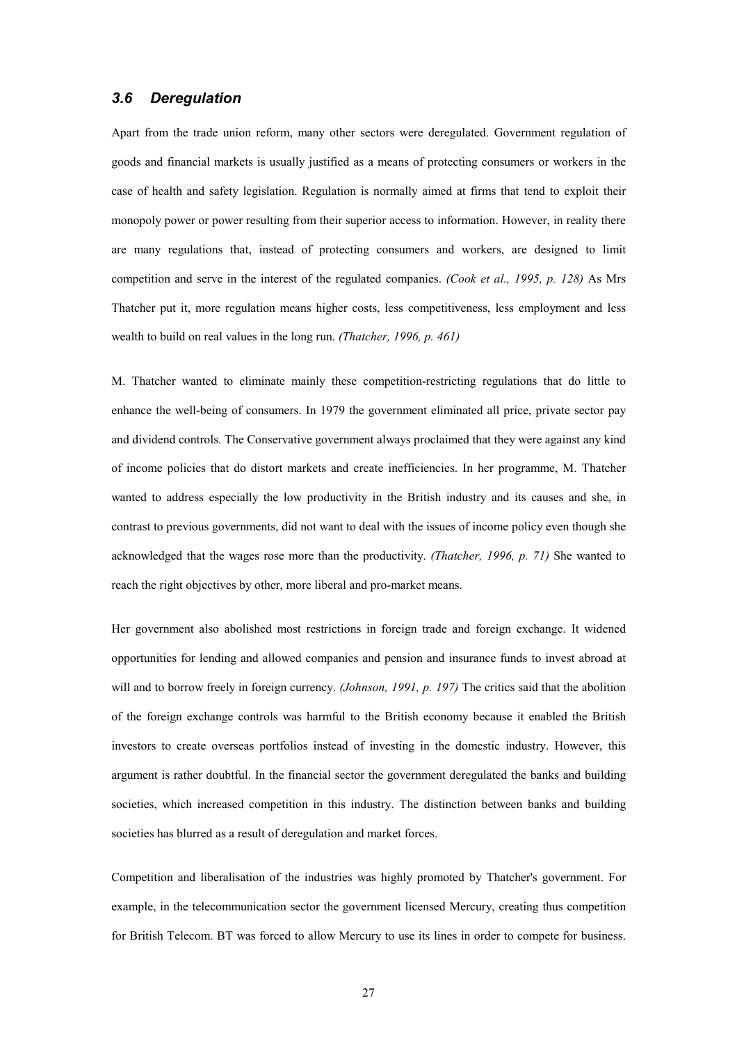### *3.6 Deregulation*

Apart from the trade union reform, many other sectors were deregulated. Government regulation of goods and financial markets is usually justified as a means of protecting consumers or workers in the case of health and safety legislation. Regulation is normally aimed at firms that tend to exploit their monopoly power or power resulting from their superior access to information. However, in reality there are many regulations that, instead of protecting consumers and workers, are designed to limit competition and serve in the interest of the regulated companies. *(Cook et al., 1995, p. 128)* As Mrs Thatcher put it, more regulation means higher costs, less competitiveness, less employment and less wealth to build on real values in the long run. *(Thatcher, 1996, p. 461)*

M. Thatcher wanted to eliminate mainly these competition-restricting regulations that do little to enhance the well-being of consumers. In 1979 the government eliminated all price, private sector pay and dividend controls. The Conservative government always proclaimed that they were against any kind of income policies that do distort markets and create inefficiencies. In her programme, M. Thatcher wanted to address especially the low productivity in the British industry and its causes and she, in contrast to previous governments, did not want to deal with the issues of income policy even though she acknowledged that the wages rose more than the productivity. *(Thatcher, 1996, p. 71)* She wanted to reach the right objectives by other, more liberal and pro-market means.

Her government also abolished most restrictions in foreign trade and foreign exchange. It widened opportunities for lending and allowed companies and pension and insurance funds to invest abroad at will and to borrow freely in foreign currency. *(Johnson, 1991, p. 197)* The critics said that the abolition of the foreign exchange controls was harmful to the British economy because it enabled the British investors to create overseas portfolios instead of investing in the domestic industry. However, this argument is rather doubtful. In the financial sector the government deregulated the banks and building societies, which increased competition in this industry. The distinction between banks and building societies has blurred as a result of deregulation and market forces.

Competition and liberalisation of the industries was highly promoted by Thatcher's government. For example, in the telecommunication sector the government licensed Mercury, creating thus competition for British Telecom. BT was forced to allow Mercury to use its lines in order to compete for business.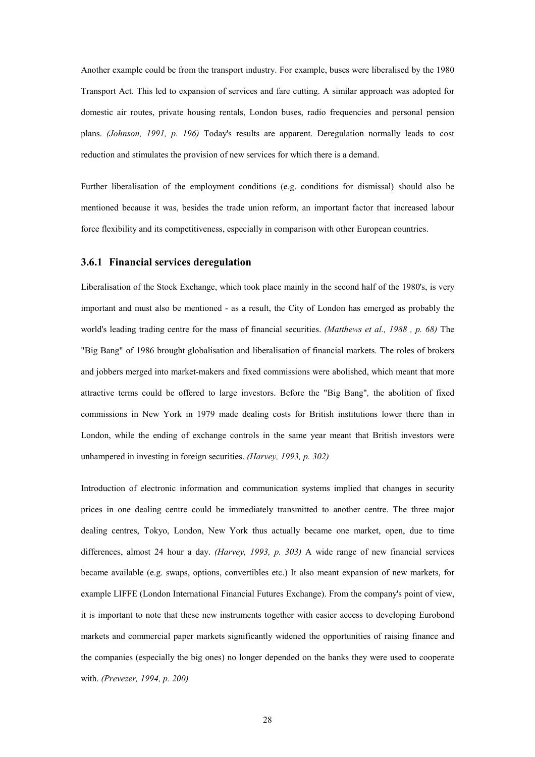Another example could be from the transport industry. For example, buses were liberalised by the 1980 Transport Act. This led to expansion of services and fare cutting. A similar approach was adopted for domestic air routes, private housing rentals, London buses, radio frequencies and personal pension plans. *(Johnson, 1991, p. 196)* Today's results are apparent. Deregulation normally leads to cost reduction and stimulates the provision of new services for which there is a demand.

Further liberalisation of the employment conditions (e.g. conditions for dismissal) should also be mentioned because it was, besides the trade union reform, an important factor that increased labour force flexibility and its competitiveness, especially in comparison with other European countries.

### 3.6.1 Financial services deregulation

Liberalisation of the Stock Exchange, which took place mainly in the second half of the 1980's, is very important and must also be mentioned - as a result, the City of London has emerged as probably the world's leading trading centre for the mass of financial securities. *(Matthews et al., 1988 , p. 68)* The "Big Bang" of 1986 brought globalisation and liberalisation of financial markets. The roles of brokers and jobbers merged into market-makers and fixed commissions were abolished, which meant that more attractive terms could be offered to large investors. Before the "Big Bang", the abolition of fixed commissions in New York in 1979 made dealing costs for British institutions lower there than in London, while the ending of exchange controls in the same year meant that British investors were unhampered in investing in foreign securities. *(Harvey, 1993, p. 302)*

Introduction of electronic information and communication systems implied that changes in security prices in one dealing centre could be immediately transmitted to another centre. The three major dealing centres, Tokyo, London, New York thus actually became one market, open, due to time differences, almost 24 hour a day. *(Harvey, 1993, p. 303)* A wide range of new financial services became available (e.g. swaps, options, convertibles etc.) It also meant expansion of new markets, for example LIFFE (London International Financial Futures Exchange). From the company's point of view, it is important to note that these new instruments together with easier access to developing Eurobond markets and commercial paper markets significantly widened the opportunities of raising finance and the companies (especially the big ones) no longer depended on the banks they were used to cooperate with. *(Prevezer, 1994, p. 200)*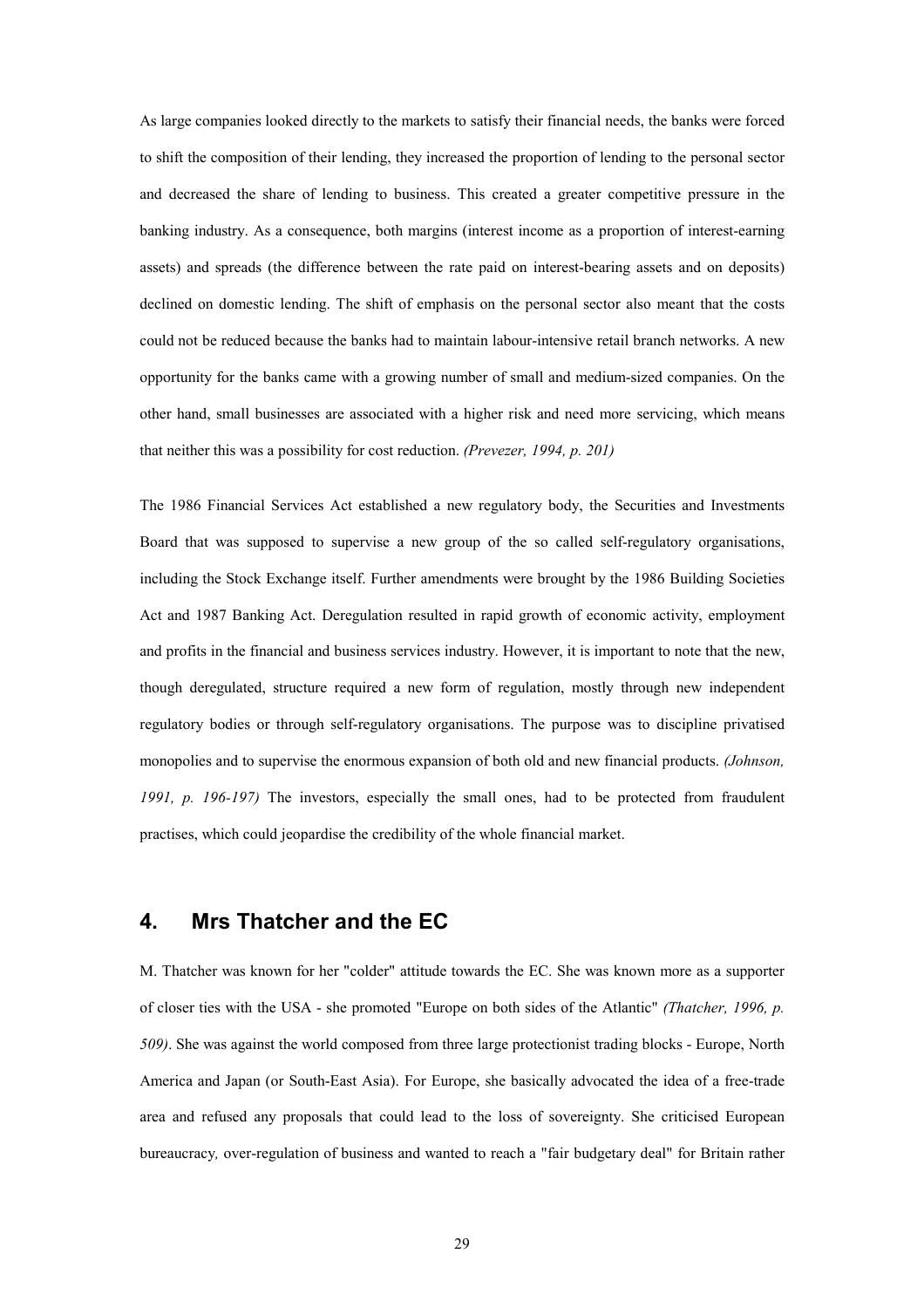As large companies looked directly to the markets to satisfy their financial needs, the banks were forced to shift the composition of their lending, they increased the proportion of lending to the personal sector and decreased the share of lending to business. This created a greater competitive pressure in the banking industry. As a consequence, both margins (interest income as a proportion of interest-earning assets) and spreads (the difference between the rate paid on interest-bearing assets and on deposits) declined on domestic lending. The shift of emphasis on the personal sector also meant that the costs could not be reduced because the banks had to maintain labour-intensive retail branch networks. A new opportunity for the banks came with a growing number of small and medium-sized companies. On the other hand, small businesses are associated with a higher risk and need more servicing, which means that neither this was a possibility for cost reduction. *(Prevezer, 1994, p. 201)*

The 1986 Financial Services Act established a new regulatory body, the Securities and Investments Board that was supposed to supervise a new group of the so called self-regulatory organisations, including the Stock Exchange itself. Further amendments were brought by the 1986 Building Societies Act and 1987 Banking Act. Deregulation resulted in rapid growth of economic activity, employment and profits in the financial and business services industry. However, it is important to note that the new, though deregulated, structure required a new form of regulation, mostly through new independent regulatory bodies or through self-regulatory organisations. The purpose was to discipline privatised monopolies and to supervise the enormous expansion of both old and new financial products. *(Johnson, 1991, p. 196-197)* The investors, especially the small ones, had to be protected from fraudulent practises, which could jeopardise the credibility of the whole financial market.

## 4. Mrs Thatcher and the EC

M. Thatcher was known for her "colder" attitude towards the EC. She was known more as a supporter of closer ties with the USA - she promoted "Europe on both sides of the Atlantic" *(Thatcher, 1996, p. 509)*. She was against the world composed from three large protectionist trading blocks - Europe, North America and Japan (or South-East Asia). For Europe, she basically advocated the idea of a free-trade area and refused any proposals that could lead to the loss of sovereignty. She criticised European bureaucracy, over-regulation of business and wanted to reach a "fair budgetary deal" for Britain rather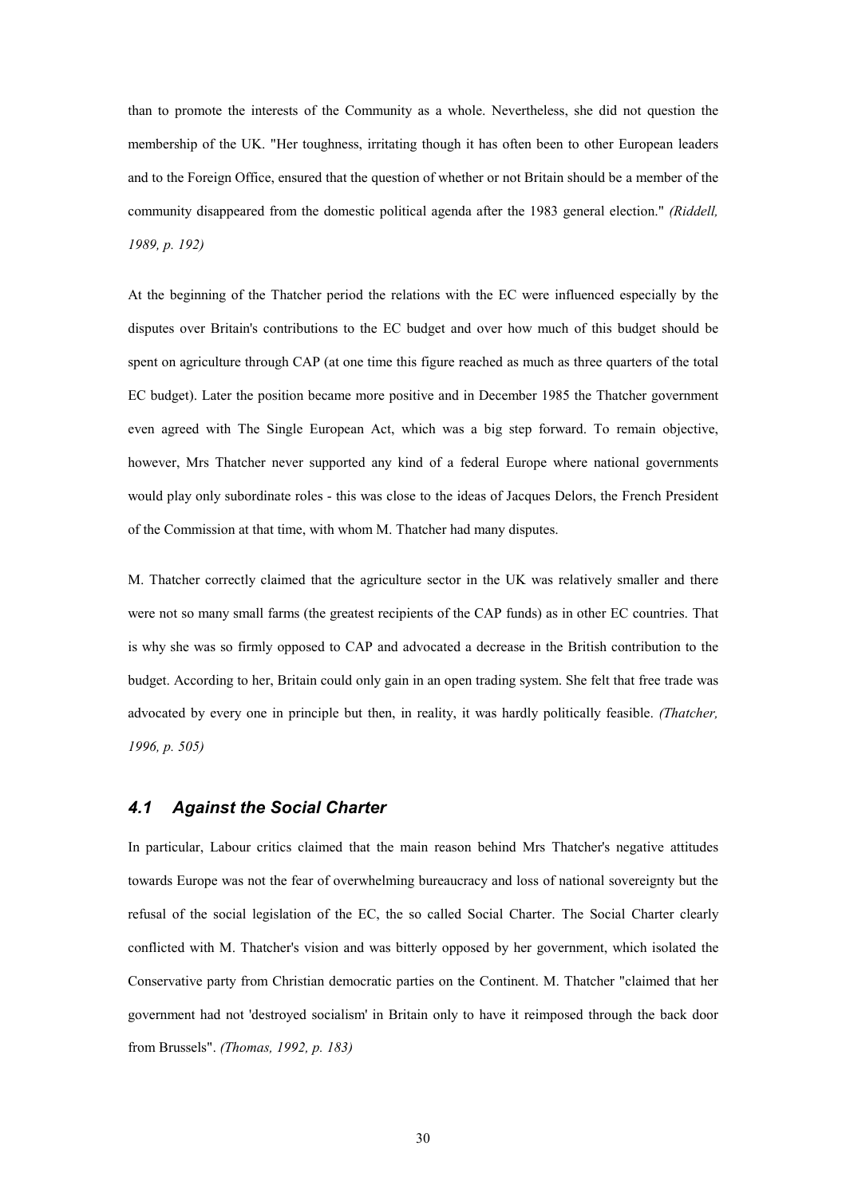than to promote the interests of the Community as a whole. Nevertheless, she did not question the membership of the UK. "Her toughness, irritating though it has often been to other European leaders and to the Foreign Office, ensured that the question of whether or not Britain should be a member of the community disappeared from the domestic political agenda after the 1983 general election." *(Riddell, 1989, p. 192)*

At the beginning of the Thatcher period the relations with the EC were influenced especially by the disputes over Britain's contributions to the EC budget and over how much of this budget should be spent on agriculture through CAP (at one time this figure reached as much as three quarters of the total EC budget). Later the position became more positive and in December 1985 the Thatcher government even agreed with The Single European Act, which was a big step forward. To remain objective, however, Mrs Thatcher never supported any kind of a federal Europe where national governments would play only subordinate roles - this was close to the ideas of Jacques Delors, the French President of the Commission at that time, with whom M. Thatcher had many disputes.

M. Thatcher correctly claimed that the agriculture sector in the UK was relatively smaller and there were not so many small farms (the greatest recipients of the CAP funds) as in other EC countries. That is why she was so firmly opposed to CAP and advocated a decrease in the British contribution to the budget. According to her, Britain could only gain in an open trading system. She felt that free trade was advocated by every one in principle but then, in reality, it was hardly politically feasible. *(Thatcher, 1996, p. 505)*

## *4.1 Against the Social Charter*

In particular, Labour critics claimed that the main reason behind Mrs Thatcher's negative attitudes towards Europe was not the fear of overwhelming bureaucracy and loss of national sovereignty but the refusal of the social legislation of the EC, the so called Social Charter. The Social Charter clearly conflicted with M. Thatcher's vision and was bitterly opposed by her government, which isolated the Conservative party from Christian democratic parties on the Continent. M. Thatcher "claimed that her government had not 'destroyed socialism' in Britain only to have it reimposed through the back door from Brussels". *(Thomas, 1992, p. 183)*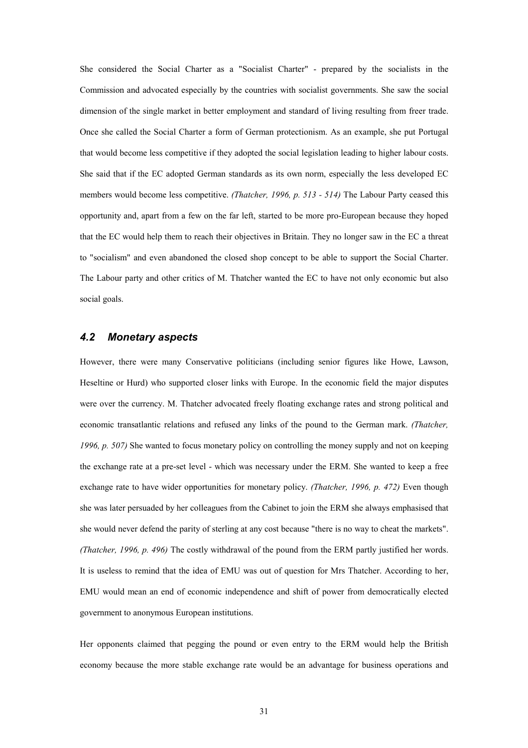She considered the Social Charter as a "Socialist Charter" - prepared by the socialists in the Commission and advocated especially by the countries with socialist governments. She saw the social dimension of the single market in better employment and standard of living resulting from freer trade. Once she called the Social Charter a form of German protectionism. As an example, she put Portugal that would become less competitive if they adopted the social legislation leading to higher labour costs. She said that if the EC adopted German standards as its own norm, especially the less developed EC members would become less competitive. *(Thatcher, 1996, p. 513 - 514)* The Labour Party ceased this opportunity and, apart from a few on the far left, started to be more pro-European because they hoped that the EC would help them to reach their objectives in Britain. They no longer saw in the EC a threat to "socialism" and even abandoned the closed shop concept to be able to support the Social Charter. The Labour party and other critics of M. Thatcher wanted the EC to have not only economic but also social goals.

### *4.2 Monetary aspects*

However, there were many Conservative politicians (including senior figures like Howe, Lawson, Heseltine or Hurd) who supported closer links with Europe. In the economic field the major disputes were over the currency. M. Thatcher advocated freely floating exchange rates and strong political and economic transatlantic relations and refused any links of the pound to the German mark. *(Thatcher, 1996, p. 507)* She wanted to focus monetary policy on controlling the money supply and not on keeping the exchange rate at a pre-set level - which was necessary under the ERM. She wanted to keep a free exchange rate to have wider opportunities for monetary policy. *(Thatcher, 1996, p. 472)* Even though she was later persuaded by her colleagues from the Cabinet to join the ERM she always emphasised that she would never defend the parity of sterling at any cost because "there is no way to cheat the markets". *(Thatcher, 1996, p. 496)* The costly withdrawal of the pound from the ERM partly justified her words. It is useless to remind that the idea of EMU was out of question for Mrs Thatcher. According to her, EMU would mean an end of economic independence and shift of power from democratically elected government to anonymous European institutions.

Her opponents claimed that pegging the pound or even entry to the ERM would help the British economy because the more stable exchange rate would be an advantage for business operations and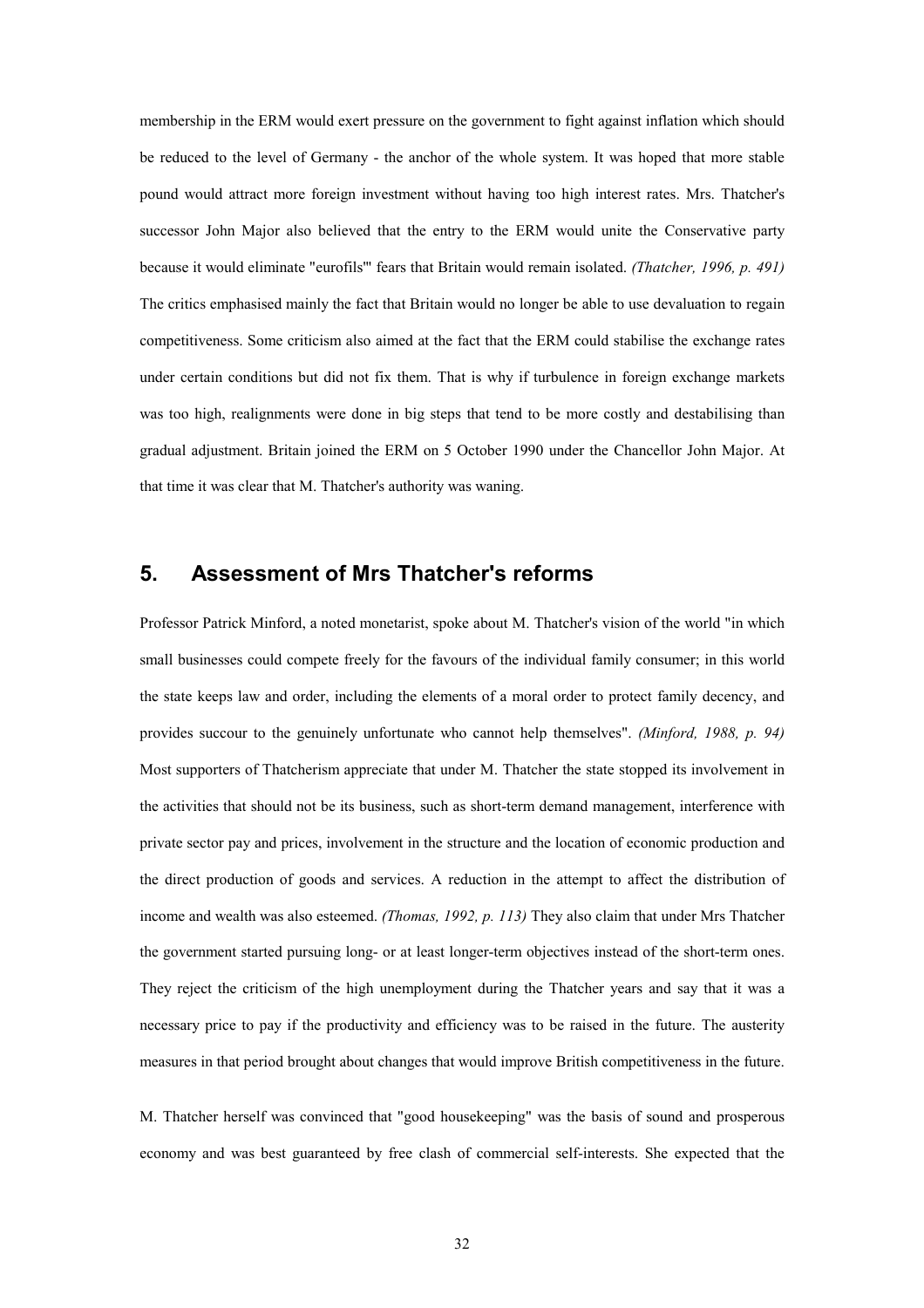membership in the ERM would exert pressure on the government to fight against inflation which should be reduced to the level of Germany - the anchor of the whole system. It was hoped that more stable pound would attract more foreign investment without having too high interest rates. Mrs. Thatcher's successor John Major also believed that the entry to the ERM would unite the Conservative party because it would eliminate "eurofils'" fears that Britain would remain isolated. *(Thatcher, 1996, p. 491)* The critics emphasised mainly the fact that Britain would no longer be able to use devaluation to regain competitiveness. Some criticism also aimed at the fact that the ERM could stabilise the exchange rates under certain conditions but did not fix them. That is why if turbulence in foreign exchange markets was too high, realignments were done in big steps that tend to be more costly and destabilising than gradual adjustment. Britain joined the ERM on 5 October 1990 under the Chancellor John Major. At that time it was clear that M. Thatcher's authority was waning.

## 5. Assessment of Mrs Thatcher's reforms

Professor Patrick Minford, a noted monetarist, spoke about M. Thatcher's vision of the world "in which small businesses could compete freely for the favours of the individual family consumer; in this world the state keeps law and order, including the elements of a moral order to protect family decency, and provides succour to the genuinely unfortunate who cannot help themselves". *(Minford, 1988, p. 94)* Most supporters of Thatcherism appreciate that under M. Thatcher the state stopped its involvement in the activities that should not be its business, such as short-term demand management, interference with private sector pay and prices, involvement in the structure and the location of economic production and the direct production of goods and services. A reduction in the attempt to affect the distribution of income and wealth was also esteemed. *(Thomas, 1992, p. 113)* They also claim that under Mrs Thatcher the government started pursuing long- or at least longer-term objectives instead of the short-term ones. They reject the criticism of the high unemployment during the Thatcher years and say that it was a necessary price to pay if the productivity and efficiency was to be raised in the future. The austerity measures in that period brought about changes that would improve British competitiveness in the future.

M. Thatcher herself was convinced that "good housekeeping" was the basis of sound and prosperous economy and was best guaranteed by free clash of commercial self-interests. She expected that the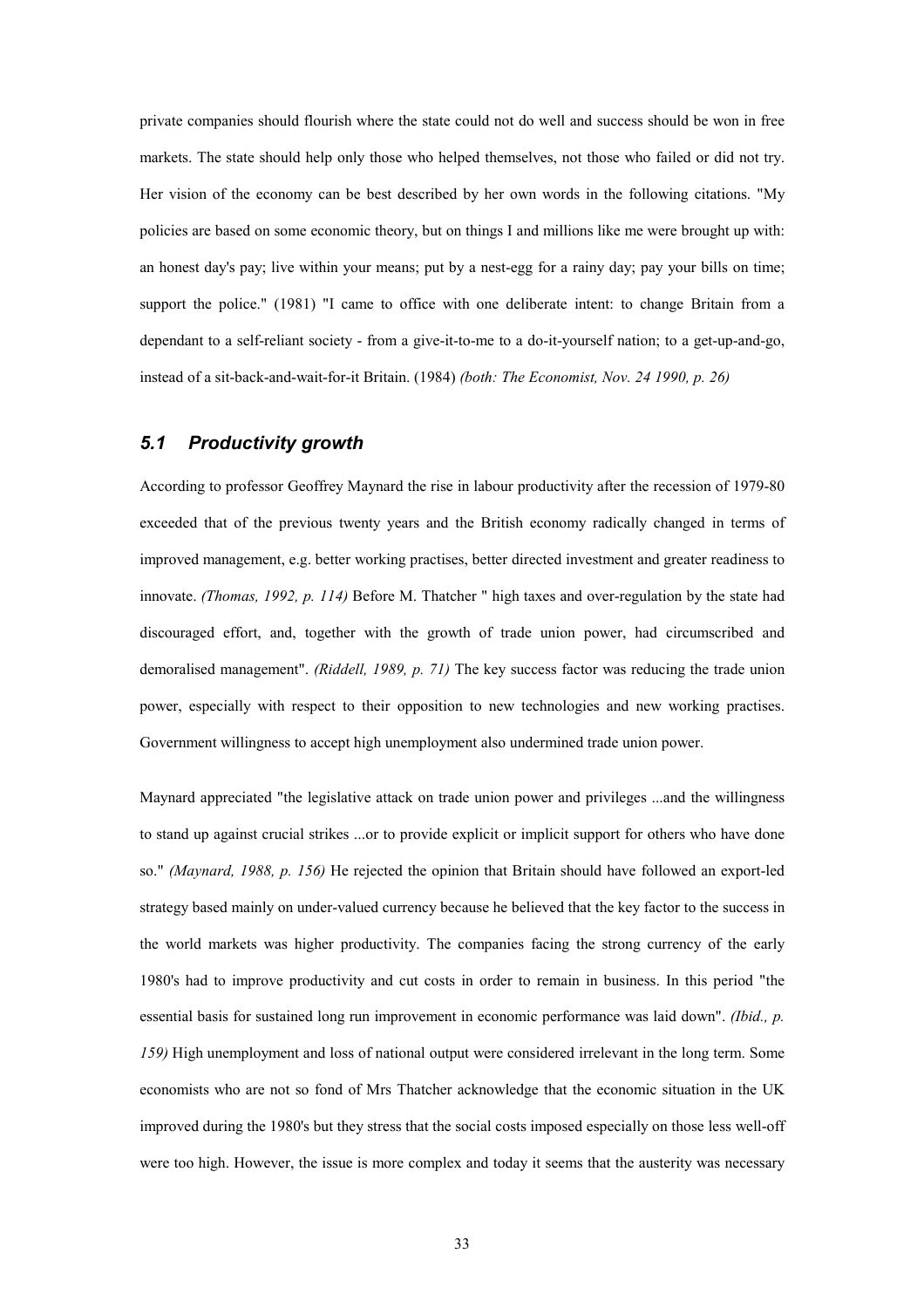private companies should flourish where the state could not do well and success should be won in free markets. The state should help only those who helped themselves, not those who failed or did not try. Her vision of the economy can be best described by her own words in the following citations. "My policies are based on some economic theory, but on things I and millions like me were brought up with: an honest day's pay; live within your means; put by a nest-egg for a rainy day; pay your bills on time; support the police." (1981) "I came to office with one deliberate intent: to change Britain from a dependant to a self-reliant society - from a give-it-to-me to a do-it-yourself nation; to a get-up-and-go, instead of a sit-back-and-wait-for-it Britain. (1984) *(both: The Economist, Nov. 24 1990, p. 26)*

## *5.1 Productivity growth*

According to professor Geoffrey Maynard the rise in labour productivity after the recession of 1979-80 exceeded that of the previous twenty years and the British economy radically changed in terms of improved management, e.g. better working practises, better directed investment and greater readiness to innovate. *(Thomas, 1992, p. 114)* Before M. Thatcher " high taxes and over-regulation by the state had discouraged effort, and, together with the growth of trade union power, had circumscribed and demoralised management". *(Riddell, 1989, p. 71)* The key success factor was reducing the trade union power, especially with respect to their opposition to new technologies and new working practises. Government willingness to accept high unemployment also undermined trade union power.

Maynard appreciated "the legislative attack on trade union power and privileges ...and the willingness to stand up against crucial strikes ...or to provide explicit or implicit support for others who have done so." *(Maynard, 1988, p. 156)* He rejected the opinion that Britain should have followed an export-led strategy based mainly on under-valued currency because he believed that the key factor to the success in the world markets was higher productivity. The companies facing the strong currency of the early 1980's had to improve productivity and cut costs in order to remain in business. In this period "the essential basis for sustained long run improvement in economic performance was laid down". *(Ibid., p. 159)* High unemployment and loss of national output were considered irrelevant in the long term. Some economists who are not so fond of Mrs Thatcher acknowledge that the economic situation in the UK improved during the 1980's but they stress that the social costs imposed especially on those less well-off were too high. However, the issue is more complex and today it seems that the austerity was necessary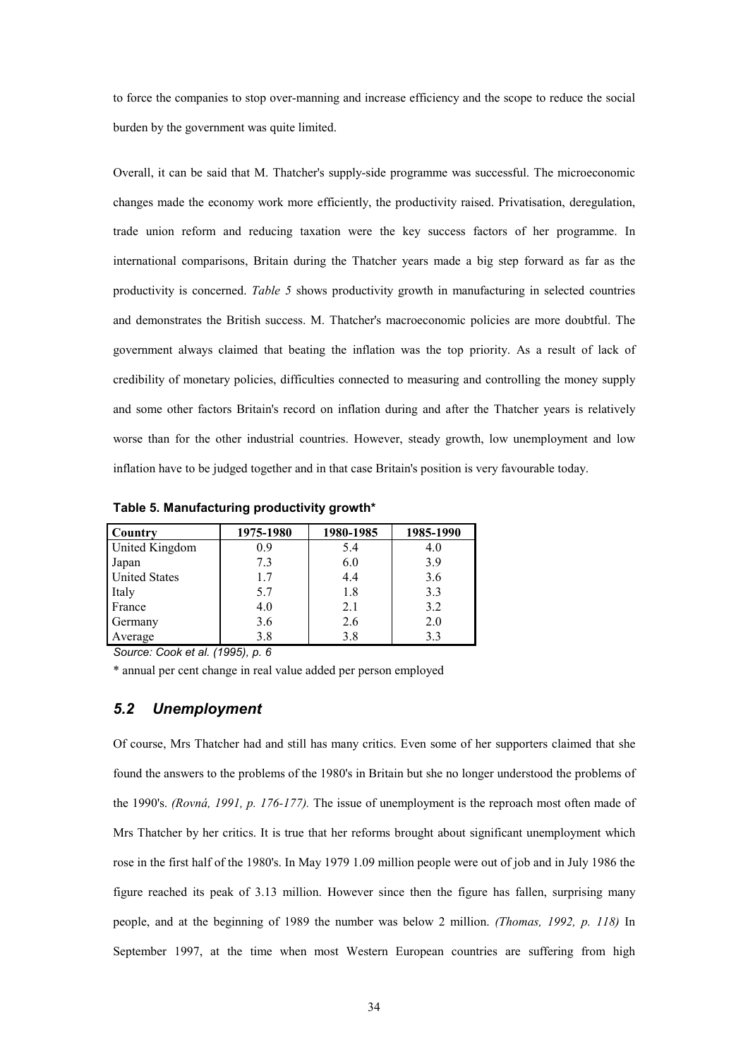to force the companies to stop over-manning and increase efficiency and the scope to reduce the social burden by the government was quite limited.

Overall, it can be said that M. Thatcher's supply-side programme was successful. The microeconomic changes made the economy work more efficiently, the productivity raised. Privatisation, deregulation, trade union reform and reducing taxation were the key success factors of her programme. In international comparisons, Britain during the Thatcher years made a big step forward as far as the productivity is concerned. *Table 5* shows productivity growth in manufacturing in selected countries and demonstrates the British success. M. Thatcher's macroeconomic policies are more doubtful. The government always claimed that beating the inflation was the top priority. As a result of lack of credibility of monetary policies, difficulties connected to measuring and controlling the money supply and some other factors Britain's record on inflation during and after the Thatcher years is relatively worse than for the other industrial countries. However, steady growth, low unemployment and low inflation have to be judged together and in that case Britain's position is very favourable today.

**Table 5. Manufacturing productivity growth***

| Country | 1975-1980 | 1980-1985 | 1985-1990 |
|---|---|---|---|
| United Kingdom | 0.9 | 5.4 | 4.0 |
| Japan | 7.3 | 6.0 | 3.9 |
| United States | 1.7 | 4.4 | 3.6 |
| Italy | 5.7 | 1.8 | 3.3 |
| France | 4.0 | 2.1 | 3.2 |
| Germany | 3.6 | 2.6 | 2.0 |
| Average | 3.8 | 3.8 | 3.3 |

*Source: Cook et al. (1995), p. 6*

\* annual per cent change in real value added per person employed

## *5.2 Unemployment*

Of course, Mrs Thatcher had and still has many critics. Even some of her supporters claimed that she found the answers to the problems of the 1980's in Britain but she no longer understood the problems of the 1990's. *(Rovná, 1991, p. 176-177).* The issue of unemployment is the reproach most often made of Mrs Thatcher by her critics. It is true that her reforms brought about significant unemployment which rose in the first half of the 1980's. In May 1979 1.09 million people were out of job and in July 1986 the figure reached its peak of 3.13 million. However since then the figure has fallen, surprising many people, and at the beginning of 1989 the number was below 2 million. *(Thomas, 1992, p. 118)* In September 1997, at the time when most Western European countries are suffering from high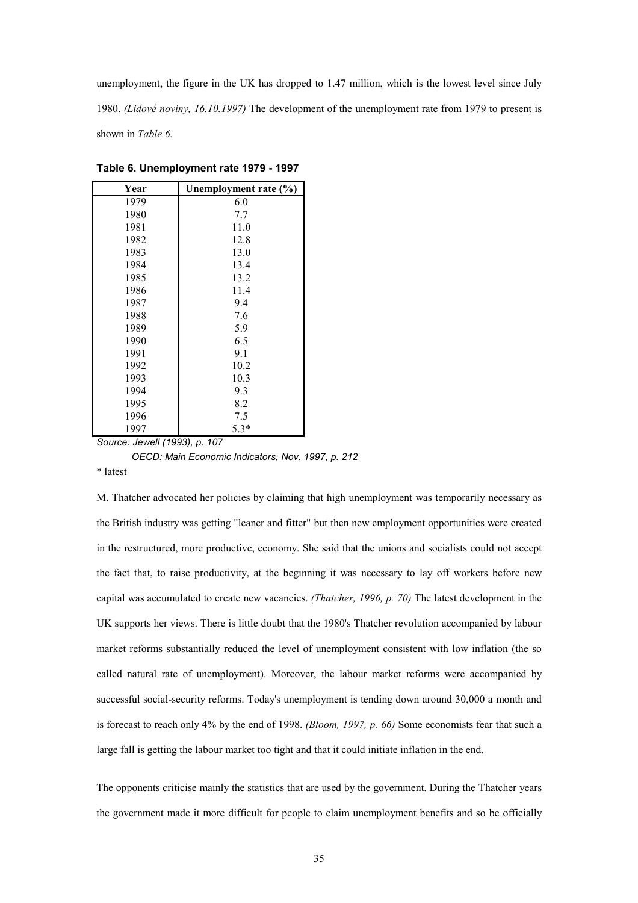unemployment, the figure in the UK has dropped to 1.47 million, which is the lowest level since July 1980. *(Lidové noviny, 16.10.1997)* The development of the unemployment rate from 1979 to present is shown in *Table 6.*

**Table 6. Unemployment rate 1979 - 1997**

| Year | Unemployment rate (%) |
|---|---|
| 1979 | 6.0 |
| 1980 | 7.7 |
| 1981 | 11.0 |
| 1982 | 12.8 |
| 1983 | 13.0 |
| 1984 | 13.4 |
| 1985 | 13.2 |
| 1986 | 11.4 |
| 1987 | 9.4 |
| 1988 | 7.6 |
| 1989 | 5.9 |
| 1990 | 6.5 |
| 1991 | 9.1 |
| 1992 | 10.2 |
| 1993 | 10.3 |
| 1994 | 9.3 |
| 1995 | 8.2 |
| 1996 | 7.5 |
| 1997 | 5.3* |

*Source: Jewell (1993), p. 107*

*OECD: Main Economic Indicators, Nov. 1997, p. 212*

\* latest

M. Thatcher advocated her policies by claiming that high unemployment was temporarily necessary as the British industry was getting "leaner and fitter" but then new employment opportunities were created in the restructured, more productive, economy. She said that the unions and socialists could not accept the fact that, to raise productivity, at the beginning it was necessary to lay off workers before new capital was accumulated to create new vacancies. *(Thatcher, 1996, p. 70)* The latest development in the UK supports her views. There is little doubt that the 1980's Thatcher revolution accompanied by labour market reforms substantially reduced the level of unemployment consistent with low inflation (the so called natural rate of unemployment). Moreover, the labour market reforms were accompanied by successful social-security reforms. Today's unemployment is tending down around 30,000 a month and is forecast to reach only 4% by the end of 1998. *(Bloom, 1997, p. 66)* Some economists fear that such a large fall is getting the labour market too tight and that it could initiate inflation in the end.

The opponents criticise mainly the statistics that are used by the government. During the Thatcher years the government made it more difficult for people to claim unemployment benefits and so be officially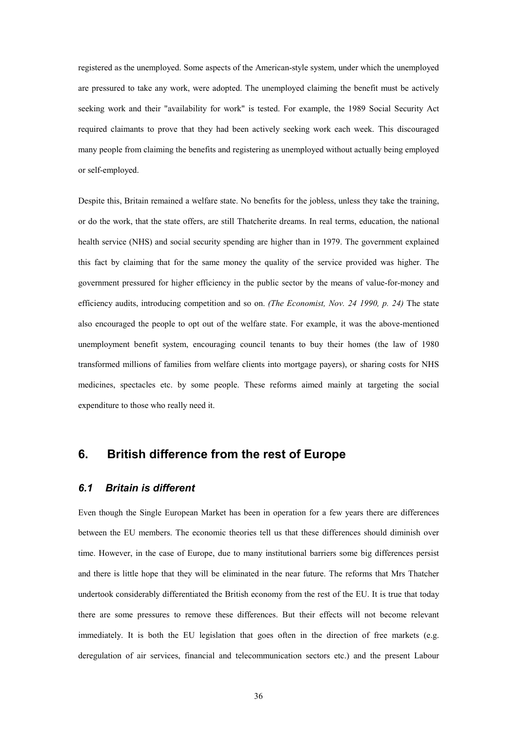registered as the unemployed. Some aspects of the American-style system, under which the unemployed are pressured to take any work, were adopted. The unemployed claiming the benefit must be actively seeking work and their "availability for work" is tested. For example, the 1989 Social Security Act required claimants to prove that they had been actively seeking work each week. This discouraged many people from claiming the benefits and registering as unemployed without actually being employed or self-employed.

Despite this, Britain remained a welfare state. No benefits for the jobless, unless they take the training, or do the work, that the state offers, are still Thatcherite dreams. In real terms, education, the national health service (NHS) and social security spending are higher than in 1979. The government explained this fact by claiming that for the same money the quality of the service provided was higher. The government pressured for higher efficiency in the public sector by the means of value-for-money and efficiency audits, introducing competition and so on. *(The Economist, Nov. 24 1990, p. 24)* The state also encouraged the people to opt out of the welfare state. For example, it was the above-mentioned unemployment benefit system, encouraging council tenants to buy their homes (the law of 1980 transformed millions of families from welfare clients into mortgage payers), or sharing costs for NHS medicines, spectacles etc. by some people. These reforms aimed mainly at targeting the social expenditure to those who really need it.

## 6. British difference from the rest of Europe

### *6.1 Britain is different*

Even though the Single European Market has been in operation for a few years there are differences between the EU members. The economic theories tell us that these differences should diminish over time. However, in the case of Europe, due to many institutional barriers some big differences persist and there is little hope that they will be eliminated in the near future. The reforms that Mrs Thatcher undertook considerably differentiated the British economy from the rest of the EU. It is true that today there are some pressures to remove these differences. But their effects will not become relevant immediately. It is both the EU legislation that goes often in the direction of free markets (e.g. deregulation of air services, financial and telecommunication sectors etc.) and the present Labour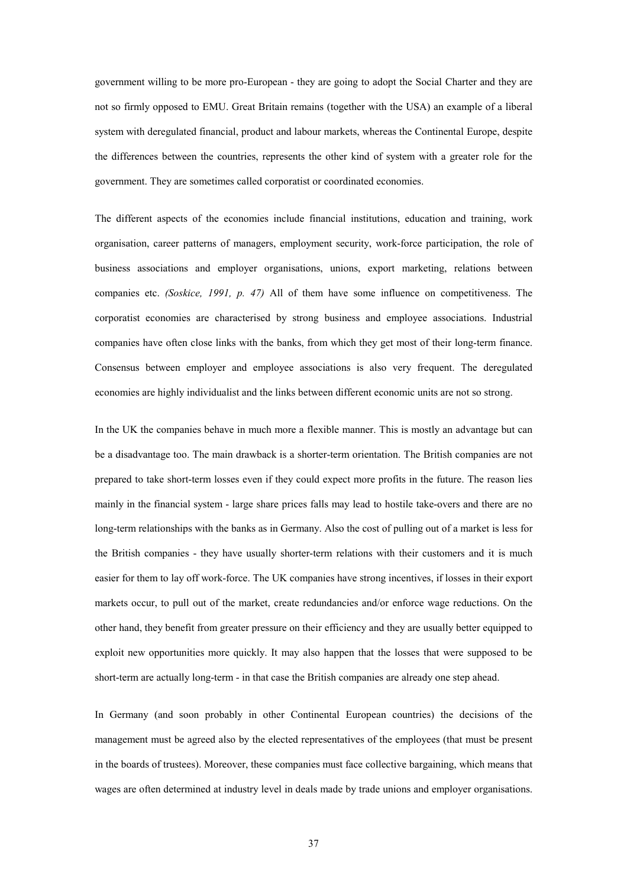government willing to be more pro-European - they are going to adopt the Social Charter and they are not so firmly opposed to EMU. Great Britain remains (together with the USA) an example of a liberal system with deregulated financial, product and labour markets, whereas the Continental Europe, despite the differences between the countries, represents the other kind of system with a greater role for the government. They are sometimes called corporatist or coordinated economies.

The different aspects of the economies include financial institutions, education and training, work organisation, career patterns of managers, employment security, work-force participation, the role of business associations and employer organisations, unions, export marketing, relations between companies etc. *(Soskice, 1991, p. 47)* All of them have some influence on competitiveness. The corporatist economies are characterised by strong business and employee associations. Industrial companies have often close links with the banks, from which they get most of their long-term finance. Consensus between employer and employee associations is also very frequent. The deregulated economies are highly individualist and the links between different economic units are not so strong.

In the UK the companies behave in much more a flexible manner. This is mostly an advantage but can be a disadvantage too. The main drawback is a shorter-term orientation. The British companies are not prepared to take short-term losses even if they could expect more profits in the future. The reason lies mainly in the financial system - large share prices falls may lead to hostile take-overs and there are no long-term relationships with the banks as in Germany. Also the cost of pulling out of a market is less for the British companies - they have usually shorter-term relations with their customers and it is much easier for them to lay off work-force. The UK companies have strong incentives, if losses in their export markets occur, to pull out of the market, create redundancies and/or enforce wage reductions. On the other hand, they benefit from greater pressure on their efficiency and they are usually better equipped to exploit new opportunities more quickly. It may also happen that the losses that were supposed to be short-term are actually long-term - in that case the British companies are already one step ahead.

In Germany (and soon probably in other Continental European countries) the decisions of the management must be agreed also by the elected representatives of the employees (that must be present in the boards of trustees). Moreover, these companies must face collective bargaining, which means that wages are often determined at industry level in deals made by trade unions and employer organisations.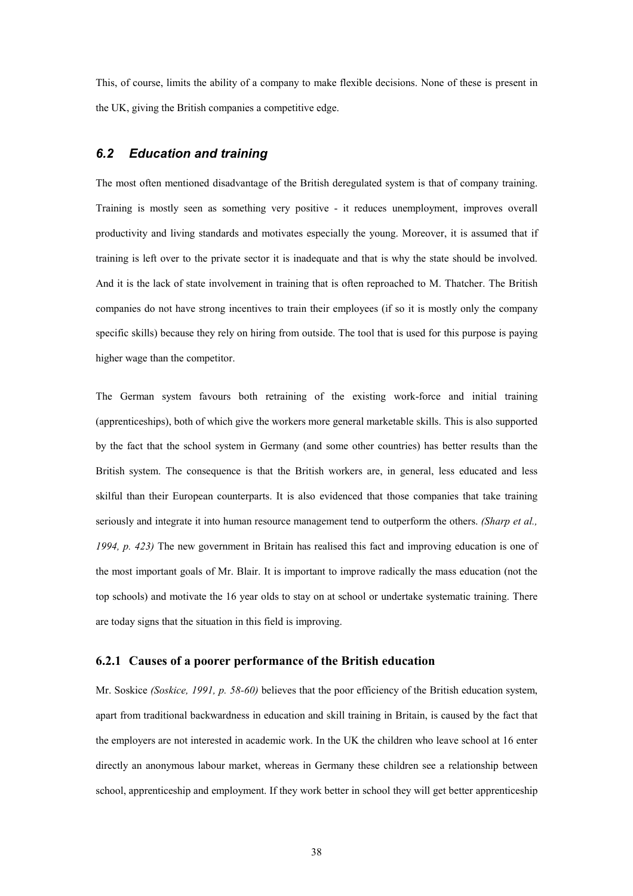This, of course, limits the ability of a company to make flexible decisions. None of these is present in the UK, giving the British companies a competitive edge.

## *6.2 Education and training*

The most often mentioned disadvantage of the British deregulated system is that of company training. Training is mostly seen as something very positive - it reduces unemployment, improves overall productivity and living standards and motivates especially the young. Moreover, it is assumed that if training is left over to the private sector it is inadequate and that is why the state should be involved. And it is the lack of state involvement in training that is often reproached to M. Thatcher. The British companies do not have strong incentives to train their employees (if so it is mostly only the company specific skills) because they rely on hiring from outside. The tool that is used for this purpose is paying higher wage than the competitor.

The German system favours both retraining of the existing work-force and initial training (apprenticeships), both of which give the workers more general marketable skills. This is also supported by the fact that the school system in Germany (and some other countries) has better results than the British system. The consequence is that the British workers are, in general, less educated and less skilful than their European counterparts. It is also evidenced that those companies that take training seriously and integrate it into human resource management tend to outperform the others. *(Sharp et al., 1994, p. 423)* The new government in Britain has realised this fact and improving education is one of the most important goals of Mr. Blair. It is important to improve radically the mass education (not the top schools) and motivate the 16 year olds to stay on at school or undertake systematic training. There are today signs that the situation in this field is improving.

### 6.2.1 Causes of a poorer performance of the British education

Mr. Soskice *(Soskice, 1991, p. 58-60)* believes that the poor efficiency of the British education system, apart from traditional backwardness in education and skill training in Britain, is caused by the fact that the employers are not interested in academic work. In the UK the children who leave school at 16 enter directly an anonymous labour market, whereas in Germany these children see a relationship between school, apprenticeship and employment. If they work better in school they will get better apprenticeship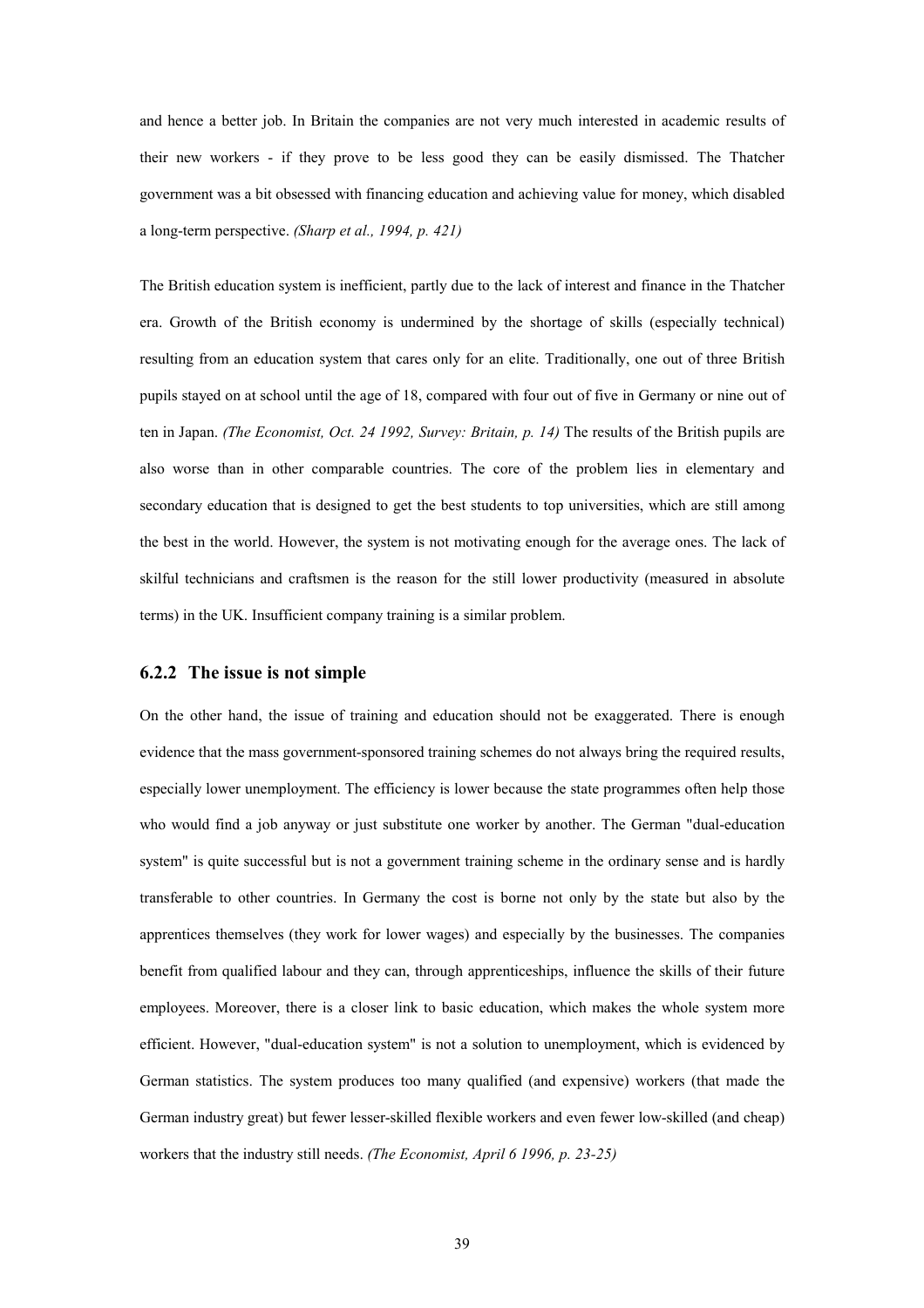and hence a better job. In Britain the companies are not very much interested in academic results of their new workers - if they prove to be less good they can be easily dismissed. The Thatcher government was a bit obsessed with financing education and achieving value for money, which disabled a long-term perspective. *(Sharp et al., 1994, p. 421)*

The British education system is inefficient, partly due to the lack of interest and finance in the Thatcher era. Growth of the British economy is undermined by the shortage of skills (especially technical) resulting from an education system that cares only for an elite. Traditionally, one out of three British pupils stayed on at school until the age of 18, compared with four out of five in Germany or nine out of ten in Japan. *(The Economist, Oct. 24 1992, Survey: Britain, p. 14)* The results of the British pupils are also worse than in other comparable countries. The core of the problem lies in elementary and secondary education that is designed to get the best students to top universities, which are still among the best in the world. However, the system is not motivating enough for the average ones. The lack of skilful technicians and craftsmen is the reason for the still lower productivity (measured in absolute terms) in the UK. Insufficient company training is a similar problem.

### 6.2.2 The issue is not simple

On the other hand, the issue of training and education should not be exaggerated. There is enough evidence that the mass government-sponsored training schemes do not always bring the required results, especially lower unemployment. The efficiency is lower because the state programmes often help those who would find a job anyway or just substitute one worker by another. The German "dual-education system" is quite successful but is not a government training scheme in the ordinary sense and is hardly transferable to other countries. In Germany the cost is borne not only by the state but also by the apprentices themselves (they work for lower wages) and especially by the businesses. The companies benefit from qualified labour and they can, through apprenticeships, influence the skills of their future employees. Moreover, there is a closer link to basic education, which makes the whole system more efficient. However, "dual-education system" is not a solution to unemployment, which is evidenced by German statistics. The system produces too many qualified (and expensive) workers (that made the German industry great) but fewer lesser-skilled flexible workers and even fewer low-skilled (and cheap) workers that the industry still needs. *(The Economist, April 6 1996, p. 23-25)*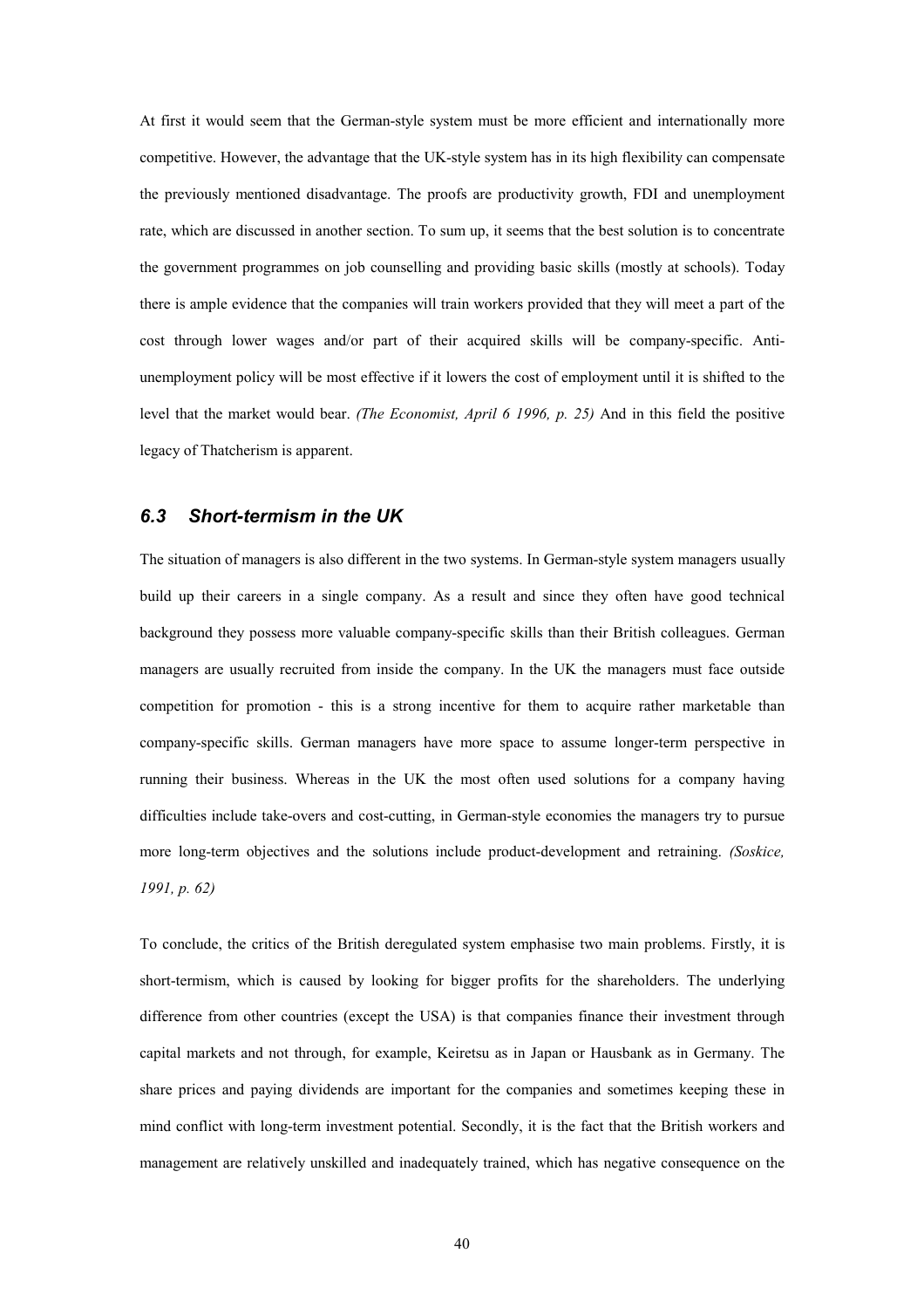At first it would seem that the German-style system must be more efficient and internationally more competitive. However, the advantage that the UK-style system has in its high flexibility can compensate the previously mentioned disadvantage. The proofs are productivity growth, FDI and unemployment rate, which are discussed in another section. To sum up, it seems that the best solution is to concentrate the government programmes on job counselling and providing basic skills (mostly at schools). Today there is ample evidence that the companies will train workers provided that they will meet a part of the cost through lower wages and/or part of their acquired skills will be company-specific. Anti-unemployment policy will be most effective if it lowers the cost of employment until it is shifted to the level that the market would bear. *(The Economist, April 6 1996, p. 25)* And in this field the positive legacy of Thatcherism is apparent.

### *6.3 Short-termism in the UK*

The situation of managers is also different in the two systems. In German-style system managers usually build up their careers in a single company. As a result and since they often have good technical background they possess more valuable company-specific skills than their British colleagues. German managers are usually recruited from inside the company. In the UK the managers must face outside competition for promotion - this is a strong incentive for them to acquire rather marketable than company-specific skills. German managers have more space to assume longer-term perspective in running their business. Whereas in the UK the most often used solutions for a company having difficulties include take-overs and cost-cutting, in German-style economies the managers try to pursue more long-term objectives and the solutions include product-development and retraining. *(Soskice, 1991, p. 62)*

To conclude, the critics of the British deregulated system emphasise two main problems. Firstly, it is short-termism, which is caused by looking for bigger profits for the shareholders. The underlying difference from other countries (except the USA) is that companies finance their investment through capital markets and not through, for example, Keiretsu as in Japan or Hausbank as in Germany. The share prices and paying dividends are important for the companies and sometimes keeping these in mind conflict with long-term investment potential. Secondly, it is the fact that the British workers and management are relatively unskilled and inadequately trained, which has negative consequence on the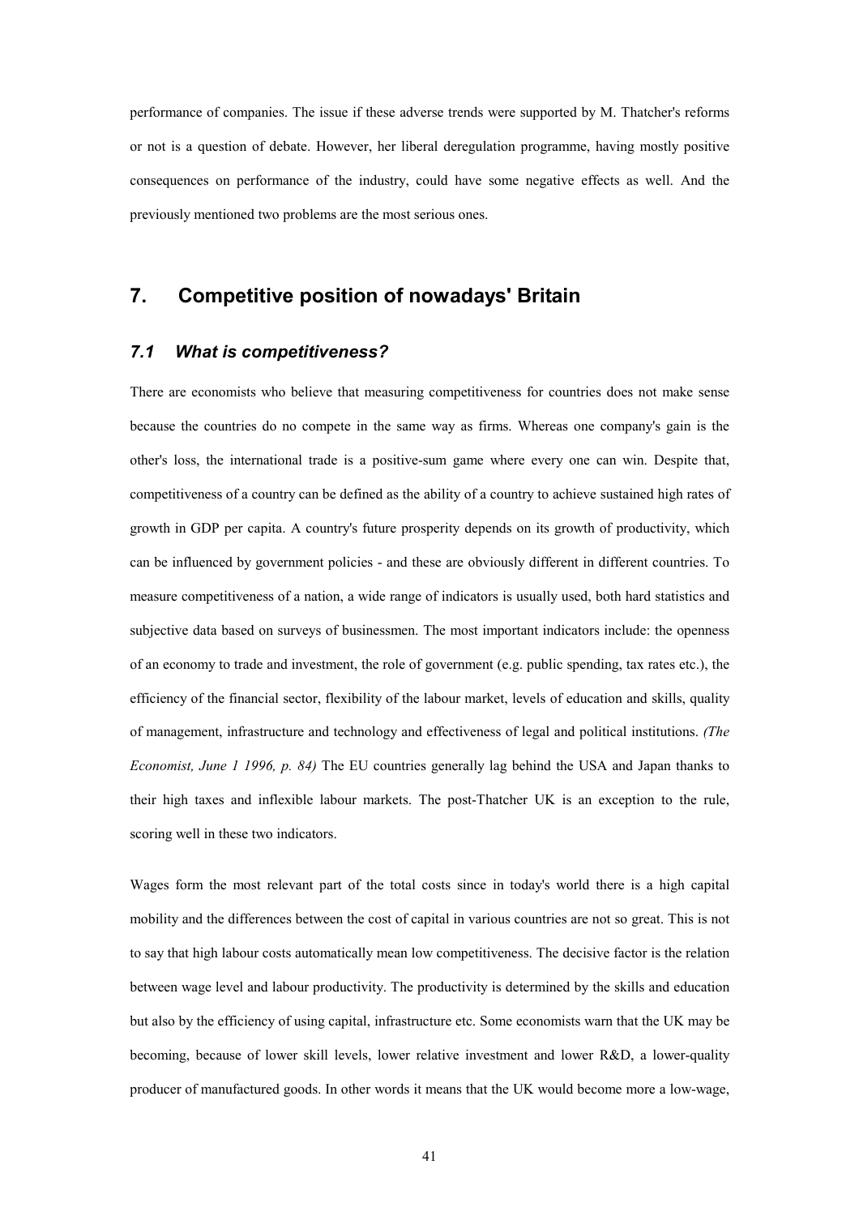performance of companies. The issue if these adverse trends were supported by M. Thatcher's reforms or not is a question of debate. However, her liberal deregulation programme, having mostly positive consequences on performance of the industry, could have some negative effects as well. And the previously mentioned two problems are the most serious ones.

# 7. Competitive position of nowadays' Britain

## *7.1 What is competitiveness?*

There are economists who believe that measuring competitiveness for countries does not make sense because the countries do no compete in the same way as firms. Whereas one company's gain is the other's loss, the international trade is a positive-sum game where every one can win. Despite that, competitiveness of a country can be defined as the ability of a country to achieve sustained high rates of growth in GDP per capita. A country's future prosperity depends on its growth of productivity, which can be influenced by government policies - and these are obviously different in different countries. To measure competitiveness of a nation, a wide range of indicators is usually used, both hard statistics and subjective data based on surveys of businessmen. The most important indicators include: the openness of an economy to trade and investment, the role of government (e.g. public spending, tax rates etc.), the efficiency of the financial sector, flexibility of the labour market, levels of education and skills, quality of management, infrastructure and technology and effectiveness of legal and political institutions. *(The Economist, June 1 1996, p. 84)* The EU countries generally lag behind the USA and Japan thanks to their high taxes and inflexible labour markets. The post-Thatcher UK is an exception to the rule, scoring well in these two indicators.

Wages form the most relevant part of the total costs since in today's world there is a high capital mobility and the differences between the cost of capital in various countries are not so great. This is not to say that high labour costs automatically mean low competitiveness. The decisive factor is the relation between wage level and labour productivity. The productivity is determined by the skills and education but also by the efficiency of using capital, infrastructure etc. Some economists warn that the UK may be becoming, because of lower skill levels, lower relative investment and lower R&D, a lower-quality producer of manufactured goods. In other words it means that the UK would become more a low-wage,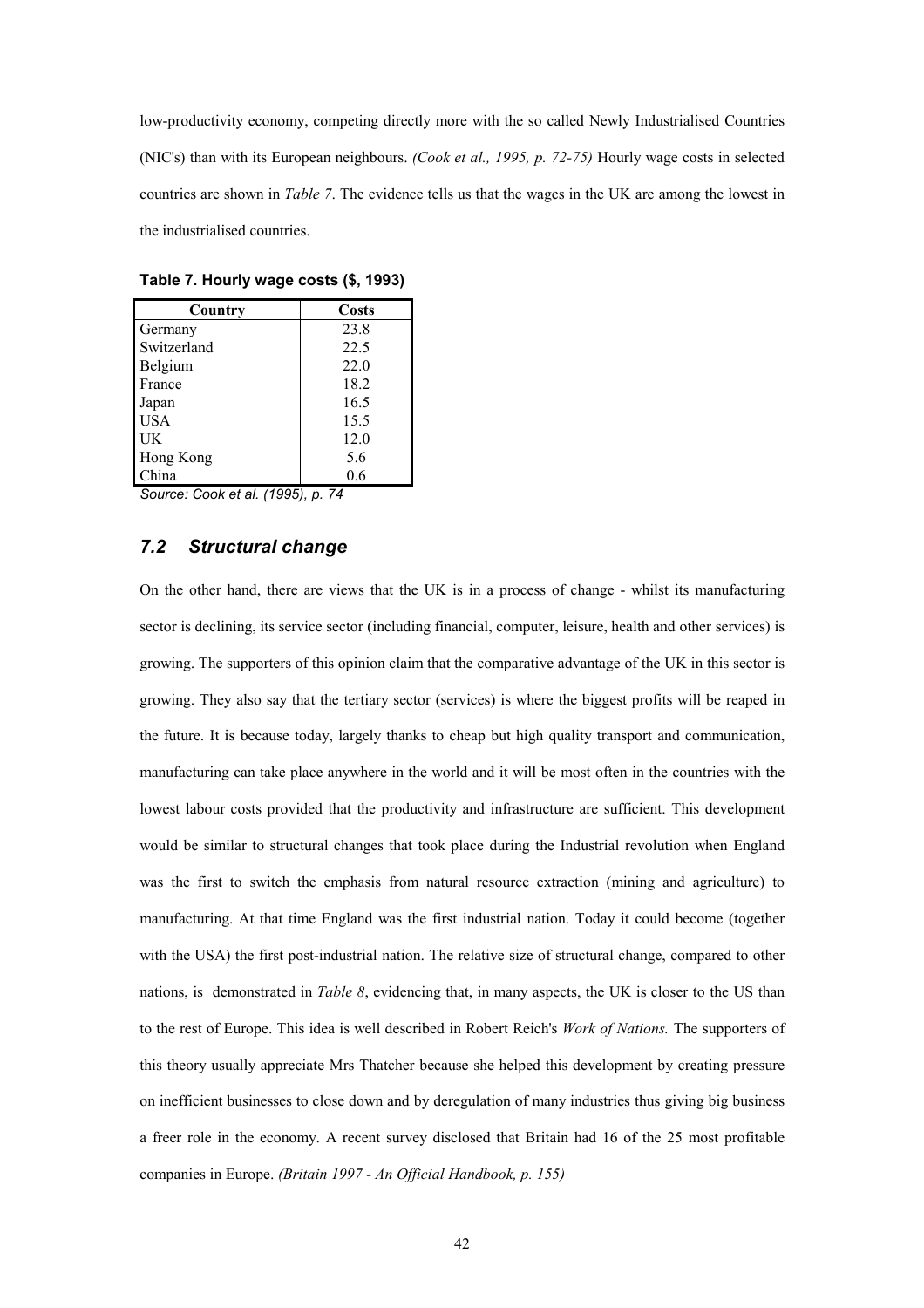low-productivity economy, competing directly more with the so called Newly Industrialised Countries (NIC's) than with its European neighbours. *(Cook et al., 1995, p. 72-75)* Hourly wage costs in selected countries are shown in *Table 7*. The evidence tells us that the wages in the UK are among the lowest in the industrialised countries.

**Table 7. Hourly wage costs ($, 1993)**

| Country | Costs |
|---|---|
| Germany | 23.8 |
| Switzerland | 22.5 |
| Belgium | 22.0 |
| France | 18.2 |
| Japan | 16.5 |
| USA | 15.5 |
| UK | 12.0 |
| Hong Kong | 5.6 |
| China | 0.6 |

*Source: Cook et al. (1995), p. 74*

## *7.2 Structural change*

On the other hand, there are views that the UK is in a process of change - whilst its manufacturing sector is declining, its service sector (including financial, computer, leisure, health and other services) is growing. The supporters of this opinion claim that the comparative advantage of the UK in this sector is growing. They also say that the tertiary sector (services) is where the biggest profits will be reaped in the future. It is because today, largely thanks to cheap but high quality transport and communication, manufacturing can take place anywhere in the world and it will be most often in the countries with the lowest labour costs provided that the productivity and infrastructure are sufficient. This development would be similar to structural changes that took place during the Industrial revolution when England was the first to switch the emphasis from natural resource extraction (mining and agriculture) to manufacturing. At that time England was the first industrial nation. Today it could become (together with the USA) the first post-industrial nation. The relative size of structural change, compared to other nations, is demonstrated in *Table 8*, evidencing that, in many aspects, the UK is closer to the US than to the rest of Europe. This idea is well described in Robert Reich's *Work of Nations.* The supporters of this theory usually appreciate Mrs Thatcher because she helped this development by creating pressure on inefficient businesses to close down and by deregulation of many industries thus giving big business a freer role in the economy. A recent survey disclosed that Britain had 16 of the 25 most profitable companies in Europe. *(Britain 1997 - An Official Handbook, p. 155)*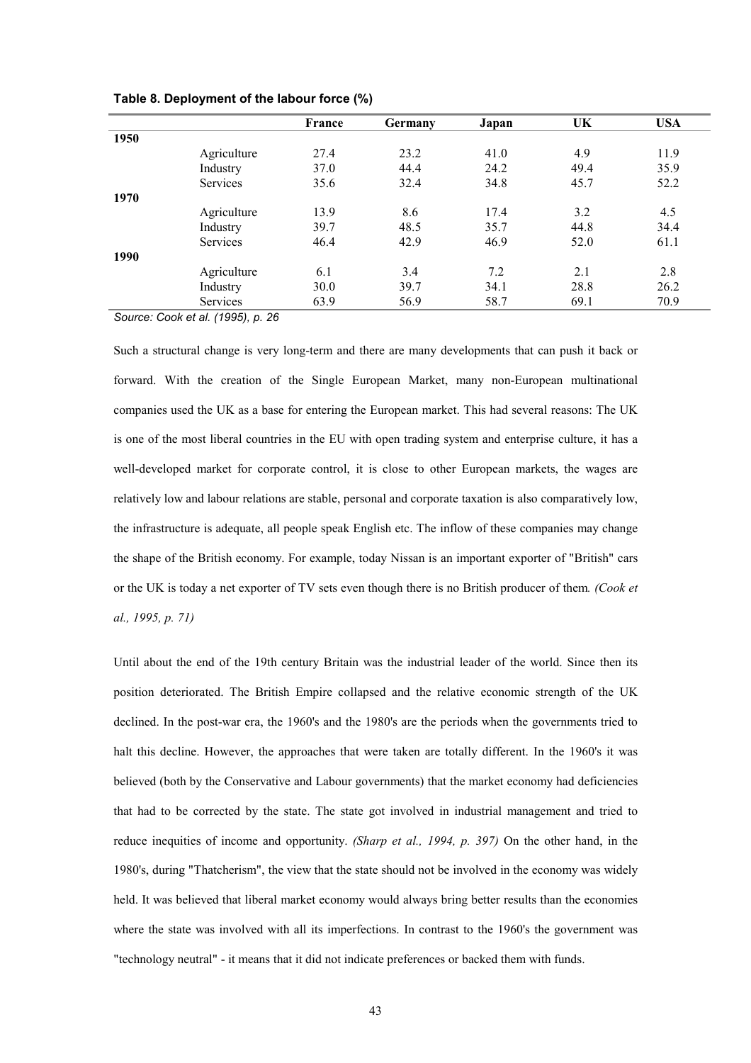**Table 8. Deployment of the labour force (%)**

| | | France | Germany | Japan | UK | USA |
|---|---|---|---|---|---|---|
| **1950** | | | | | | |
| | Agriculture | 27.4 | 23.2 | 41.0 | 4.9 | 11.9 |
| | Industry | 37.0 | 44.4 | 24.2 | 49.4 | 35.9 |
| | Services | 35.6 | 32.4 | 34.8 | 45.7 | 52.2 |
| **1970** | | | | | | |
| | Agriculture | 13.9 | 8.6 | 17.4 | 3.2 | 4.5 |
| | Industry | 39.7 | 48.5 | 35.7 | 44.8 | 34.4 |
| | Services | 46.4 | 42.9 | 46.9 | 52.0 | 61.1 |
| **1990** | | | | | | |
| | Agriculture | 6.1 | 3.4 | 7.2 | 2.1 | 2.8 |
| | Industry | 30.0 | 39.7 | 34.1 | 28.8 | 26.2 |
| | Services | 63.9 | 56.9 | 58.7 | 69.1 | 70.9 |

*Source: Cook et al. (1995), p. 26*

Such a structural change is very long-term and there are many developments that can push it back or forward. With the creation of the Single European Market, many non-European multinational companies used the UK as a base for entering the European market. This had several reasons: The UK is one of the most liberal countries in the EU with open trading system and enterprise culture, it has a well-developed market for corporate control, it is close to other European markets, the wages are relatively low and labour relations are stable, personal and corporate taxation is also comparatively low, the infrastructure is adequate, all people speak English etc. The inflow of these companies may change the shape of the British economy. For example, today Nissan is an important exporter of "British" cars or the UK is today a net exporter of TV sets even though there is no British producer of them. *(Cook et al., 1995, p. 71)*

Until about the end of the 19th century Britain was the industrial leader of the world. Since then its position deteriorated. The British Empire collapsed and the relative economic strength of the UK declined. In the post-war era, the 1960's and the 1980's are the periods when the governments tried to halt this decline. However, the approaches that were taken are totally different. In the 1960's it was believed (both by the Conservative and Labour governments) that the market economy had deficiencies that had to be corrected by the state. The state got involved in industrial management and tried to reduce inequities of income and opportunity. *(Sharp et al., 1994, p. 397)* On the other hand, in the 1980's, during "Thatcherism", the view that the state should not be involved in the economy was widely held. It was believed that liberal market economy would always bring better results than the economies where the state was involved with all its imperfections. In contrast to the 1960's the government was "technology neutral" - it means that it did not indicate preferences or backed them with funds.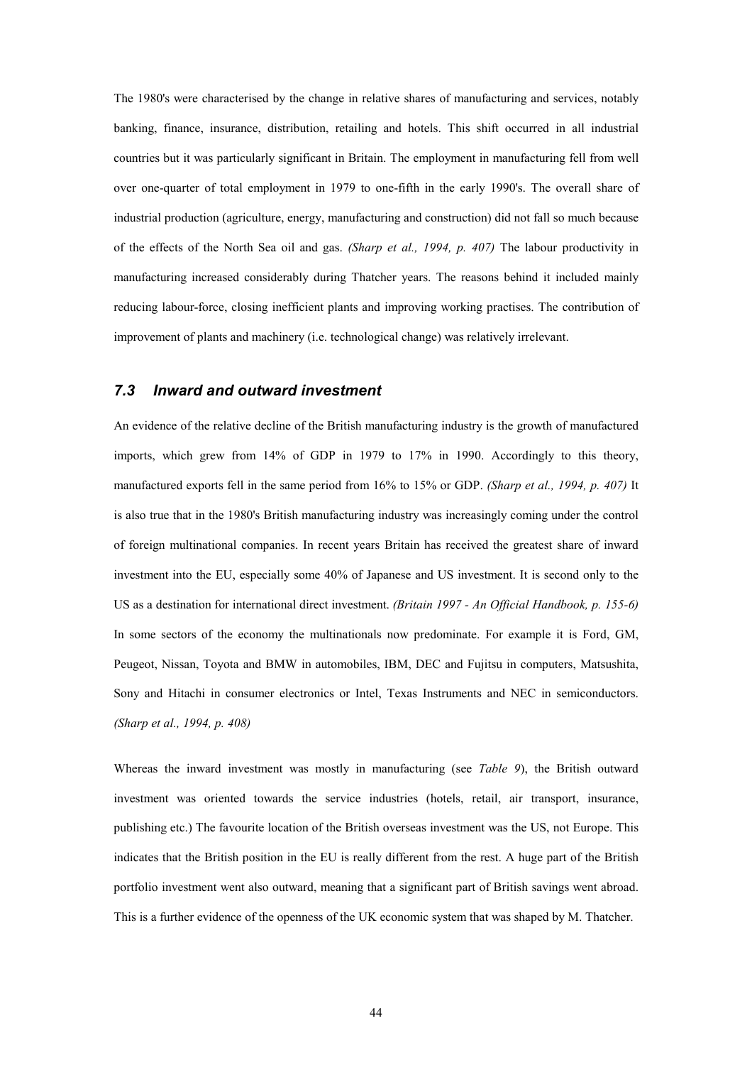The 1980's were characterised by the change in relative shares of manufacturing and services, notably banking, finance, insurance, distribution, retailing and hotels. This shift occurred in all industrial countries but it was particularly significant in Britain. The employment in manufacturing fell from well over one-quarter of total employment in 1979 to one-fifth in the early 1990's. The overall share of industrial production (agriculture, energy, manufacturing and construction) did not fall so much because of the effects of the North Sea oil and gas. *(Sharp et al., 1994, p. 407)* The labour productivity in manufacturing increased considerably during Thatcher years. The reasons behind it included mainly reducing labour-force, closing inefficient plants and improving working practises. The contribution of improvement of plants and machinery (i.e. technological change) was relatively irrelevant.

## 7.3 Inward and outward investment

An evidence of the relative decline of the British manufacturing industry is the growth of manufactured imports, which grew from 14% of GDP in 1979 to 17% in 1990. Accordingly to this theory, manufactured exports fell in the same period from 16% to 15% or GDP. *(Sharp et al., 1994, p. 407)* It is also true that in the 1980's British manufacturing industry was increasingly coming under the control of foreign multinational companies. In recent years Britain has received the greatest share of inward investment into the EU, especially some 40% of Japanese and US investment. It is second only to the US as a destination for international direct investment. *(Britain 1997 - An Official Handbook, p. 155-6)* In some sectors of the economy the multinationals now predominate. For example it is Ford, GM, Peugeot, Nissan, Toyota and BMW in automobiles, IBM, DEC and Fujitsu in computers, Matsushita, Sony and Hitachi in consumer electronics or Intel, Texas Instruments and NEC in semiconductors. *(Sharp et al., 1994, p. 408)*

Whereas the inward investment was mostly in manufacturing (see *Table 9*), the British outward investment was oriented towards the service industries (hotels, retail, air transport, insurance, publishing etc.) The favourite location of the British overseas investment was the US, not Europe. This indicates that the British position in the EU is really different from the rest. A huge part of the British portfolio investment went also outward, meaning that a significant part of British savings went abroad. This is a further evidence of the openness of the UK economic system that was shaped by M. Thatcher.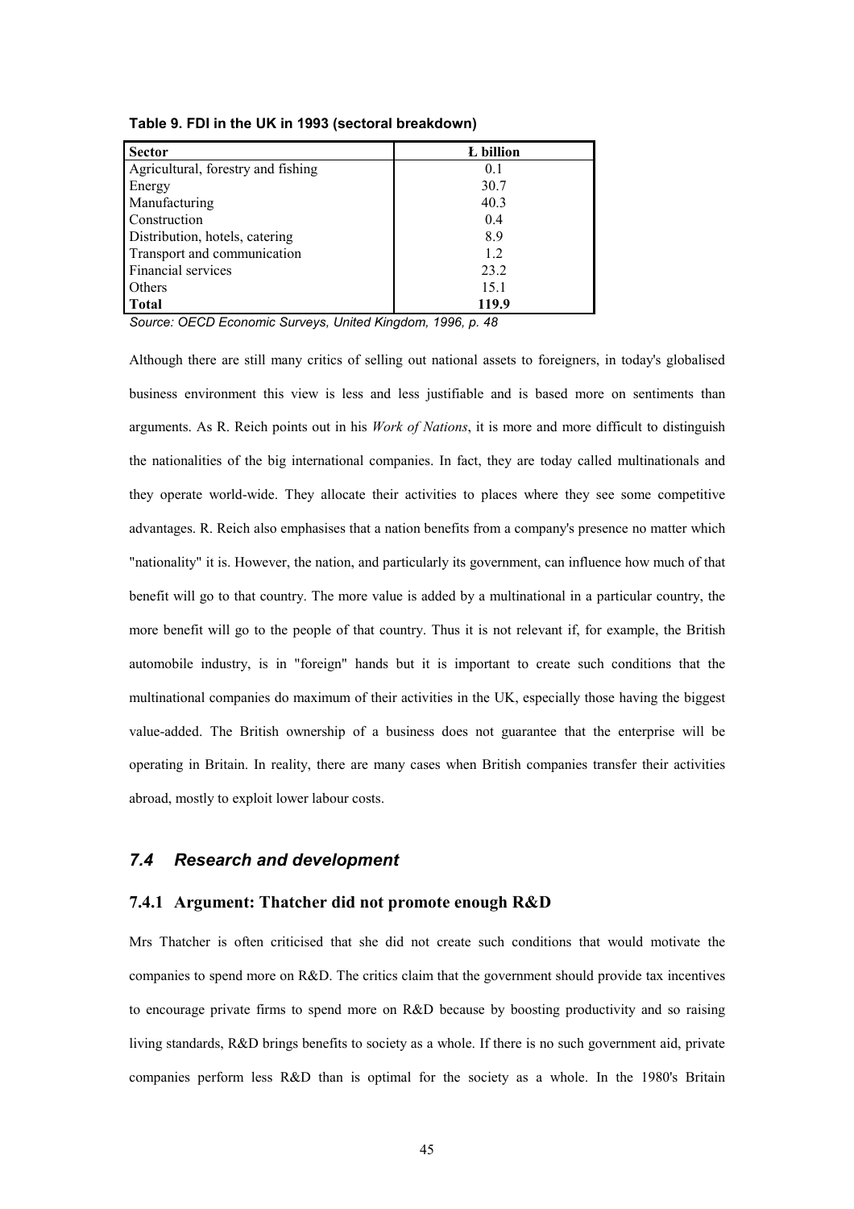**Table 9. FDI in the UK in 1993 (sectoral breakdown)**

| Sector | Ł billion |
|---|---|
| Agricultural, forestry and fishing | 0.1 |
| Energy | 30.7 |
| Manufacturing | 40.3 |
| Construction | 0.4 |
| Distribution, hotels, catering | 8.9 |
| Transport and communication | 1.2 |
| Financial services | 23.2 |
| Others | 15.1 |
| **Total** | **119.9** |

*Source: OECD Economic Surveys, United Kingdom, 1996, p. 48*

Although there are still many critics of selling out national assets to foreigners, in today's globalised business environment this view is less and less justifiable and is based more on sentiments than arguments. As R. Reich points out in his *Work of Nations*, it is more and more difficult to distinguish the nationalities of the big international companies. In fact, they are today called multinationals and they operate world-wide. They allocate their activities to places where they see some competitive advantages. R. Reich also emphasises that a nation benefits from a company's presence no matter which "nationality" it is. However, the nation, and particularly its government, can influence how much of that benefit will go to that country. The more value is added by a multinational in a particular country, the more benefit will go to the people of that country. Thus it is not relevant if, for example, the British automobile industry, is in "foreign" hands but it is important to create such conditions that the multinational companies do maximum of their activities in the UK, especially those having the biggest value-added. The British ownership of a business does not guarantee that the enterprise will be operating in Britain. In reality, there are many cases when British companies transfer their activities abroad, mostly to exploit lower labour costs.

## *7.4 Research and development*

### 7.4.1 Argument: Thatcher did not promote enough R&D

Mrs Thatcher is often criticised that she did not create such conditions that would motivate the companies to spend more on R&D. The critics claim that the government should provide tax incentives to encourage private firms to spend more on R&D because by boosting productivity and so raising living standards, R&D brings benefits to society as a whole. If there is no such government aid, private companies perform less R&D than is optimal for the society as a whole. In the 1980's Britain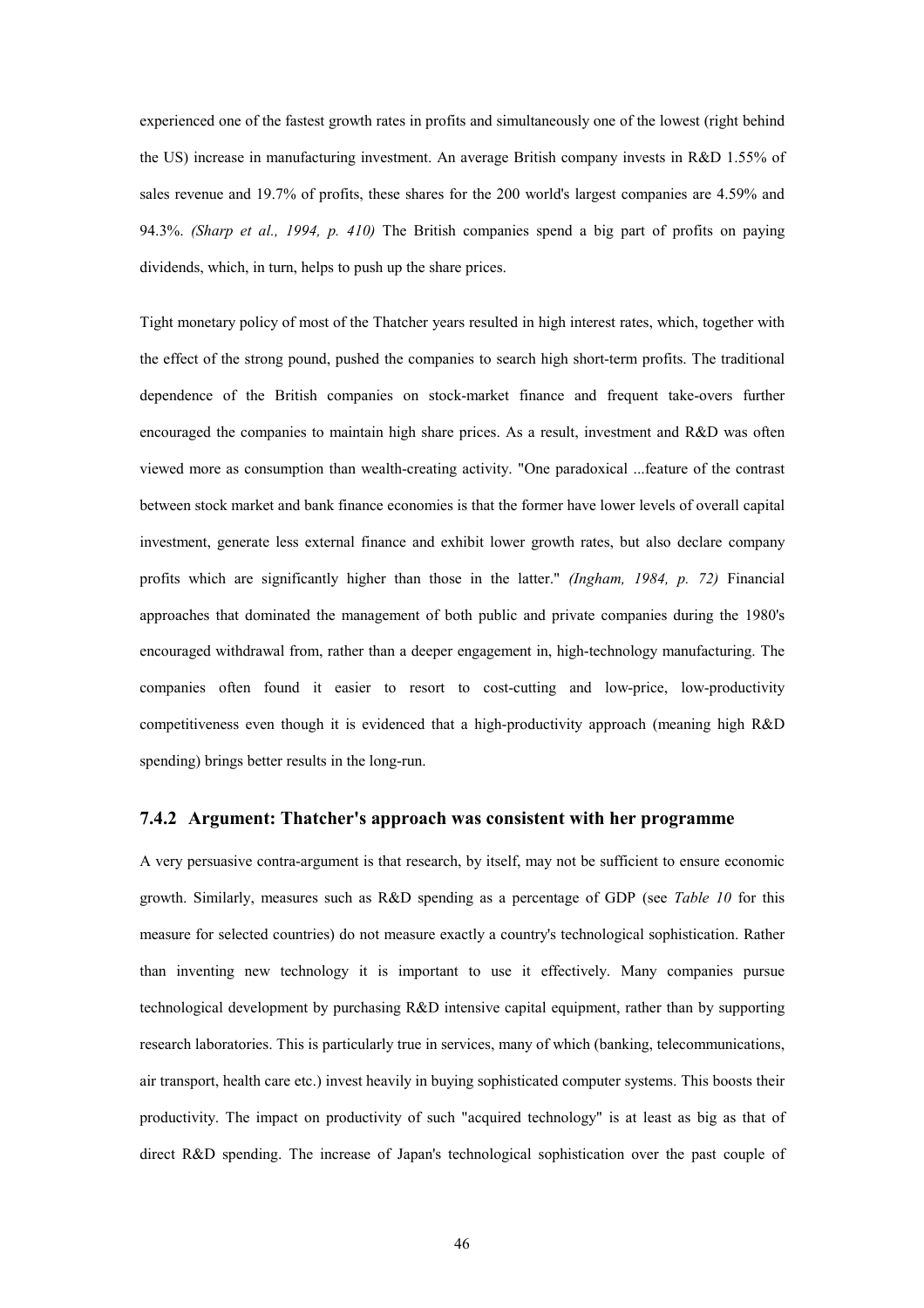experienced one of the fastest growth rates in profits and simultaneously one of the lowest (right behind the US) increase in manufacturing investment. An average British company invests in R&D 1.55% of sales revenue and 19.7% of profits, these shares for the 200 world's largest companies are 4.59% and 94.3%. *(Sharp et al., 1994, p. 410)* The British companies spend a big part of profits on paying dividends, which, in turn, helps to push up the share prices.

Tight monetary policy of most of the Thatcher years resulted in high interest rates, which, together with the effect of the strong pound, pushed the companies to search high short-term profits. The traditional dependence of the British companies on stock-market finance and frequent take-overs further encouraged the companies to maintain high share prices. As a result, investment and R&D was often viewed more as consumption than wealth-creating activity. "One paradoxical ...feature of the contrast between stock market and bank finance economies is that the former have lower levels of overall capital investment, generate less external finance and exhibit lower growth rates, but also declare company profits which are significantly higher than those in the latter." *(Ingham, 1984, p. 72)* Financial approaches that dominated the management of both public and private companies during the 1980's encouraged withdrawal from, rather than a deeper engagement in, high-technology manufacturing. The companies often found it easier to resort to cost-cutting and low-price, low-productivity competitiveness even though it is evidenced that a high-productivity approach (meaning high R&D spending) brings better results in the long-run.

### 7.4.2 Argument: Thatcher's approach was consistent with her programme

A very persuasive contra-argument is that research, by itself, may not be sufficient to ensure economic growth. Similarly, measures such as R&D spending as a percentage of GDP (see *Table 10* for this measure for selected countries) do not measure exactly a country's technological sophistication. Rather than inventing new technology it is important to use it effectively. Many companies pursue technological development by purchasing R&D intensive capital equipment, rather than by supporting research laboratories. This is particularly true in services, many of which (banking, telecommunications, air transport, health care etc.) invest heavily in buying sophisticated computer systems. This boosts their productivity. The impact on productivity of such "acquired technology" is at least as big as that of direct R&D spending. The increase of Japan's technological sophistication over the past couple of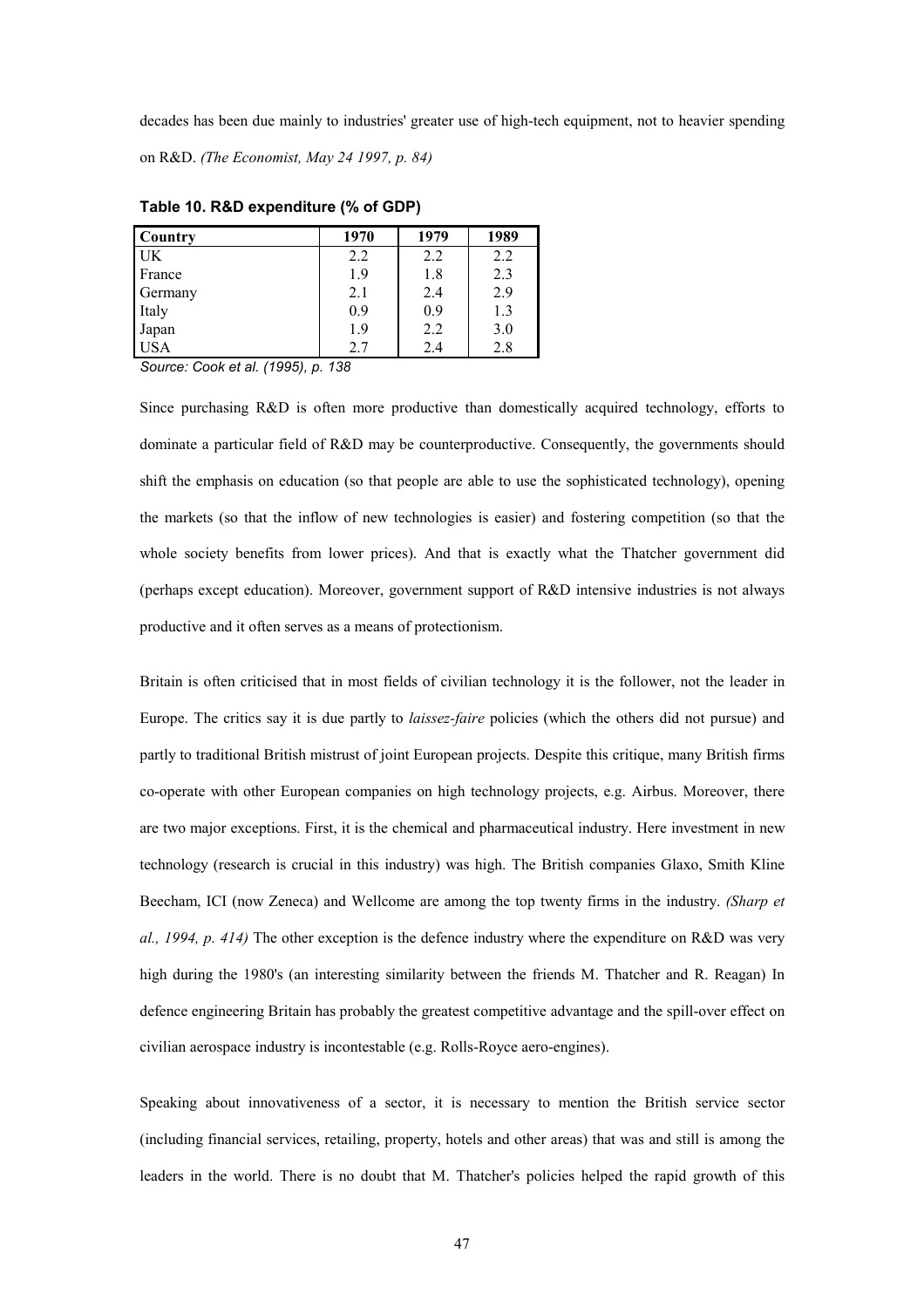decades has been due mainly to industries' greater use of high-tech equipment, not to heavier spending on R&D. *(The Economist, May 24 1997, p. 84)*

**Table 10. R&D expenditure (% of GDP)**

| Country | 1970 | 1979 | 1989 |
|---|---|---|---|
| UK | 2.2 | 2.2 | 2.2 |
| France | 1.9 | 1.8 | 2.3 |
| Germany | 2.1 | 2.4 | 2.9 |
| Italy | 0.9 | 0.9 | 1.3 |
| Japan | 1.9 | 2.2 | 3.0 |
| USA | 2.7 | 2.4 | 2.8 |

*Source: Cook et al. (1995), p. 138*

Since purchasing R&D is often more productive than domestically acquired technology, efforts to dominate a particular field of R&D may be counterproductive. Consequently, the governments should shift the emphasis on education (so that people are able to use the sophisticated technology), opening the markets (so that the inflow of new technologies is easier) and fostering competition (so that the whole society benefits from lower prices). And that is exactly what the Thatcher government did (perhaps except education). Moreover, government support of R&D intensive industries is not always productive and it often serves as a means of protectionism.

Britain is often criticised that in most fields of civilian technology it is the follower, not the leader in Europe. The critics say it is due partly to *laissez-faire* policies (which the others did not pursue) and partly to traditional British mistrust of joint European projects. Despite this critique, many British firms co-operate with other European companies on high technology projects, e.g. Airbus. Moreover, there are two major exceptions. First, it is the chemical and pharmaceutical industry. Here investment in new technology (research is crucial in this industry) was high. The British companies Glaxo, Smith Kline Beecham, ICI (now Zeneca) and Wellcome are among the top twenty firms in the industry. *(Sharp et al., 1994, p. 414)* The other exception is the defence industry where the expenditure on R&D was very high during the 1980's (an interesting similarity between the friends M. Thatcher and R. Reagan) In defence engineering Britain has probably the greatest competitive advantage and the spill-over effect on civilian aerospace industry is incontestable (e.g. Rolls-Royce aero-engines).

Speaking about innovativeness of a sector, it is necessary to mention the British service sector (including financial services, retailing, property, hotels and other areas) that was and still is among the leaders in the world. There is no doubt that M. Thatcher's policies helped the rapid growth of this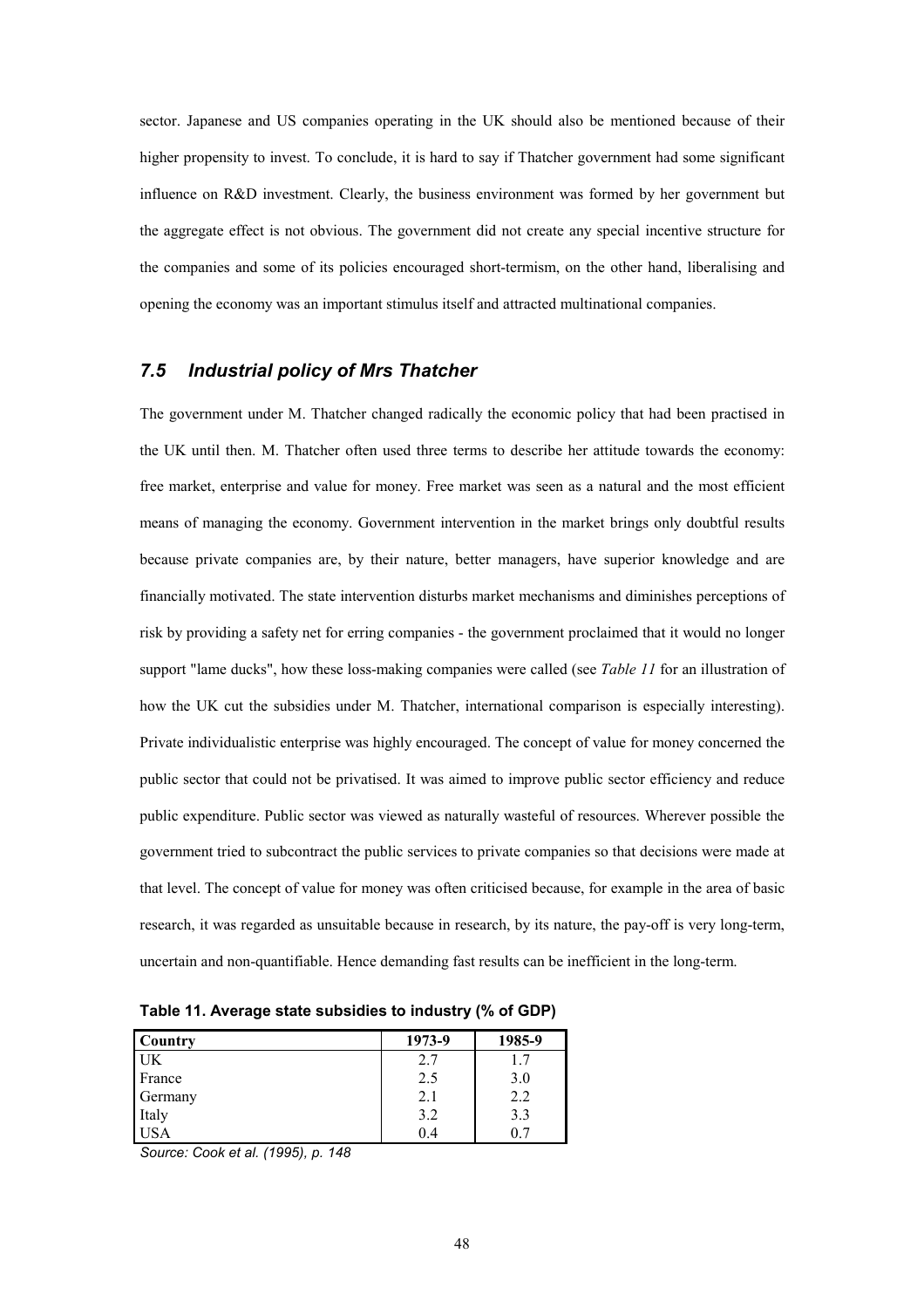sector. Japanese and US companies operating in the UK should also be mentioned because of their higher propensity to invest. To conclude, it is hard to say if Thatcher government had some significant influence on R&D investment. Clearly, the business environment was formed by her government but the aggregate effect is not obvious. The government did not create any special incentive structure for the companies and some of its policies encouraged short-termism, on the other hand, liberalising and opening the economy was an important stimulus itself and attracted multinational companies.

## *7.5 Industrial policy of Mrs Thatcher*

The government under M. Thatcher changed radically the economic policy that had been practised in the UK until then. M. Thatcher often used three terms to describe her attitude towards the economy: free market, enterprise and value for money. Free market was seen as a natural and the most efficient means of managing the economy. Government intervention in the market brings only doubtful results because private companies are, by their nature, better managers, have superior knowledge and are financially motivated. The state intervention disturbs market mechanisms and diminishes perceptions of risk by providing a safety net for erring companies - the government proclaimed that it would no longer support "lame ducks", how these loss-making companies were called (see *Table 11* for an illustration of how the UK cut the subsidies under M. Thatcher, international comparison is especially interesting). Private individualistic enterprise was highly encouraged. The concept of value for money concerned the public sector that could not be privatised. It was aimed to improve public sector efficiency and reduce public expenditure. Public sector was viewed as naturally wasteful of resources. Wherever possible the government tried to subcontract the public services to private companies so that decisions were made at that level. The concept of value for money was often criticised because, for example in the area of basic research, it was regarded as unsuitable because in research, by its nature, the pay-off is very long-term, uncertain and non-quantifiable. Hence demanding fast results can be inefficient in the long-term.

**Table 11. Average state subsidies to industry (% of GDP)**

| Country | 1973-9 | 1985-9 |
|---|---|---|
| UK | 2.7 | 1.7 |
| France | 2.5 | 3.0 |
| Germany | 2.1 | 2.2 |
| Italy | 3.2 | 3.3 |
| USA | 0.4 | 0.7 |

*Source: Cook et al. (1995), p. 148*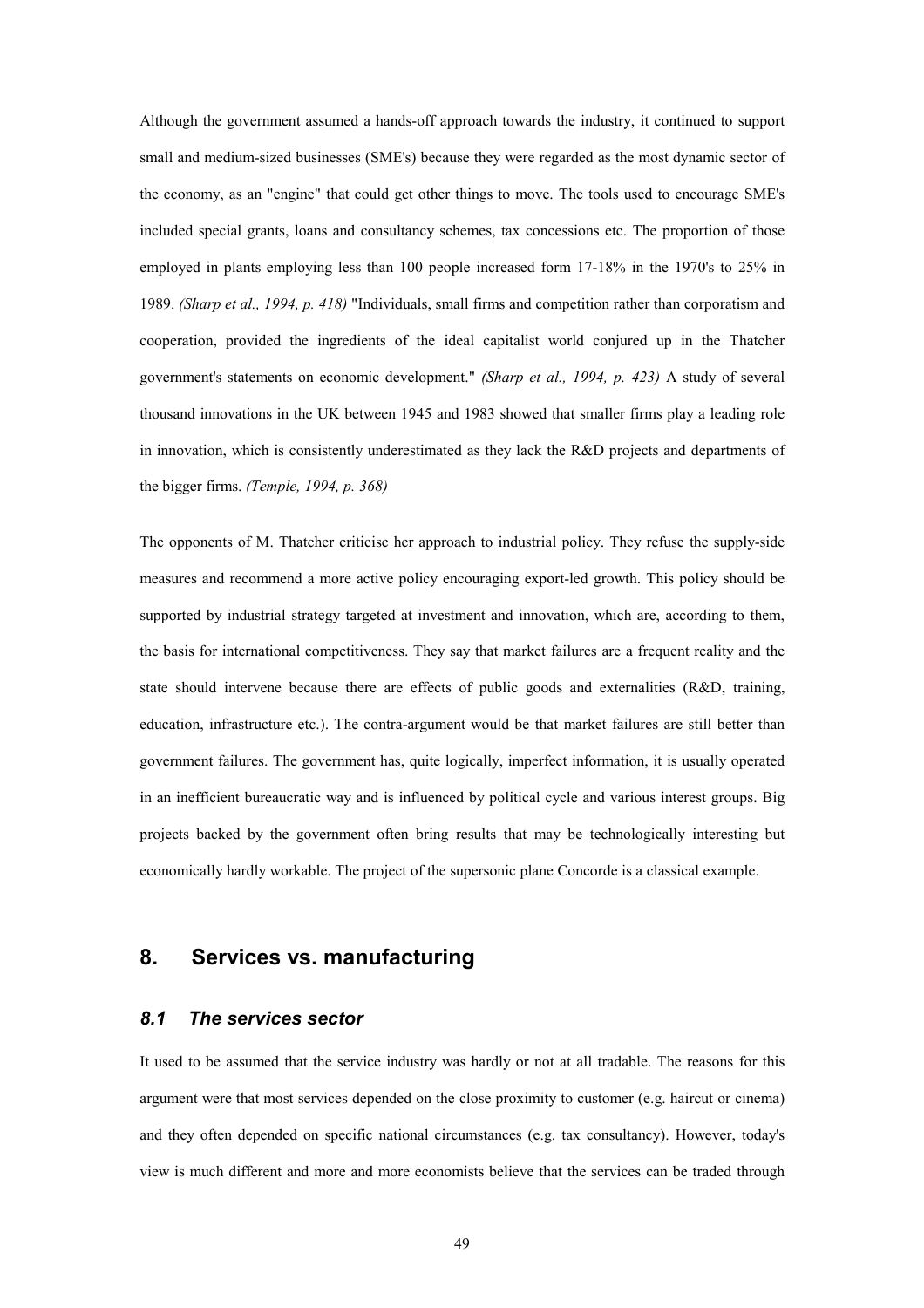Although the government assumed a hands-off approach towards the industry, it continued to support small and medium-sized businesses (SME's) because they were regarded as the most dynamic sector of the economy, as an "engine" that could get other things to move. The tools used to encourage SME's included special grants, loans and consultancy schemes, tax concessions etc. The proportion of those employed in plants employing less than 100 people increased form 17-18% in the 1970's to 25% in 1989. *(Sharp et al., 1994, p. 418)* "Individuals, small firms and competition rather than corporatism and cooperation, provided the ingredients of the ideal capitalist world conjured up in the Thatcher government's statements on economic development." *(Sharp et al., 1994, p. 423)* A study of several thousand innovations in the UK between 1945 and 1983 showed that smaller firms play a leading role in innovation, which is consistently underestimated as they lack the R&D projects and departments of the bigger firms. *(Temple, 1994, p. 368)*

The opponents of M. Thatcher criticise her approach to industrial policy. They refuse the supply-side measures and recommend a more active policy encouraging export-led growth. This policy should be supported by industrial strategy targeted at investment and innovation, which are, according to them, the basis for international competitiveness. They say that market failures are a frequent reality and the state should intervene because there are effects of public goods and externalities (R&D, training, education, infrastructure etc.). The contra-argument would be that market failures are still better than government failures. The government has, quite logically, imperfect information, it is usually operated in an inefficient bureaucratic way and is influenced by political cycle and various interest groups. Big projects backed by the government often bring results that may be technologically interesting but economically hardly workable. The project of the supersonic plane Concorde is a classical example.

# 8. Services vs. manufacturing

## *8.1 The services sector*

It used to be assumed that the service industry was hardly or not at all tradable. The reasons for this argument were that most services depended on the close proximity to customer (e.g. haircut or cinema) and they often depended on specific national circumstances (e.g. tax consultancy). However, today's view is much different and more and more economists believe that the services can be traded through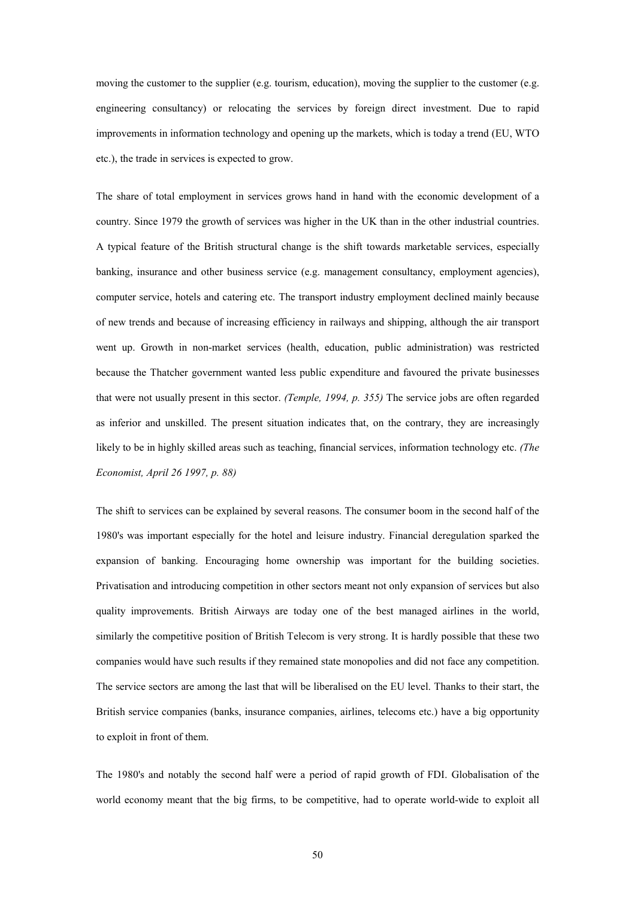moving the customer to the supplier (e.g. tourism, education), moving the supplier to the customer (e.g. engineering consultancy) or relocating the services by foreign direct investment. Due to rapid improvements in information technology and opening up the markets, which is today a trend (EU, WTO etc.), the trade in services is expected to grow.

The share of total employment in services grows hand in hand with the economic development of a country. Since 1979 the growth of services was higher in the UK than in the other industrial countries. A typical feature of the British structural change is the shift towards marketable services, especially banking, insurance and other business service (e.g. management consultancy, employment agencies), computer service, hotels and catering etc. The transport industry employment declined mainly because of new trends and because of increasing efficiency in railways and shipping, although the air transport went up. Growth in non-market services (health, education, public administration) was restricted because the Thatcher government wanted less public expenditure and favoured the private businesses that were not usually present in this sector. *(Temple, 1994, p. 355)* The service jobs are often regarded as inferior and unskilled. The present situation indicates that, on the contrary, they are increasingly likely to be in highly skilled areas such as teaching, financial services, information technology etc. *(The Economist, April 26 1997, p. 88)*

The shift to services can be explained by several reasons. The consumer boom in the second half of the 1980's was important especially for the hotel and leisure industry. Financial deregulation sparked the expansion of banking. Encouraging home ownership was important for the building societies. Privatisation and introducing competition in other sectors meant not only expansion of services but also quality improvements. British Airways are today one of the best managed airlines in the world, similarly the competitive position of British Telecom is very strong. It is hardly possible that these two companies would have such results if they remained state monopolies and did not face any competition. The service sectors are among the last that will be liberalised on the EU level. Thanks to their start, the British service companies (banks, insurance companies, airlines, telecoms etc.) have a big opportunity to exploit in front of them.

The 1980's and notably the second half were a period of rapid growth of FDI. Globalisation of the world economy meant that the big firms, to be competitive, had to operate world-wide to exploit all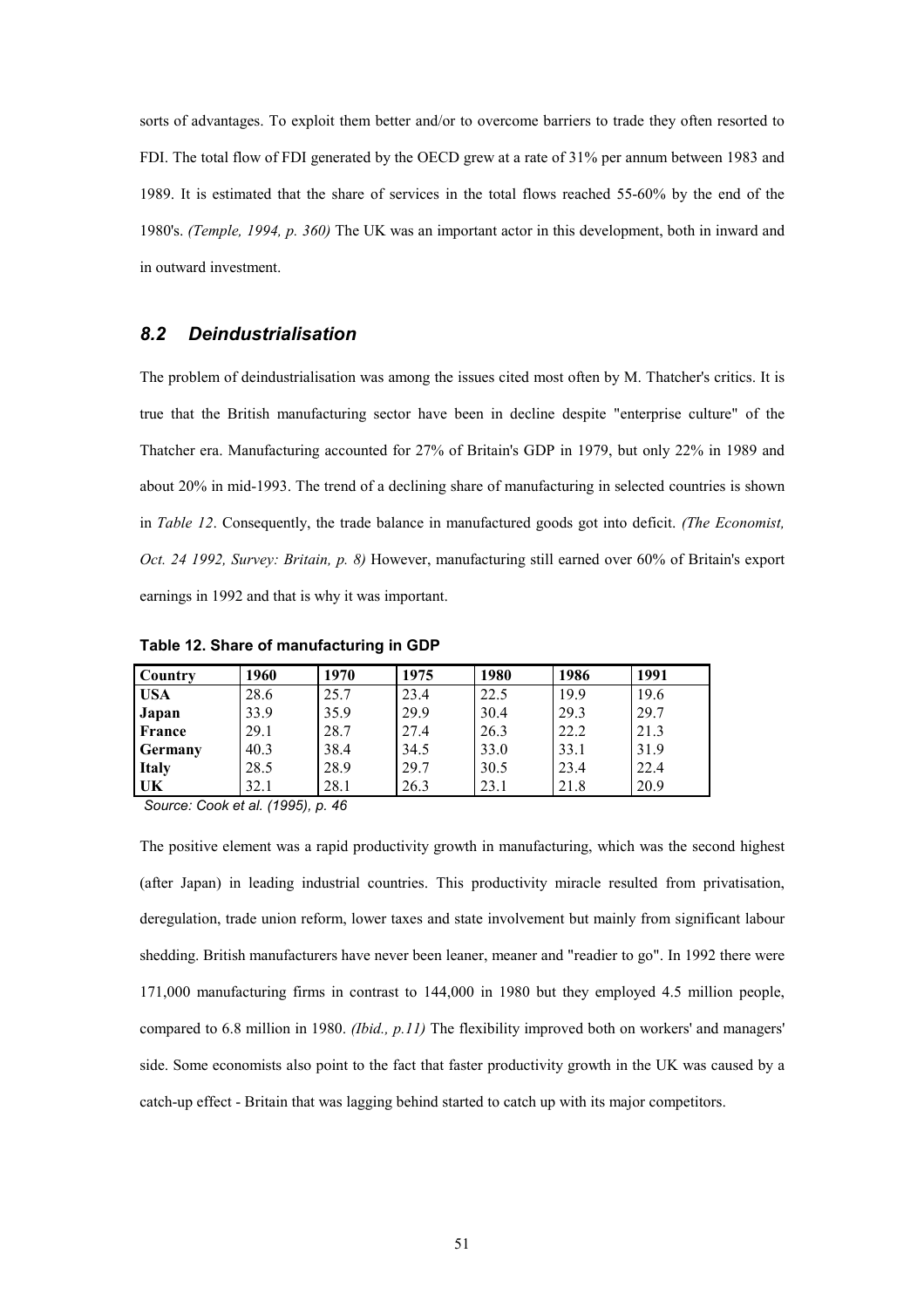sorts of advantages. To exploit them better and/or to overcome barriers to trade they often resorted to FDI. The total flow of FDI generated by the OECD grew at a rate of 31% per annum between 1983 and 1989. It is estimated that the share of services in the total flows reached 55-60% by the end of the 1980's. *(Temple, 1994, p. 360)* The UK was an important actor in this development, both in inward and in outward investment.

## *8.2 Deindustrialisation*

The problem of deindustrialisation was among the issues cited most often by M. Thatcher's critics. It is true that the British manufacturing sector have been in decline despite "enterprise culture" of the Thatcher era. Manufacturing accounted for 27% of Britain's GDP in 1979, but only 22% in 1989 and about 20% in mid-1993. The trend of a declining share of manufacturing in selected countries is shown in *Table 12*. Consequently, the trade balance in manufactured goods got into deficit. *(The Economist, Oct. 24 1992, Survey: Britain, p. 8)* However, manufacturing still earned over 60% of Britain's export earnings in 1992 and that is why it was important.

**Table 12. Share of manufacturing in GDP**

| Country | 1960 | 1970 | 1975 | 1980 | 1986 | 1991 |
|---|---|---|---|---|---|---|
| **USA** | 28.6 | 25.7 | 23.4 | 22.5 | 19.9 | 19.6 |
| **Japan** | 33.9 | 35.9 | 29.9 | 30.4 | 29.3 | 29.7 |
| **France** | 29.1 | 28.7 | 27.4 | 26.3 | 22.2 | 21.3 |
| **Germany** | 40.3 | 38.4 | 34.5 | 33.0 | 33.1 | 31.9 |
| **Italy** | 28.5 | 28.9 | 29.7 | 30.5 | 23.4 | 22.4 |
| **UK** | 32.1 | 28.1 | 26.3 | 23.1 | 21.8 | 20.9 |

*Source: Cook et al. (1995), p. 46*

The positive element was a rapid productivity growth in manufacturing, which was the second highest (after Japan) in leading industrial countries. This productivity miracle resulted from privatisation, deregulation, trade union reform, lower taxes and state involvement but mainly from significant labour shedding. British manufacturers have never been leaner, meaner and "readier to go". In 1992 there were 171,000 manufacturing firms in contrast to 144,000 in 1980 but they employed 4.5 million people, compared to 6.8 million in 1980. *(Ibid., p.11)* The flexibility improved both on workers' and managers' side. Some economists also point to the fact that faster productivity growth in the UK was caused by a catch-up effect - Britain that was lagging behind started to catch up with its major competitors.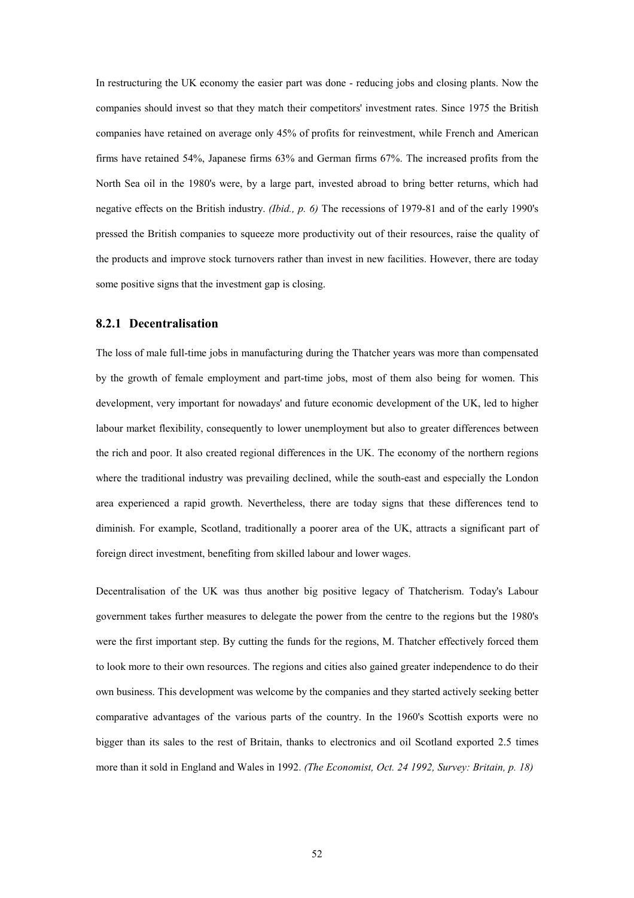In restructuring the UK economy the easier part was done - reducing jobs and closing plants. Now the companies should invest so that they match their competitors' investment rates. Since 1975 the British companies have retained on average only 45% of profits for reinvestment, while French and American firms have retained 54%, Japanese firms 63% and German firms 67%. The increased profits from the North Sea oil in the 1980's were, by a large part, invested abroad to bring better returns, which had negative effects on the British industry. *(Ibid., p. 6)* The recessions of 1979-81 and of the early 1990's pressed the British companies to squeeze more productivity out of their resources, raise the quality of the products and improve stock turnovers rather than invest in new facilities. However, there are today some positive signs that the investment gap is closing.

### 8.2.1 Decentralisation

The loss of male full-time jobs in manufacturing during the Thatcher years was more than compensated by the growth of female employment and part-time jobs, most of them also being for women. This development, very important for nowadays' and future economic development of the UK, led to higher labour market flexibility, consequently to lower unemployment but also to greater differences between the rich and poor. It also created regional differences in the UK. The economy of the northern regions where the traditional industry was prevailing declined, while the south-east and especially the London area experienced a rapid growth. Nevertheless, there are today signs that these differences tend to diminish. For example, Scotland, traditionally a poorer area of the UK, attracts a significant part of foreign direct investment, benefiting from skilled labour and lower wages.

Decentralisation of the UK was thus another big positive legacy of Thatcherism. Today's Labour government takes further measures to delegate the power from the centre to the regions but the 1980's were the first important step. By cutting the funds for the regions, M. Thatcher effectively forced them to look more to their own resources. The regions and cities also gained greater independence to do their own business. This development was welcome by the companies and they started actively seeking better comparative advantages of the various parts of the country. In the 1960's Scottish exports were no bigger than its sales to the rest of Britain, thanks to electronics and oil Scotland exported 2.5 times more than it sold in England and Wales in 1992. *(The Economist, Oct. 24 1992, Survey: Britain, p. 18)*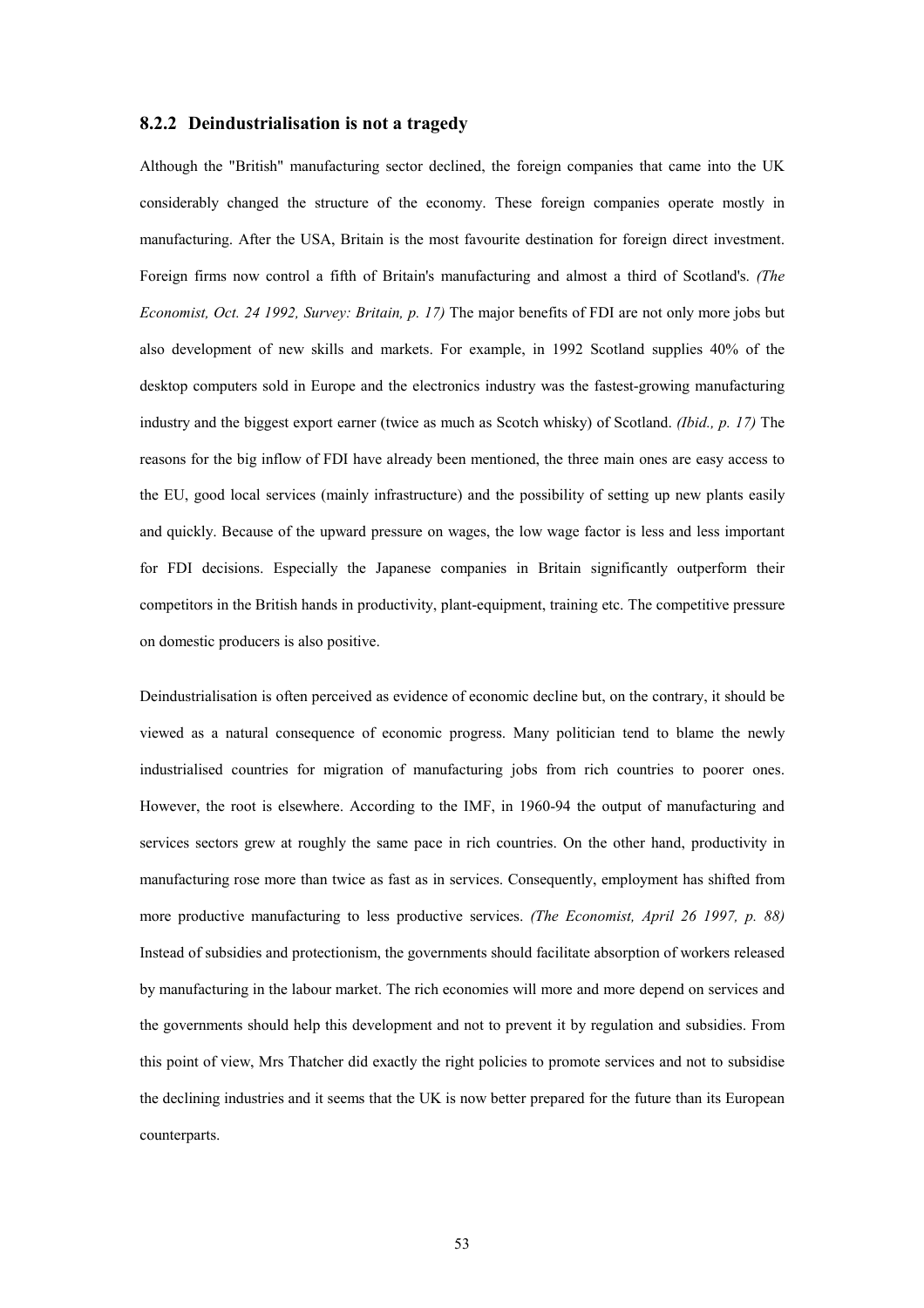### 8.2.2 Deindustrialisation is not a tragedy

Although the "British" manufacturing sector declined, the foreign companies that came into the UK considerably changed the structure of the economy. These foreign companies operate mostly in manufacturing. After the USA, Britain is the most favourite destination for foreign direct investment. Foreign firms now control a fifth of Britain's manufacturing and almost a third of Scotland's. *(The Economist, Oct. 24 1992, Survey: Britain, p. 17)* The major benefits of FDI are not only more jobs but also development of new skills and markets. For example, in 1992 Scotland supplies 40% of the desktop computers sold in Europe and the electronics industry was the fastest-growing manufacturing industry and the biggest export earner (twice as much as Scotch whisky) of Scotland. *(Ibid., p. 17)* The reasons for the big inflow of FDI have already been mentioned, the three main ones are easy access to the EU, good local services (mainly infrastructure) and the possibility of setting up new plants easily and quickly. Because of the upward pressure on wages, the low wage factor is less and less important for FDI decisions. Especially the Japanese companies in Britain significantly outperform their competitors in the British hands in productivity, plant-equipment, training etc. The competitive pressure on domestic producers is also positive.

Deindustrialisation is often perceived as evidence of economic decline but, on the contrary, it should be viewed as a natural consequence of economic progress. Many politician tend to blame the newly industrialised countries for migration of manufacturing jobs from rich countries to poorer ones. However, the root is elsewhere. According to the IMF, in 1960-94 the output of manufacturing and services sectors grew at roughly the same pace in rich countries. On the other hand, productivity in manufacturing rose more than twice as fast as in services. Consequently, employment has shifted from more productive manufacturing to less productive services. *(The Economist, April 26 1997, p. 88)* Instead of subsidies and protectionism, the governments should facilitate absorption of workers released by manufacturing in the labour market. The rich economies will more and more depend on services and the governments should help this development and not to prevent it by regulation and subsidies. From this point of view, Mrs Thatcher did exactly the right policies to promote services and not to subsidise the declining industries and it seems that the UK is now better prepared for the future than its European counterparts.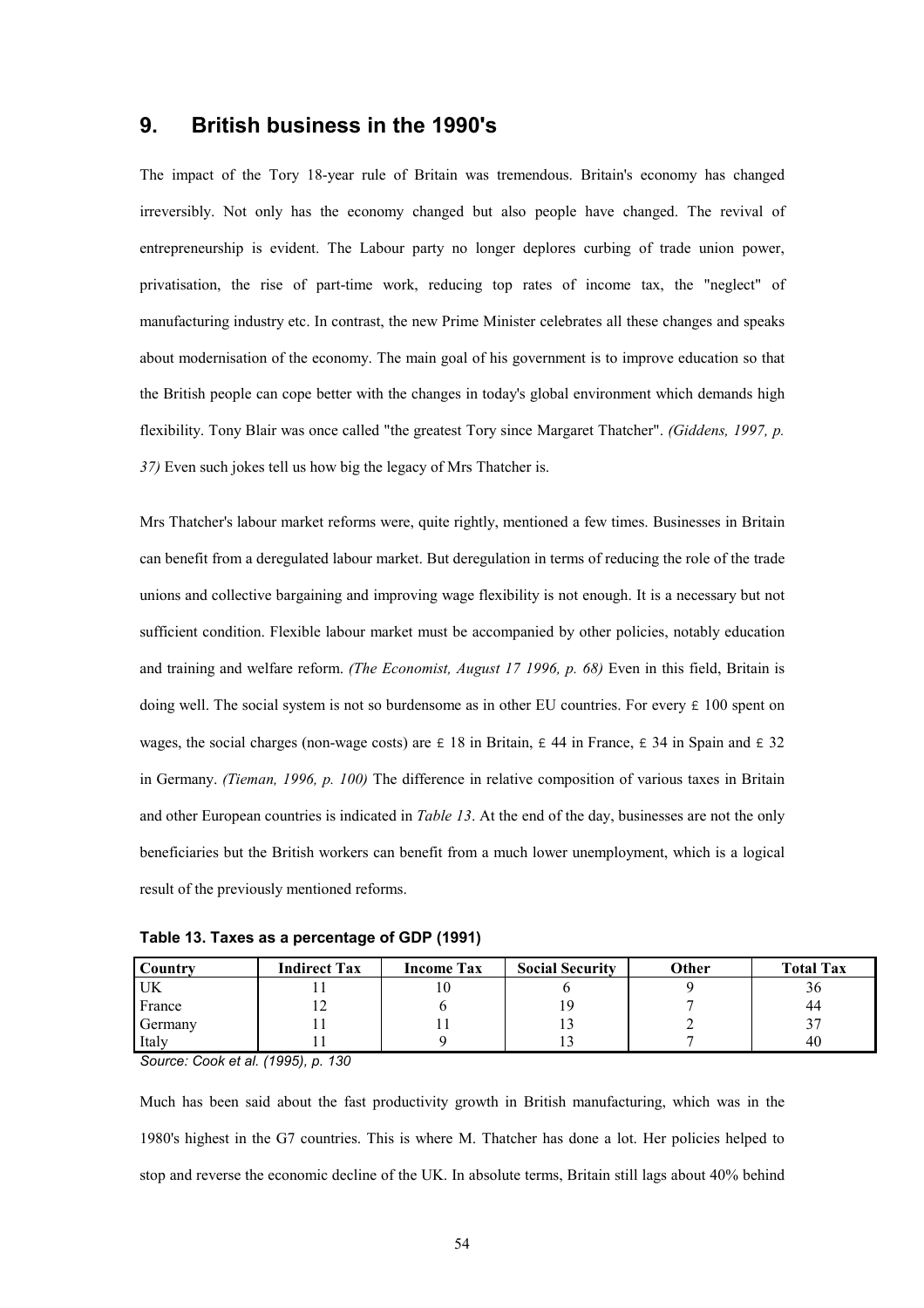## 9. British business in the 1990's

The impact of the Tory 18-year rule of Britain was tremendous. Britain's economy has changed irreversibly. Not only has the economy changed but also people have changed. The revival of entrepreneurship is evident. The Labour party no longer deplores curbing of trade union power, privatisation, the rise of part-time work, reducing top rates of income tax, the "neglect" of manufacturing industry etc. In contrast, the new Prime Minister celebrates all these changes and speaks about modernisation of the economy. The main goal of his government is to improve education so that the British people can cope better with the changes in today's global environment which demands high flexibility. Tony Blair was once called "the greatest Tory since Margaret Thatcher". *(Giddens, 1997, p. 37)* Even such jokes tell us how big the legacy of Mrs Thatcher is.

Mrs Thatcher's labour market reforms were, quite rightly, mentioned a few times. Businesses in Britain can benefit from a deregulated labour market. But deregulation in terms of reducing the role of the trade unions and collective bargaining and improving wage flexibility is not enough. It is a necessary but not sufficient condition. Flexible labour market must be accompanied by other policies, notably education and training and welfare reform. *(The Economist, August 17 1996, p. 68)* Even in this field, Britain is doing well. The social system is not so burdensome as in other EU countries. For every £ 100 spent on wages, the social charges (non-wage costs) are £ 18 in Britain, £ 44 in France, £ 34 in Spain and £ 32 in Germany. *(Tieman, 1996, p. 100)* The difference in relative composition of various taxes in Britain and other European countries is indicated in *Table 13*. At the end of the day, businesses are not the only beneficiaries but the British workers can benefit from a much lower unemployment, which is a logical result of the previously mentioned reforms.

**Table 13. Taxes as a percentage of GDP (1991)**

| Country | Indirect Tax | Income Tax | Social Security | Other | Total Tax |
|---|---|---|---|---|---|
| UK | 11 | 10 | 6 | 9 | 36 |
| France | 12 | 6 | 19 | 7 | 44 |
| Germany | 11 | 11 | 13 | 2 | 37 |
| Italy | 11 | 9 | 13 | 7 | 40 |

*Source: Cook et al. (1995), p. 130*

Much has been said about the fast productivity growth in British manufacturing, which was in the 1980's highest in the G7 countries. This is where M. Thatcher has done a lot. Her policies helped to stop and reverse the economic decline of the UK. In absolute terms, Britain still lags about 40% behind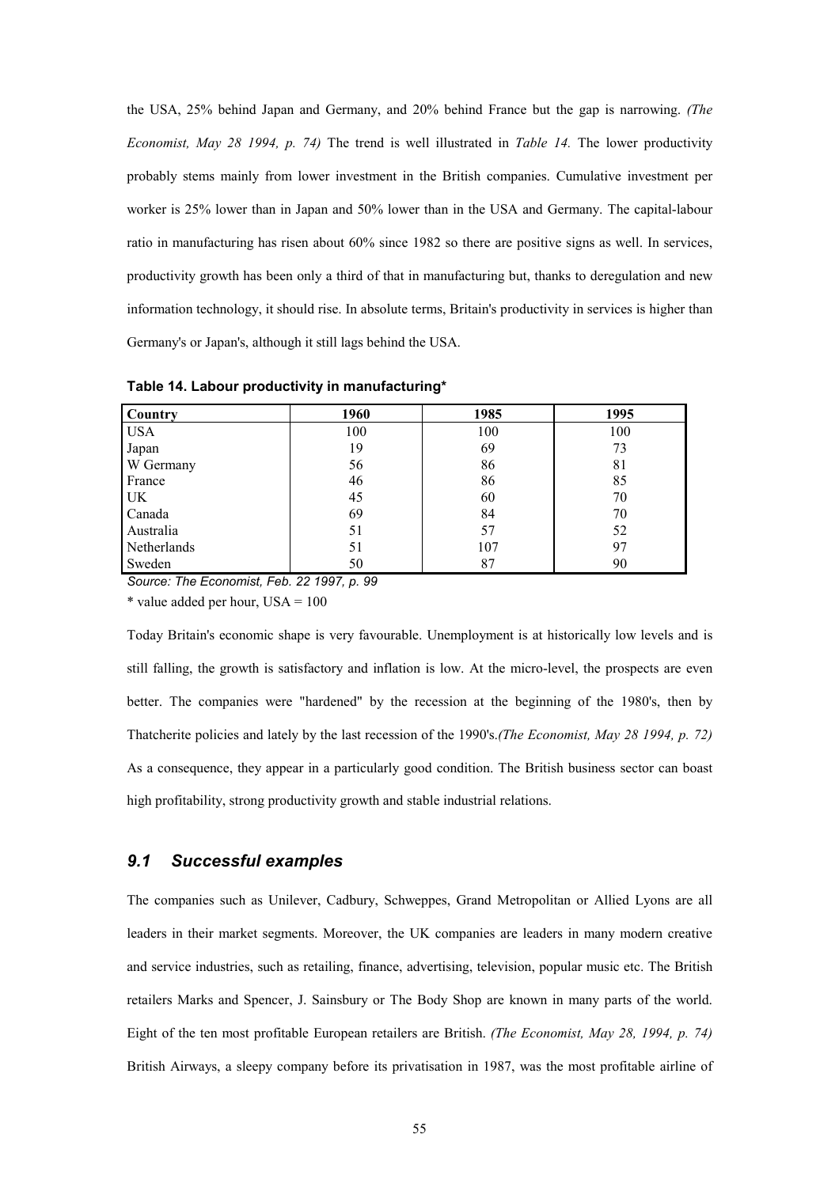the USA, 25% behind Japan and Germany, and 20% behind France but the gap is narrowing. *(The Economist, May 28 1994, p. 74)* The trend is well illustrated in *Table 14.* The lower productivity probably stems mainly from lower investment in the British companies. Cumulative investment per worker is 25% lower than in Japan and 50% lower than in the USA and Germany. The capital-labour ratio in manufacturing has risen about 60% since 1982 so there are positive signs as well. In services, productivity growth has been only a third of that in manufacturing but, thanks to deregulation and new information technology, it should rise. In absolute terms, Britain's productivity in services is higher than Germany's or Japan's, although it still lags behind the USA.

**Table 14. Labour productivity in manufacturing***

| Country | 1960 | 1985 | 1995 |
|---|---|---|---|
| USA | 100 | 100 | 100 |
| Japan | 19 | 69 | 73 |
| W Germany | 56 | 86 | 81 |
| France | 46 | 86 | 85 |
| UK | 45 | 60 | 70 |
| Canada | 69 | 84 | 70 |
| Australia | 51 | 57 | 52 |
| Netherlands | 51 | 107 | 97 |
| Sweden | 50 | 87 | 90 |

*Source: The Economist, Feb. 22 1997, p. 99*

* value added per hour, USA = 100

Today Britain's economic shape is very favourable. Unemployment is at historically low levels and is still falling, the growth is satisfactory and inflation is low. At the micro-level, the prospects are even better. The companies were "hardened" by the recession at the beginning of the 1980's, then by Thatcherite policies and lately by the last recession of the 1990's.*(The Economist, May 28 1994, p. 72)* As a consequence, they appear in a particularly good condition. The British business sector can boast high profitability, strong productivity growth and stable industrial relations.

## *9.1 Successful examples*

The companies such as Unilever, Cadbury, Schweppes, Grand Metropolitan or Allied Lyons are all leaders in their market segments. Moreover, the UK companies are leaders in many modern creative and service industries, such as retailing, finance, advertising, television, popular music etc. The British retailers Marks and Spencer, J. Sainsbury or The Body Shop are known in many parts of the world. Eight of the ten most profitable European retailers are British. *(The Economist, May 28, 1994, p. 74)* British Airways, a sleepy company before its privatisation in 1987, was the most profitable airline of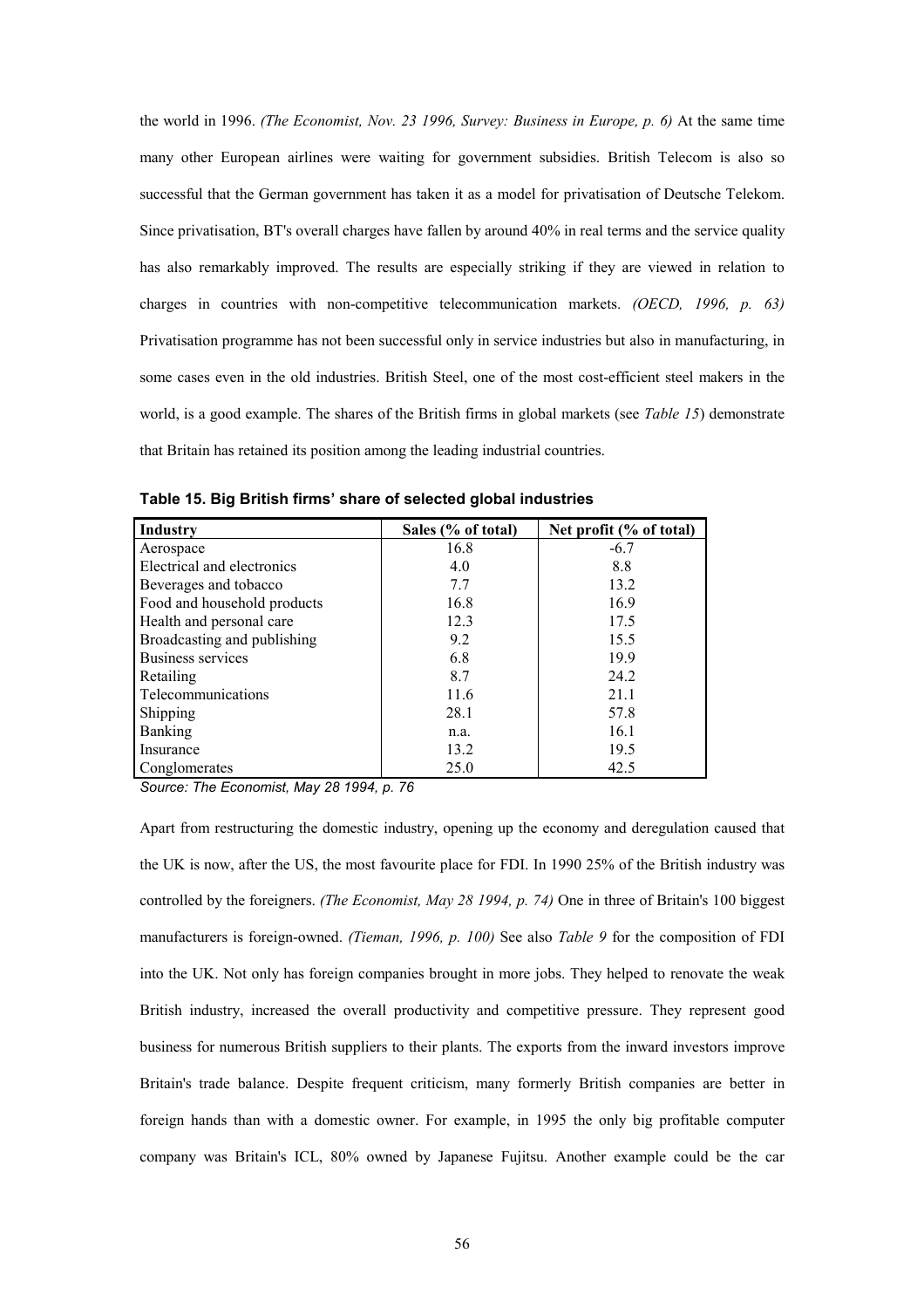the world in 1996. *(The Economist, Nov. 23 1996, Survey: Business in Europe, p. 6)* At the same time many other European airlines were waiting for government subsidies. British Telecom is also so successful that the German government has taken it as a model for privatisation of Deutsche Telekom. Since privatisation, BT's overall charges have fallen by around 40% in real terms and the service quality has also remarkably improved. The results are especially striking if they are viewed in relation to charges in countries with non-competitive telecommunication markets. *(OECD, 1996, p. 63)* Privatisation programme has not been successful only in service industries but also in manufacturing, in some cases even in the old industries. British Steel, one of the most cost-efficient steel makers in the world, is a good example. The shares of the British firms in global markets (see *Table 15*) demonstrate that Britain has retained its position among the leading industrial countries.

**Table 15. Big British firms' share of selected global industries**

| Industry | Sales (% of total) | Net profit (% of total) |
|---|---|---|
| Aerospace | 16.8 | -6.7 |
| Electrical and electronics | 4.0 | 8.8 |
| Beverages and tobacco | 7.7 | 13.2 |
| Food and household products | 16.8 | 16.9 |
| Health and personal care | 12.3 | 17.5 |
| Broadcasting and publishing | 9.2 | 15.5 |
| Business services | 6.8 | 19.9 |
| Retailing | 8.7 | 24.2 |
| Telecommunications | 11.6 | 21.1 |
| Shipping | 28.1 | 57.8 |
| Banking | n.a. | 16.1 |
| Insurance | 13.2 | 19.5 |
| Conglomerates | 25.0 | 42.5 |

*Source: The Economist, May 28 1994, p. 76*

Apart from restructuring the domestic industry, opening up the economy and deregulation caused that the UK is now, after the US, the most favourite place for FDI. In 1990 25% of the British industry was controlled by the foreigners. *(The Economist, May 28 1994, p. 74)* One in three of Britain's 100 biggest manufacturers is foreign-owned. *(Tieman, 1996, p. 100)* See also *Table 9* for the composition of FDI into the UK. Not only has foreign companies brought in more jobs. They helped to renovate the weak British industry, increased the overall productivity and competitive pressure. They represent good business for numerous British suppliers to their plants. The exports from the inward investors improve Britain's trade balance. Despite frequent criticism, many formerly British companies are better in foreign hands than with a domestic owner. For example, in 1995 the only big profitable computer company was Britain's ICL, 80% owned by Japanese Fujitsu. Another example could be the car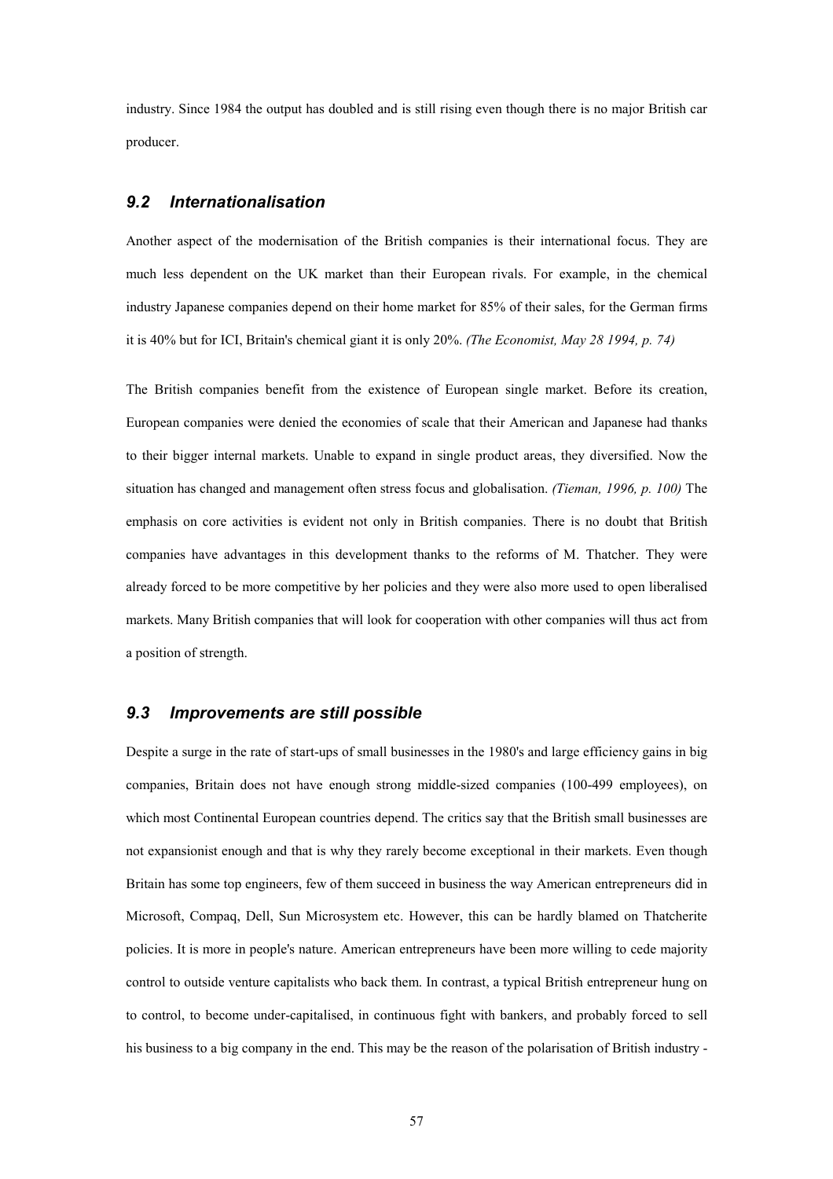industry. Since 1984 the output has doubled and is still rising even though there is no major British car producer.

## *9.2 Internationalisation*

Another aspect of the modernisation of the British companies is their international focus. They are much less dependent on the UK market than their European rivals. For example, in the chemical industry Japanese companies depend on their home market for 85% of their sales, for the German firms it is 40% but for ICI, Britain's chemical giant it is only 20%. *(The Economist, May 28 1994, p. 74)*

The British companies benefit from the existence of European single market. Before its creation, European companies were denied the economies of scale that their American and Japanese had thanks to their bigger internal markets. Unable to expand in single product areas, they diversified. Now the situation has changed and management often stress focus and globalisation. *(Tieman, 1996, p. 100)* The emphasis on core activities is evident not only in British companies. There is no doubt that British companies have advantages in this development thanks to the reforms of M. Thatcher. They were already forced to be more competitive by her policies and they were also more used to open liberalised markets. Many British companies that will look for cooperation with other companies will thus act from a position of strength.

## *9.3 Improvements are still possible*

Despite a surge in the rate of start-ups of small businesses in the 1980's and large efficiency gains in big companies, Britain does not have enough strong middle-sized companies (100-499 employees), on which most Continental European countries depend. The critics say that the British small businesses are not expansionist enough and that is why they rarely become exceptional in their markets. Even though Britain has some top engineers, few of them succeed in business the way American entrepreneurs did in Microsoft, Compaq, Dell, Sun Microsystem etc. However, this can be hardly blamed on Thatcherite policies. It is more in people's nature. American entrepreneurs have been more willing to cede majority control to outside venture capitalists who back them. In contrast, a typical British entrepreneur hung on to control, to become under-capitalised, in continuous fight with bankers, and probably forced to sell his business to a big company in the end. This may be the reason of the polarisation of British industry -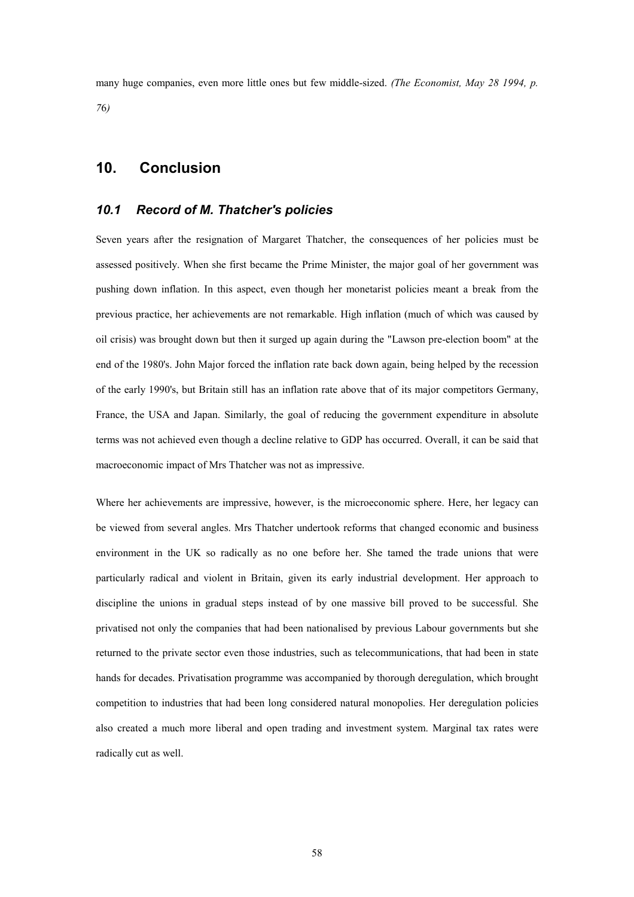many huge companies, even more little ones but few middle-sized. *(The Economist, May 28 1994, p. 76)*

## 10. Conclusion

### *10.1 Record of M. Thatcher's policies*

Seven years after the resignation of Margaret Thatcher, the consequences of her policies must be assessed positively. When she first became the Prime Minister, the major goal of her government was pushing down inflation. In this aspect, even though her monetarist policies meant a break from the previous practice, her achievements are not remarkable. High inflation (much of which was caused by oil crisis) was brought down but then it surged up again during the "Lawson pre-election boom" at the end of the 1980's. John Major forced the inflation rate back down again, being helped by the recession of the early 1990's, but Britain still has an inflation rate above that of its major competitors Germany, France, the USA and Japan. Similarly, the goal of reducing the government expenditure in absolute terms was not achieved even though a decline relative to GDP has occurred. Overall, it can be said that macroeconomic impact of Mrs Thatcher was not as impressive.

Where her achievements are impressive, however, is the microeconomic sphere. Here, her legacy can be viewed from several angles. Mrs Thatcher undertook reforms that changed economic and business environment in the UK so radically as no one before her. She tamed the trade unions that were particularly radical and violent in Britain, given its early industrial development. Her approach to discipline the unions in gradual steps instead of by one massive bill proved to be successful. She privatised not only the companies that had been nationalised by previous Labour governments but she returned to the private sector even those industries, such as telecommunications, that had been in state hands for decades. Privatisation programme was accompanied by thorough deregulation, which brought competition to industries that had been long considered natural monopolies. Her deregulation policies also created a much more liberal and open trading and investment system. Marginal tax rates were radically cut as well.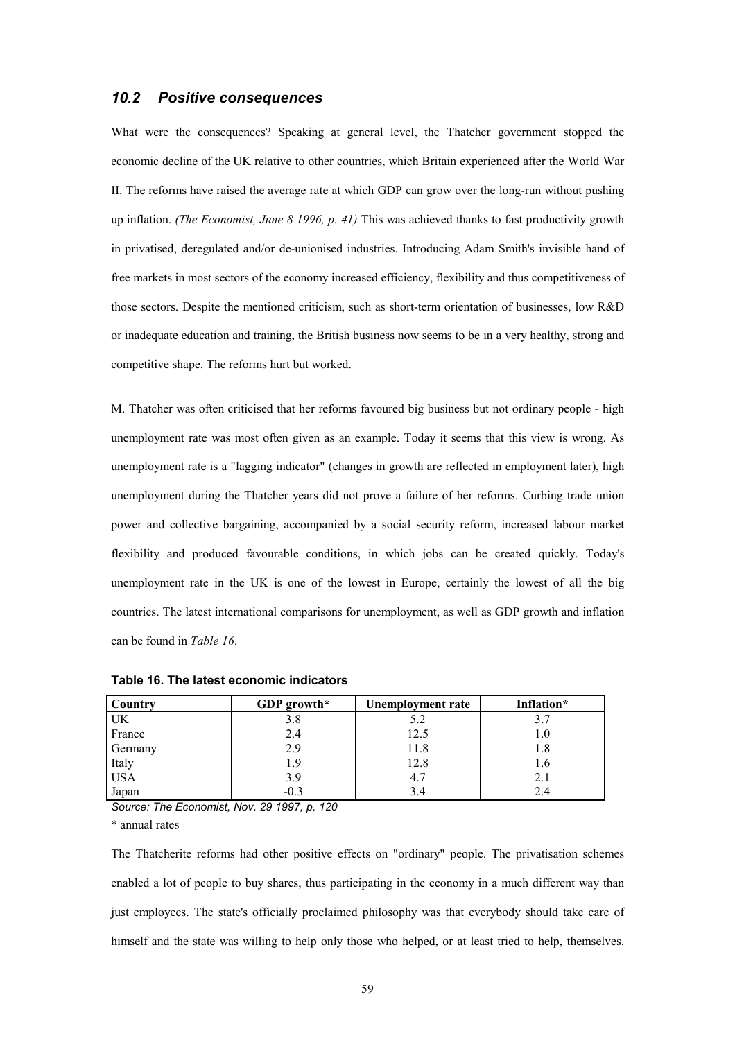## 10.2 Positive consequences

What were the consequences? Speaking at general level, the Thatcher government stopped the economic decline of the UK relative to other countries, which Britain experienced after the World War II. The reforms have raised the average rate at which GDP can grow over the long-run without pushing up inflation. *(The Economist, June 8 1996, p. 41)* This was achieved thanks to fast productivity growth in privatised, deregulated and/or de-unionised industries. Introducing Adam Smith's invisible hand of free markets in most sectors of the economy increased efficiency, flexibility and thus competitiveness of those sectors. Despite the mentioned criticism, such as short-term orientation of businesses, low R&D or inadequate education and training, the British business now seems to be in a very healthy, strong and competitive shape. The reforms hurt but worked.

M. Thatcher was often criticised that her reforms favoured big business but not ordinary people - high unemployment rate was most often given as an example. Today it seems that this view is wrong. As unemployment rate is a "lagging indicator" (changes in growth are reflected in employment later), high unemployment during the Thatcher years did not prove a failure of her reforms. Curbing trade union power and collective bargaining, accompanied by a social security reform, increased labour market flexibility and produced favourable conditions, in which jobs can be created quickly. Today's unemployment rate in the UK is one of the lowest in Europe, certainly the lowest of all the big countries. The latest international comparisons for unemployment, as well as GDP growth and inflation can be found in *Table 16*.

**Table 16. The latest economic indicators**

| Country | GDP growth* | Unemployment rate | Inflation* |
|---|---|---|---|
| UK | 3.8 | 5.2 | 3.7 |
| France | 2.4 | 12.5 | 1.0 |
| Germany | 2.9 | 11.8 | 1.8 |
| Italy | 1.9 | 12.8 | 1.6 |
| USA | 3.9 | 4.7 | 2.1 |
| Japan | -0.3 | 3.4 | 2.4 |

*Source: The Economist, Nov. 29 1997, p. 120*

\* annual rates

The Thatcherite reforms had other positive effects on "ordinary" people. The privatisation schemes enabled a lot of people to buy shares, thus participating in the economy in a much different way than just employees. The state's officially proclaimed philosophy was that everybody should take care of himself and the state was willing to help only those who helped, or at least tried to help, themselves.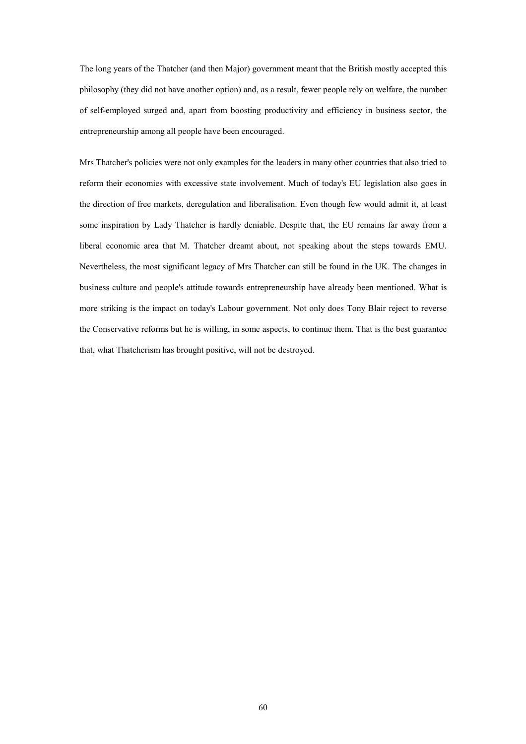The long years of the Thatcher (and then Major) government meant that the British mostly accepted this philosophy (they did not have another option) and, as a result, fewer people rely on welfare, the number of self-employed surged and, apart from boosting productivity and efficiency in business sector, the entrepreneurship among all people have been encouraged.

Mrs Thatcher's policies were not only examples for the leaders in many other countries that also tried to reform their economies with excessive state involvement. Much of today's EU legislation also goes in the direction of free markets, deregulation and liberalisation. Even though few would admit it, at least some inspiration by Lady Thatcher is hardly deniable. Despite that, the EU remains far away from a liberal economic area that M. Thatcher dreamt about, not speaking about the steps towards EMU. Nevertheless, the most significant legacy of Mrs Thatcher can still be found in the UK. The changes in business culture and people's attitude towards entrepreneurship have already been mentioned. What is more striking is the impact on today's Labour government. Not only does Tony Blair reject to reverse the Conservative reforms but he is willing, in some aspects, to continue them. That is the best guarantee that, what Thatcherism has brought positive, will not be destroyed.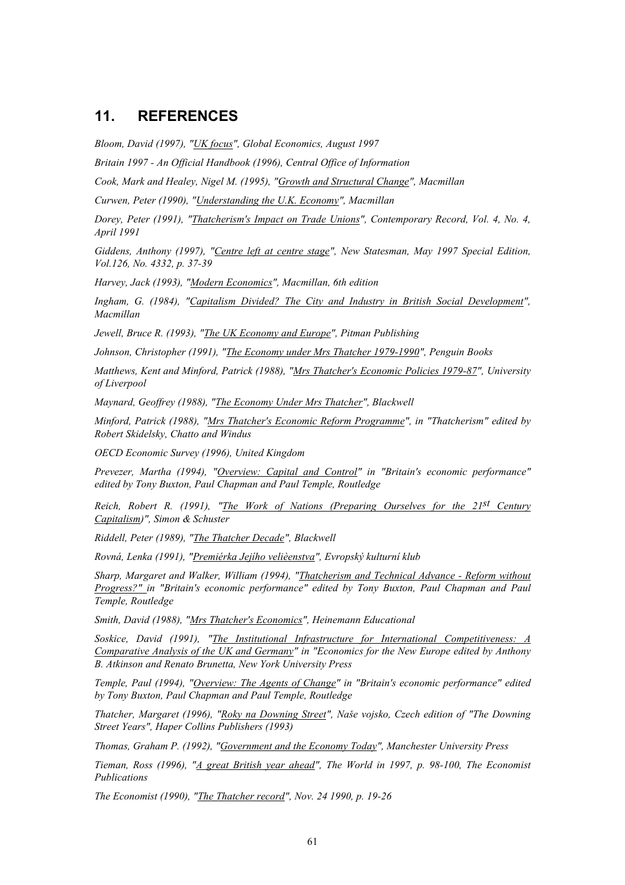## 11. REFERENCES

*Bloom, David (1997), "UK focus", Global Economics, August 1997*

*Britain 1997 - An Official Handbook (1996), Central Office of Information*

*Cook, Mark and Healey, Nigel M. (1995), "Growth and Structural Change", Macmillan*

*Curwen, Peter (1990), "Understanding the U.K. Economy", Macmillan*

*Dorey, Peter (1991), "Thatcherism's Impact on Trade Unions", Contemporary Record, Vol. 4, No. 4, April 1991*

*Giddens, Anthony (1997), "Centre left at centre stage", New Statesman, May 1997 Special Edition, Vol.126, No. 4332, p. 37-39*

*Harvey, Jack (1993), "Modern Economics", Macmillan, 6th edition*

*Ingham, G. (1984), "Capitalism Divided? The City and Industry in British Social Development", Macmillan*

*Jewell, Bruce R. (1993), "The UK Economy and Europe", Pitman Publishing*

*Johnson, Christopher (1991), "The Economy under Mrs Thatcher 1979-1990", Penguin Books*

*Matthews, Kent and Minford, Patrick (1988), "Mrs Thatcher's Economic Policies 1979-87", University of Liverpool*

*Maynard, Geoffrey (1988), "The Economy Under Mrs Thatcher", Blackwell*

*Minford, Patrick (1988), "Mrs Thatcher's Economic Reform Programme", in "Thatcherism" edited by Robert Skidelsky, Chatto and Windus*

*OECD Economic Survey (1996), United Kingdom*

*Prevezer, Martha (1994), "Overview: Capital and Control" in "Britain's economic performance" edited by Tony Buxton, Paul Chapman and Paul Temple, Routledge*

*Reich, Robert R. (1991), "The Work of Nations (Preparing Ourselves for the 21st Century Capitalism)", Simon & Schuster*

*Riddell, Peter (1989), "The Thatcher Decade", Blackwell*

*Rovná, Lenka (1991), "Premiérka Jejího velièenstva", Evropský kulturní klub*

*Sharp, Margaret and Walker, William (1994), "Thatcherism and Technical Advance - Reform without Progress?" in "Britain's economic performance" edited by Tony Buxton, Paul Chapman and Paul Temple, Routledge*

*Smith, David (1988), "Mrs Thatcher's Economics", Heinemann Educational*

*Soskice, David (1991), "The Institutional Infrastructure for International Competitiveness: A Comparative Analysis of the UK and Germany" in "Economics for the New Europe edited by Anthony B. Atkinson and Renato Brunetta, New York University Press*

*Temple, Paul (1994), "Overview: The Agents of Change" in "Britain's economic performance" edited by Tony Buxton, Paul Chapman and Paul Temple, Routledge*

*Thatcher, Margaret (1996), "Roky na Downing Street", Naše vojsko, Czech edition of "The Downing Street Years", Haper Collins Publishers (1993)*

*Thomas, Graham P. (1992), "Government and the Economy Today", Manchester University Press*

*Tieman, Ross (1996), "A great British year ahead", The World in 1997, p. 98-100, The Economist Publications*

*The Economist (1990), "The Thatcher record", Nov. 24 1990, p. 19-26*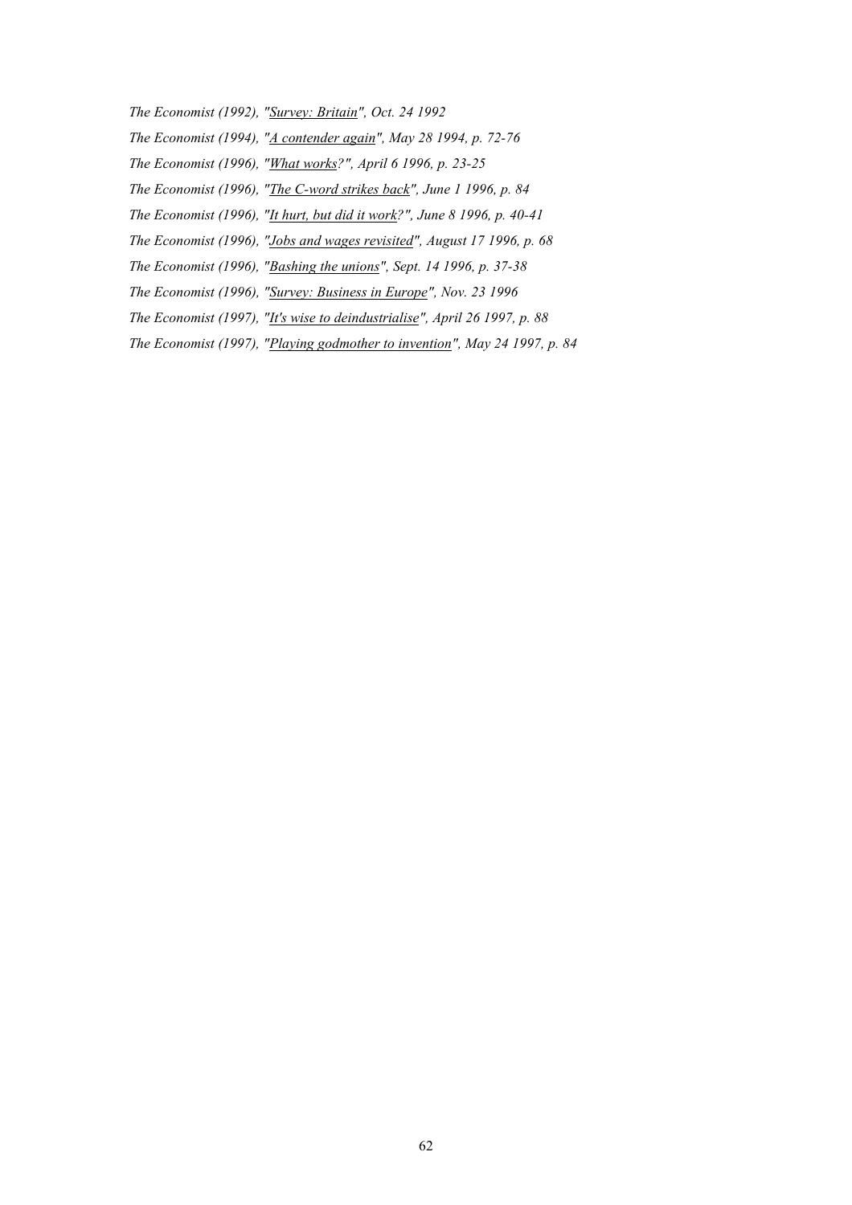*The Economist (1992), "Survey: Britain", Oct. 24 1992*

*The Economist (1994), "A contender again", May 28 1994, p. 72-76*

*The Economist (1996), "What works?", April 6 1996, p. 23-25*

*The Economist (1996), "The C-word strikes back", June 1 1996, p. 84*

*The Economist (1996), "It hurt, but did it work?", June 8 1996, p. 40-41*

*The Economist (1996), "Jobs and wages revisited", August 17 1996, p. 68*

*The Economist (1996), "Bashing the unions", Sept. 14 1996, p. 37-38*

*The Economist (1996), "Survey: Business in Europe", Nov. 23 1996*

*The Economist (1997), "It's wise to deindustrialise", April 26 1997, p. 88*

*The Economist (1997), "Playing godmother to invention", May 24 1997, p. 84*